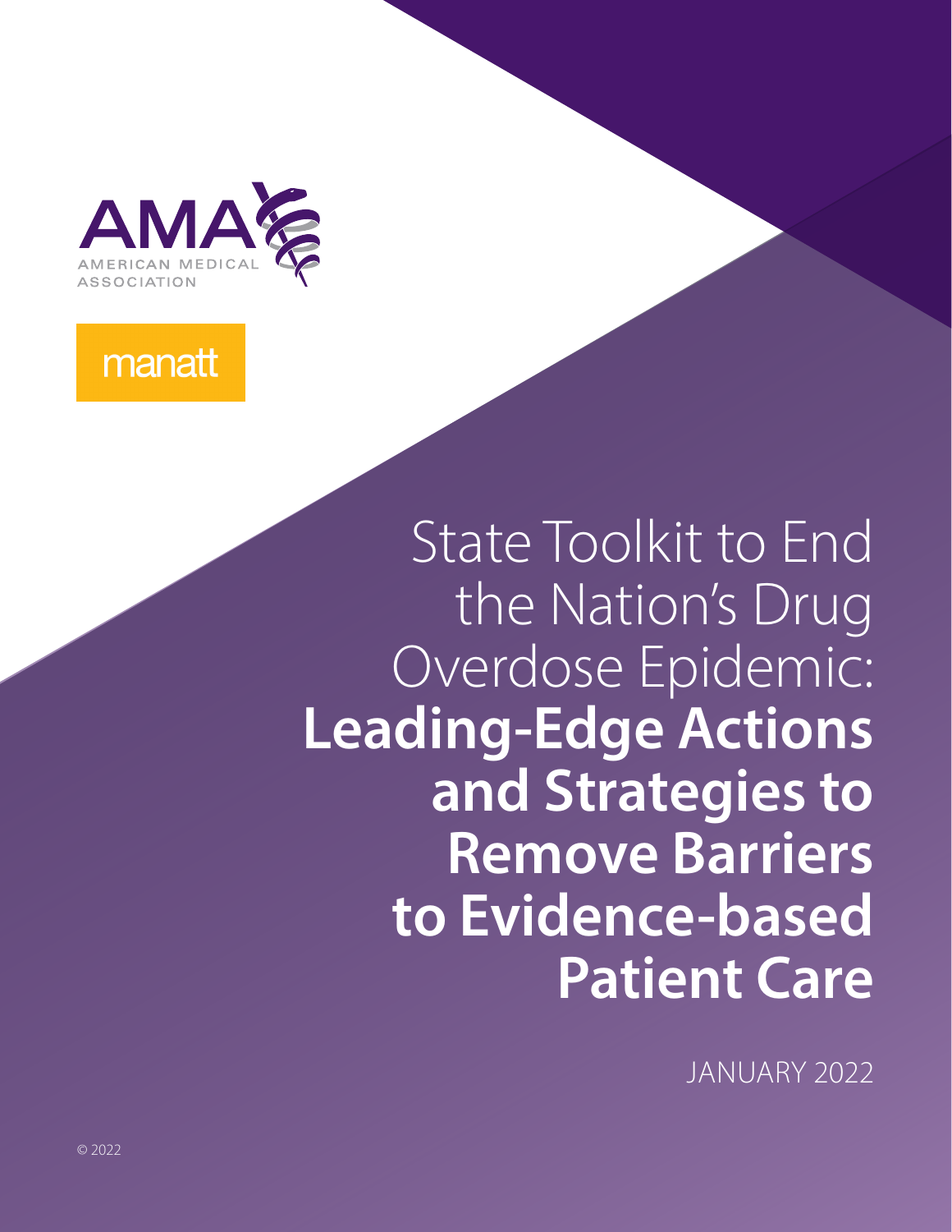AMERICAN MEDICAL ASSOCIATION

manatt

# State Toolkit to End the Nation's Drug Overdose Epidemic: **Leading-Edge Actions and Strategies to Remove Barriers to Evidence-based Patient Care**

JANUARY 2022

© 2022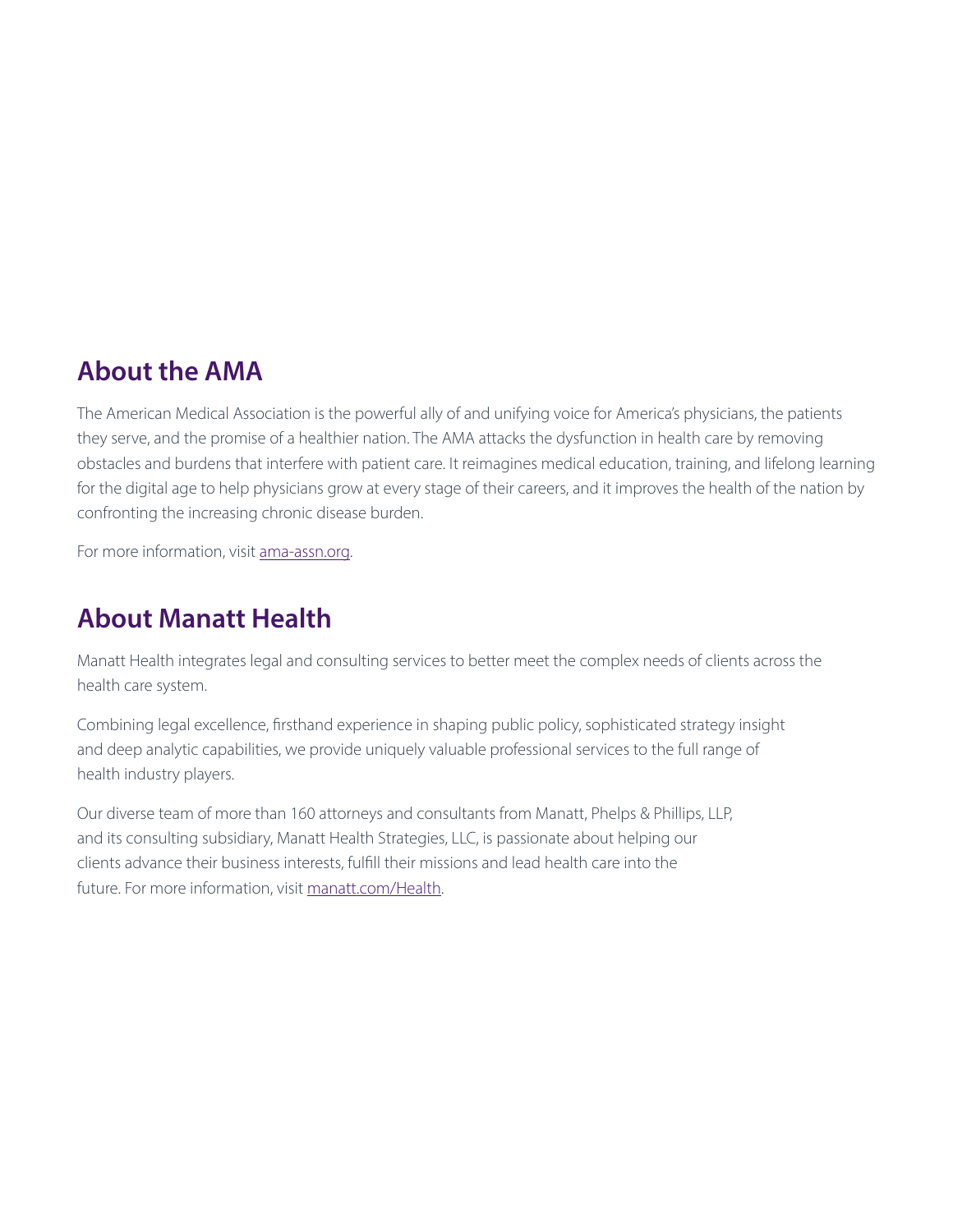## About the AMA

The American Medical Association is the powerful ally of and unifying voice for America's physicians, the patients they serve, and the promise of a healthier nation. The AMA attacks the dysfunction in health care by removing obstacles and burdens that interfere with patient care. It reimagines medical education, training, and lifelong learning for the digital age to help physicians grow at every stage of their careers, and it improves the health of the nation by confronting the increasing chronic disease burden.

For more information, visit ama-assn.org.

## About Manatt Health

Manatt Health integrates legal and consulting services to better meet the complex needs of clients across the health care system.

Combining legal excellence, firsthand experience in shaping public policy, sophisticated strategy insight and deep analytic capabilities, we provide uniquely valuable professional services to the full range of health industry players.

Our diverse team of more than 160 attorneys and consultants from Manatt, Phelps & Phillips, LLP, and its consulting subsidiary, Manatt Health Strategies, LLC, is passionate about helping our clients advance their business interests, fulfill their missions and lead health care into the future. For more information, visit manatt.com/Health.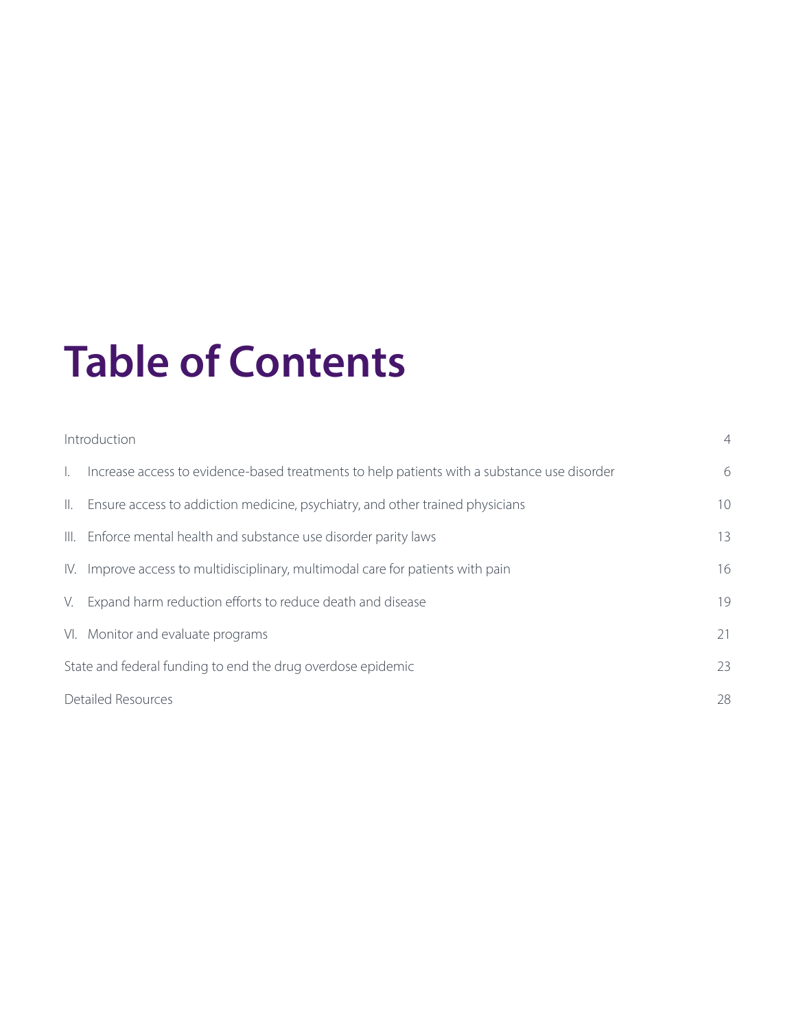# Table of Contents

| | |
|---|---|
| Introduction | 4 |
| I. Increase access to evidence-based treatments to help patients with a substance use disorder | 6 |
| II. Ensure access to addiction medicine, psychiatry, and other trained physicians | 10 |
| III. Enforce mental health and substance use disorder parity laws | 13 |
| IV. Improve access to multidisciplinary, multimodal care for patients with pain | 16 |
| V. Expand harm reduction efforts to reduce death and disease | 19 |
| VI. Monitor and evaluate programs | 21 |
| State and federal funding to end the drug overdose epidemic | 23 |
| Detailed Resources | 28 |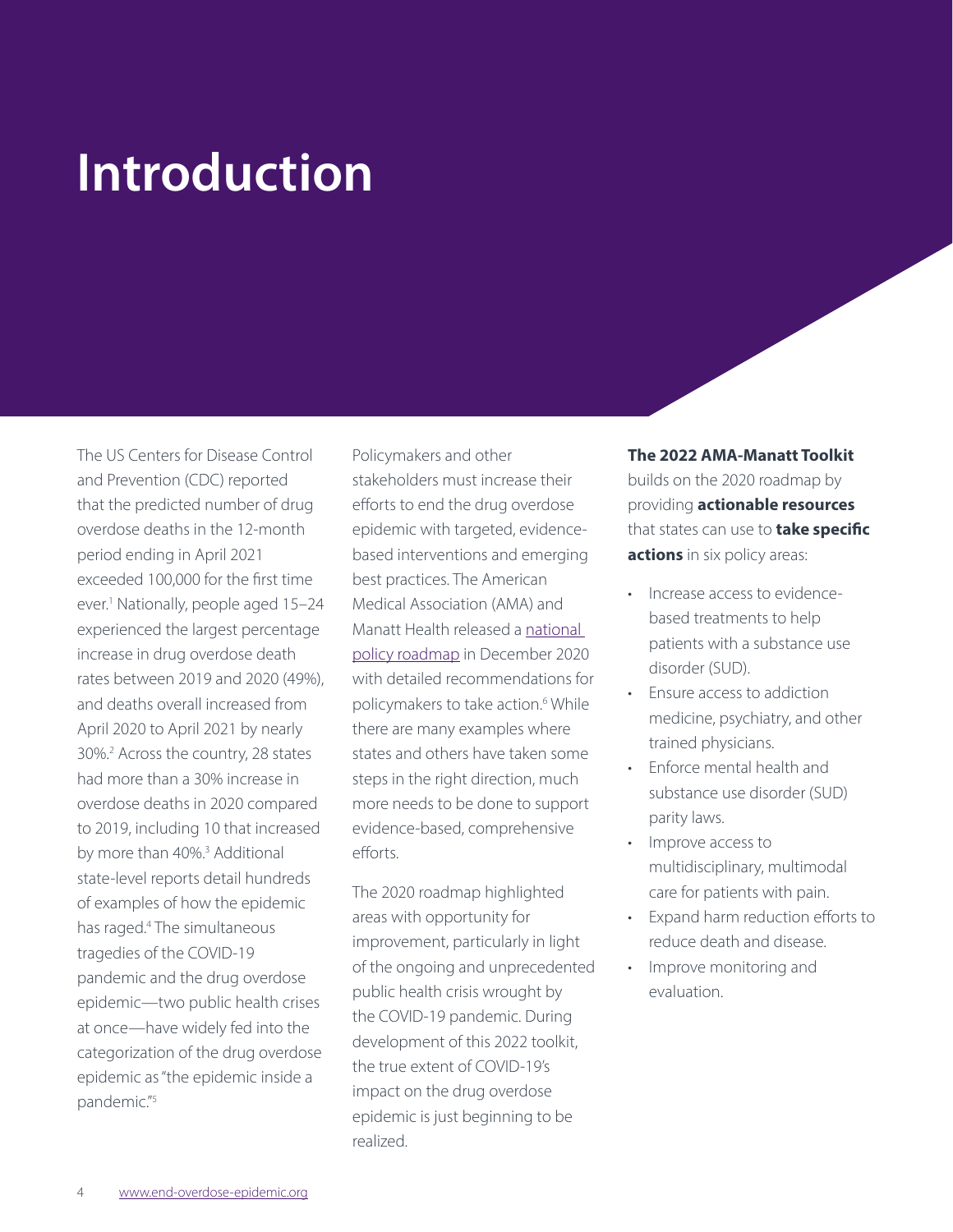# Introduction

The US Centers for Disease Control and Prevention (CDC) reported that the predicted number of drug overdose deaths in the 12-month period ending in April 2021 exceeded 100,000 for the first time ever.[1] Nationally, people aged 15–24 experienced the largest percentage increase in drug overdose death rates between 2019 and 2020 (49%), and deaths overall increased from April 2020 to April 2021 by nearly 30%.[2] Across the country, 28 states had more than a 30% increase in overdose deaths in 2020 compared to 2019, including 10 that increased by more than 40%.[3] Additional state-level reports detail hundreds of examples of how the epidemic has raged.[4] The simultaneous tragedies of the COVID-19 pandemic and the drug overdose epidemic—two public health crises at once—have widely fed into the categorization of the drug overdose epidemic as "the epidemic inside a pandemic."[5]

Policymakers and other stakeholders must increase their efforts to end the drug overdose epidemic with targeted, evidence-based interventions and emerging best practices. The American Medical Association (AMA) and Manatt Health released a national policy roadmap in December 2020 with detailed recommendations for policymakers to take action.[6] While there are many examples where states and others have taken some steps in the right direction, much more needs to be done to support evidence-based, comprehensive efforts.

The 2020 roadmap highlighted areas with opportunity for improvement, particularly in light of the ongoing and unprecedented public health crisis wrought by the COVID-19 pandemic. During development of this 2022 toolkit, the true extent of COVID-19's impact on the drug overdose epidemic is just beginning to be realized.

**The 2022 AMA-Manatt Toolkit** builds on the 2020 roadmap by providing **actionable resources** that states can use to **take specific actions** in six policy areas:

- Increase access to evidence-based treatments to help patients with a substance use disorder (SUD).
- Ensure access to addiction medicine, psychiatry, and other trained physicians.
- Enforce mental health and substance use disorder (SUD) parity laws.
- Improve access to multidisciplinary, multimodal care for patients with pain.
- Expand harm reduction efforts to reduce death and disease.
- Improve monitoring and evaluation.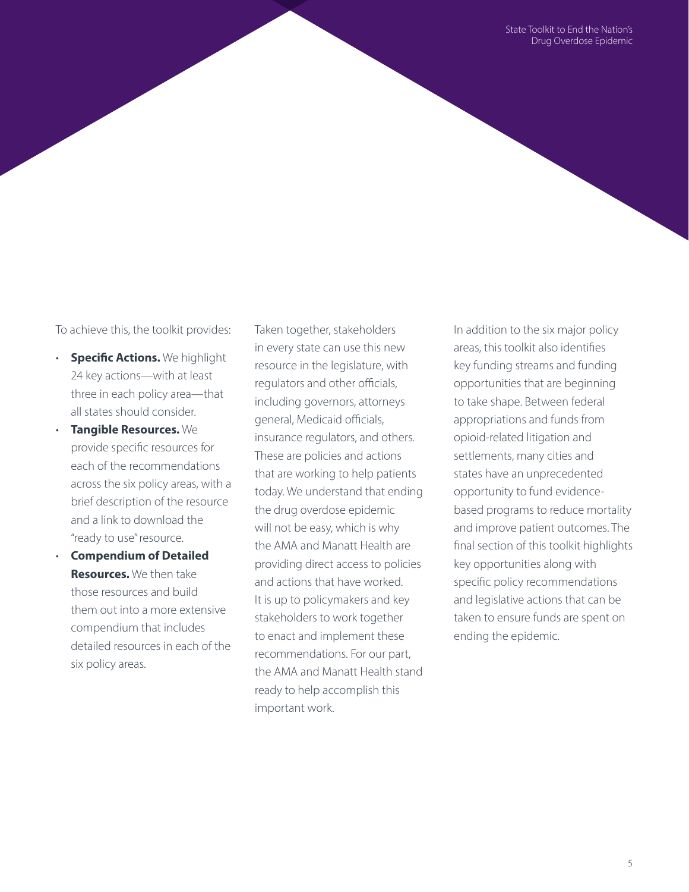To achieve this, the toolkit provides:

- **Specific Actions.** We highlight 24 key actions—with at least three in each policy area—that all states should consider.
- **Tangible Resources.** We provide specific resources for each of the recommendations across the six policy areas, with a brief description of the resource and a link to download the "ready to use" resource.
- **Compendium of Detailed Resources.** We then take those resources and build them out into a more extensive compendium that includes detailed resources in each of the six policy areas.

Taken together, stakeholders in every state can use this new resource in the legislature, with regulators and other officials, including governors, attorneys general, Medicaid officials, insurance regulators, and others. These are policies and actions that are working to help patients today. We understand that ending the drug overdose epidemic will not be easy, which is why the AMA and Manatt Health are providing direct access to policies and actions that have worked. It is up to policymakers and key stakeholders to work together to enact and implement these recommendations. For our part, the AMA and Manatt Health stand ready to help accomplish this important work.

In addition to the six major policy areas, this toolkit also identifies key funding streams and funding opportunities that are beginning to take shape. Between federal appropriations and funds from opioid-related litigation and settlements, many cities and states have an unprecedented opportunity to fund evidence-based programs to reduce mortality and improve patient outcomes. The final section of this toolkit highlights key opportunities along with specific policy recommendations and legislative actions that can be taken to ensure funds are spent on ending the epidemic.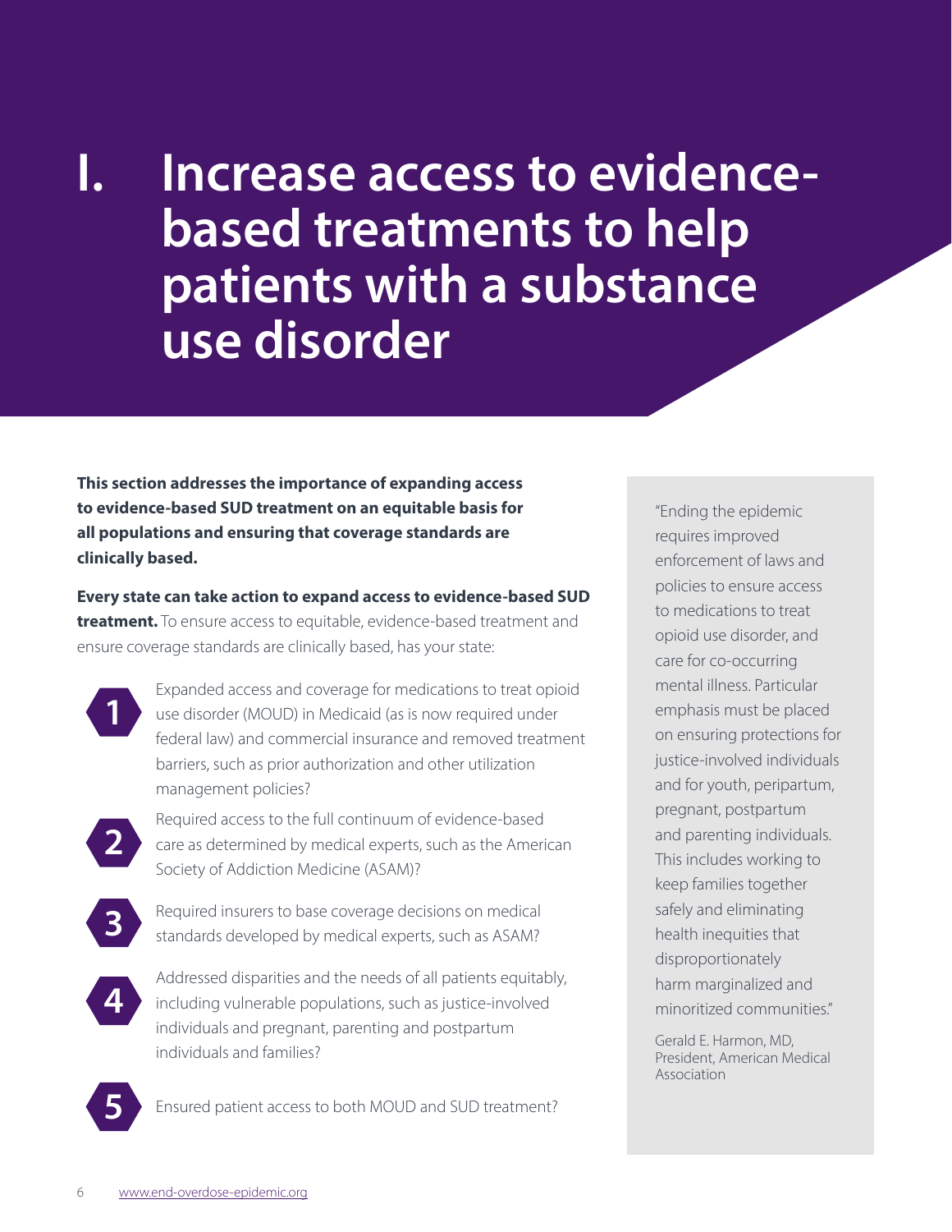# I. Increase access to evidence-based treatments to help patients with a substance use disorder

**This section addresses the importance of expanding access to evidence-based SUD treatment on an equitable basis for all populations and ensuring that coverage standards are clinically based.**

**Every state can take action to expand access to evidence-based SUD treatment.** To ensure access to equitable, evidence-based treatment and ensure coverage standards are clinically based, has your state:

1. Expanded access and coverage for medications to treat opioid use disorder (MOUD) in Medicaid (as is now required under federal law) and commercial insurance and removed treatment barriers, such as prior authorization and other utilization management policies?
2. Required access to the full continuum of evidence-based care as determined by medical experts, such as the American Society of Addiction Medicine (ASAM)?
3. Required insurers to base coverage decisions on medical standards developed by medical experts, such as ASAM?
4. Addressed disparities and the needs of all patients equitably, including vulnerable populations, such as justice-involved individuals and pregnant, parenting and postpartum individuals and families?
5. Ensured patient access to both MOUD and SUD treatment?

> "Ending the epidemic requires improved enforcement of laws and policies to ensure access to medications to treat opioid use disorder, and care for co-occurring mental illness. Particular emphasis must be placed on ensuring protections for justice-involved individuals and for youth, peripartum, pregnant, postpartum and parenting individuals. This includes working to keep families together safely and eliminating health inequities that disproportionately harm marginalized and minoritized communities."
>
> Gerald E. Harmon, MD, President, American Medical Association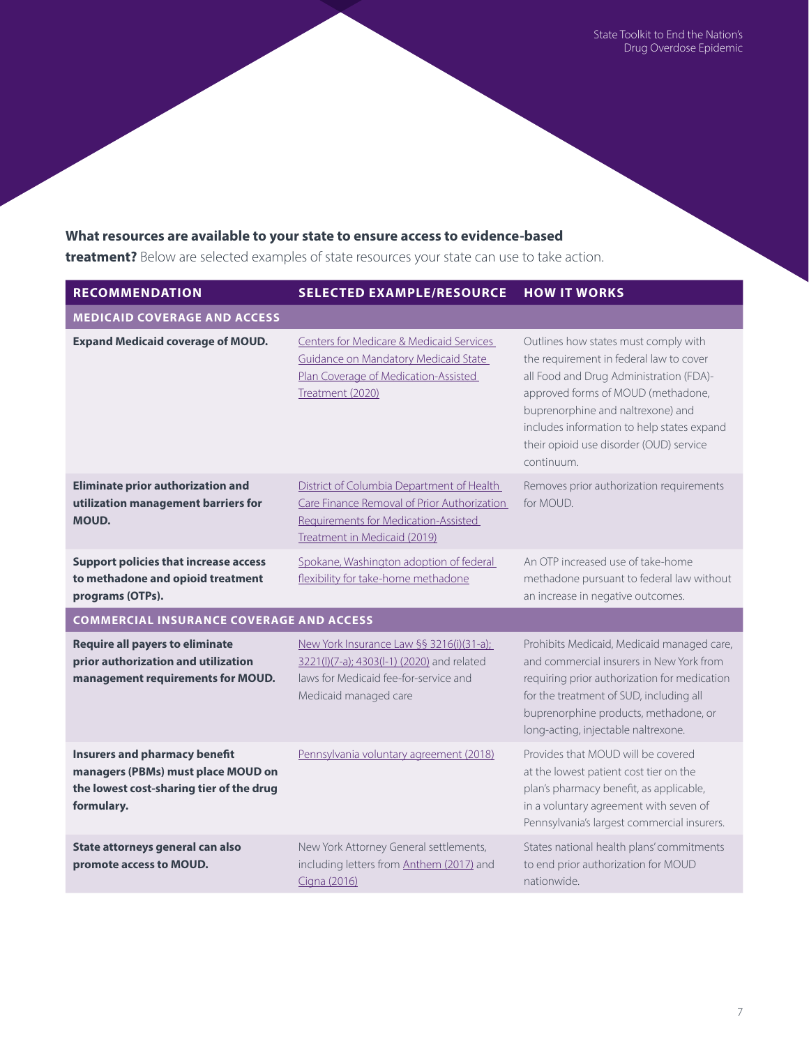**What resources are available to your state to ensure access to evidence-based treatment?** Below are selected examples of state resources your state can use to take action.

| RECOMMENDATION | SELECTED EXAMPLE/RESOURCE | HOW IT WORKS |
|---|---|---|
| **MEDICAID COVERAGE AND ACCESS** | | |
| **Expand Medicaid coverage of MOUD.** | Centers for Medicare & Medicaid Services Guidance on Mandatory Medicaid State Plan Coverage of Medication-Assisted Treatment (2020) | Outlines how states must comply with the requirement in federal law to cover all Food and Drug Administration (FDA)-approved forms of MOUD (methadone, buprenorphine and naltrexone) and includes information to help states expand their opioid use disorder (OUD) service continuum. |
| **Eliminate prior authorization and utilization management barriers for MOUD.** | District of Columbia Department of Health Care Finance Removal of Prior Authorization Requirements for Medication-Assisted Treatment in Medicaid (2019) | Removes prior authorization requirements for MOUD. |
| **Support policies that increase access to methadone and opioid treatment programs (OTPs).** | Spokane, Washington adoption of federal flexibility for take-home methadone | An OTP increased use of take-home methadone pursuant to federal law without an increase in negative outcomes. |
| **COMMERCIAL INSURANCE COVERAGE AND ACCESS** | | |
| **Require all payers to eliminate prior authorization and utilization management requirements for MOUD.** | New York Insurance Law §§ 3216(i)(31-a); 3221(l)(7-a); 4303(l-1) (2020) and related laws for Medicaid fee-for-service and Medicaid managed care | Prohibits Medicaid, Medicaid managed care, and commercial insurers in New York from requiring prior authorization for medication for the treatment of SUD, including all buprenorphine products, methadone, or long-acting, injectable naltrexone. |
| **Insurers and pharmacy benefit managers (PBMs) must place MOUD on the lowest cost-sharing tier of the drug formulary.** | Pennsylvania voluntary agreement (2018) | Provides that MOUD will be covered at the lowest patient cost tier on the plan's pharmacy benefit, as applicable, in a voluntary agreement with seven of Pennsylvania's largest commercial insurers. |
| **State attorneys general can also promote access to MOUD.** | New York Attorney General settlements, including letters from Anthem (2017) and Cigna (2016) | States national health plans' commitments to end prior authorization for MOUD nationwide. |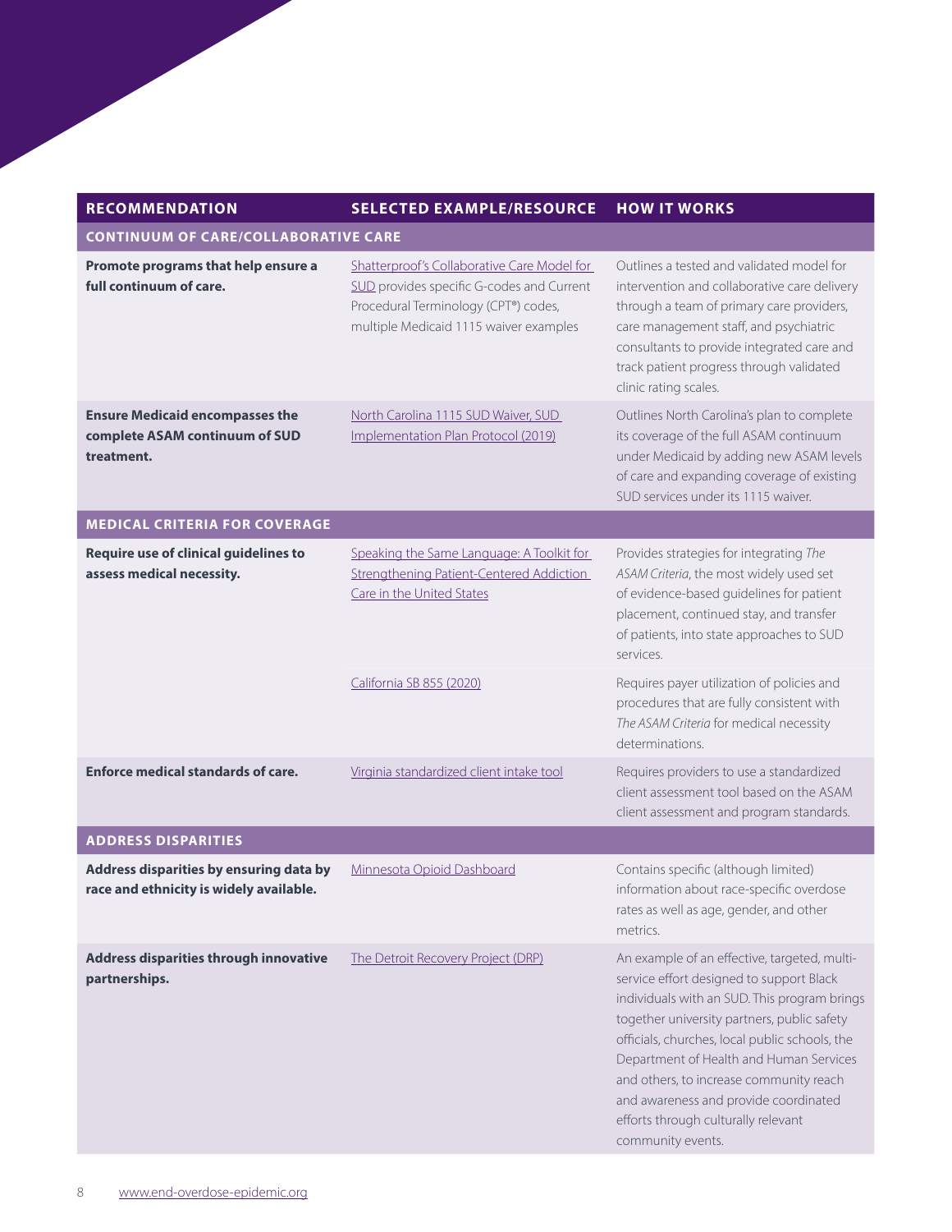| RECOMMENDATION | SELECTED EXAMPLE/RESOURCE | HOW IT WORKS |
|---|---|---|
| **CONTINUUM OF CARE/COLLABORATIVE CARE** | | |
| **Promote programs that help ensure a full continuum of care.** | Shatterproof's Collaborative Care Model for SUD provides specific G-codes and Current Procedural Terminology (CPT®) codes, multiple Medicaid 1115 waiver examples | Outlines a tested and validated model for intervention and collaborative care delivery through a team of primary care providers, care management staff, and psychiatric consultants to provide integrated care and track patient progress through validated clinic rating scales. |
| **Ensure Medicaid encompasses the complete ASAM continuum of SUD treatment.** | North Carolina 1115 SUD Waiver, SUD Implementation Plan Protocol (2019) | Outlines North Carolina's plan to complete its coverage of the full ASAM continuum under Medicaid by adding new ASAM levels of care and expanding coverage of existing SUD services under its 1115 waiver. |
| **MEDICAL CRITERIA FOR COVERAGE** | | |
| **Require use of clinical guidelines to assess medical necessity.** | Speaking the Same Language: A Toolkit for Strengthening Patient-Centered Addiction Care in the United States | Provides strategies for integrating *The ASAM Criteria*, the most widely used set of evidence-based guidelines for patient placement, continued stay, and transfer of patients, into state approaches to SUD services. |
| | California SB 855 (2020) | Requires payer utilization of policies and procedures that are fully consistent with *The ASAM Criteria* for medical necessity determinations. |
| **Enforce medical standards of care.** | Virginia standardized client intake tool | Requires providers to use a standardized client assessment tool based on the ASAM client assessment and program standards. |
| **ADDRESS DISPARITIES** | | |
| **Address disparities by ensuring data by race and ethnicity is widely available.** | Minnesota Opioid Dashboard | Contains specific (although limited) information about race-specific overdose rates as well as age, gender, and other metrics. |
| **Address disparities through innovative partnerships.** | The Detroit Recovery Project (DRP) | An example of an effective, targeted, multi-service effort designed to support Black individuals with an SUD. This program brings together university partners, public safety officials, churches, local public schools, the Department of Health and Human Services and others, to increase community reach and awareness and provide coordinated efforts through culturally relevant community events. |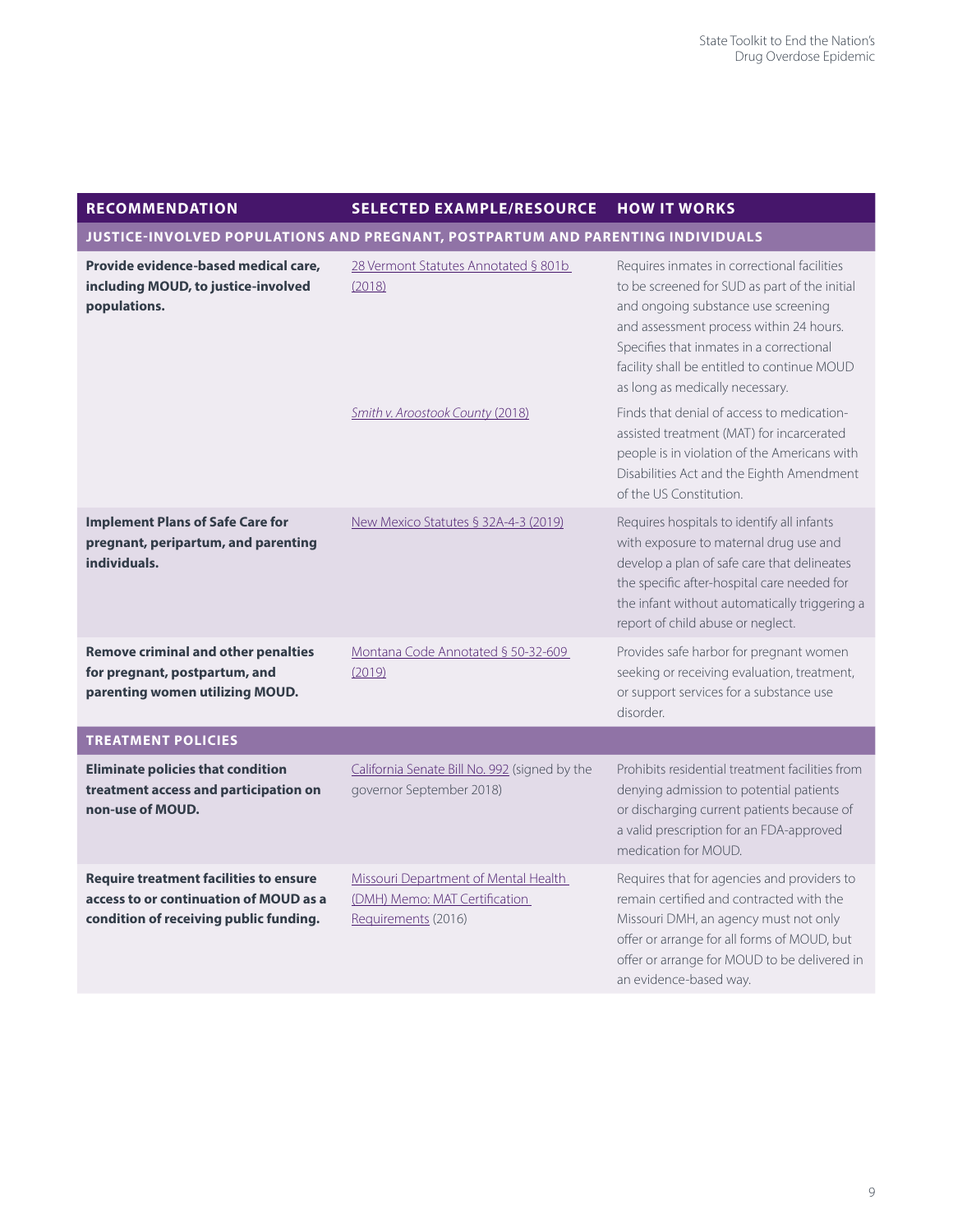| RECOMMENDATION | SELECTED EXAMPLE/RESOURCE | HOW IT WORKS |
|---|---|---|
| **JUSTICE-INVOLVED POPULATIONS AND PREGNANT, POSTPARTUM AND PARENTING INDIVIDUALS** | | |
| **Provide evidence-based medical care, including MOUD, to justice-involved populations.** | 28 Vermont Statutes Annotated § 801b (2018) | Requires inmates in correctional facilities to be screened for SUD as part of the initial and ongoing substance use screening and assessment process within 24 hours. Specifies that inmates in a correctional facility shall be entitled to continue MOUD as long as medically necessary. |
| | *Smith v. Aroostook County* (2018) | Finds that denial of access to medication-assisted treatment (MAT) for incarcerated people is in violation of the Americans with Disabilities Act and the Eighth Amendment of the US Constitution. |
| **Implement Plans of Safe Care for pregnant, peripartum, and parenting individuals.** | New Mexico Statutes § 32A-4-3 (2019) | Requires hospitals to identify all infants with exposure to maternal drug use and develop a plan of safe care that delineates the specific after-hospital care needed for the infant without automatically triggering a report of child abuse or neglect. |
| **Remove criminal and other penalties for pregnant, postpartum, and parenting women utilizing MOUD.** | Montana Code Annotated § 50-32-609 (2019) | Provides safe harbor for pregnant women seeking or receiving evaluation, treatment, or support services for a substance use disorder. |
| **TREATMENT POLICIES** | | |
| **Eliminate policies that condition treatment access and participation on non-use of MOUD.** | California Senate Bill No. 992 (signed by the governor September 2018) | Prohibits residential treatment facilities from denying admission to potential patients or discharging current patients because of a valid prescription for an FDA-approved medication for MOUD. |
| **Require treatment facilities to ensure access to or continuation of MOUD as a condition of receiving public funding.** | Missouri Department of Mental Health (DMH) Memo: MAT Certification Requirements (2016) | Requires that for agencies and providers to remain certified and contracted with the Missouri DMH, an agency must not only offer or arrange for all forms of MOUD, but offer or arrange for MOUD to be delivered in an evidence-based way. |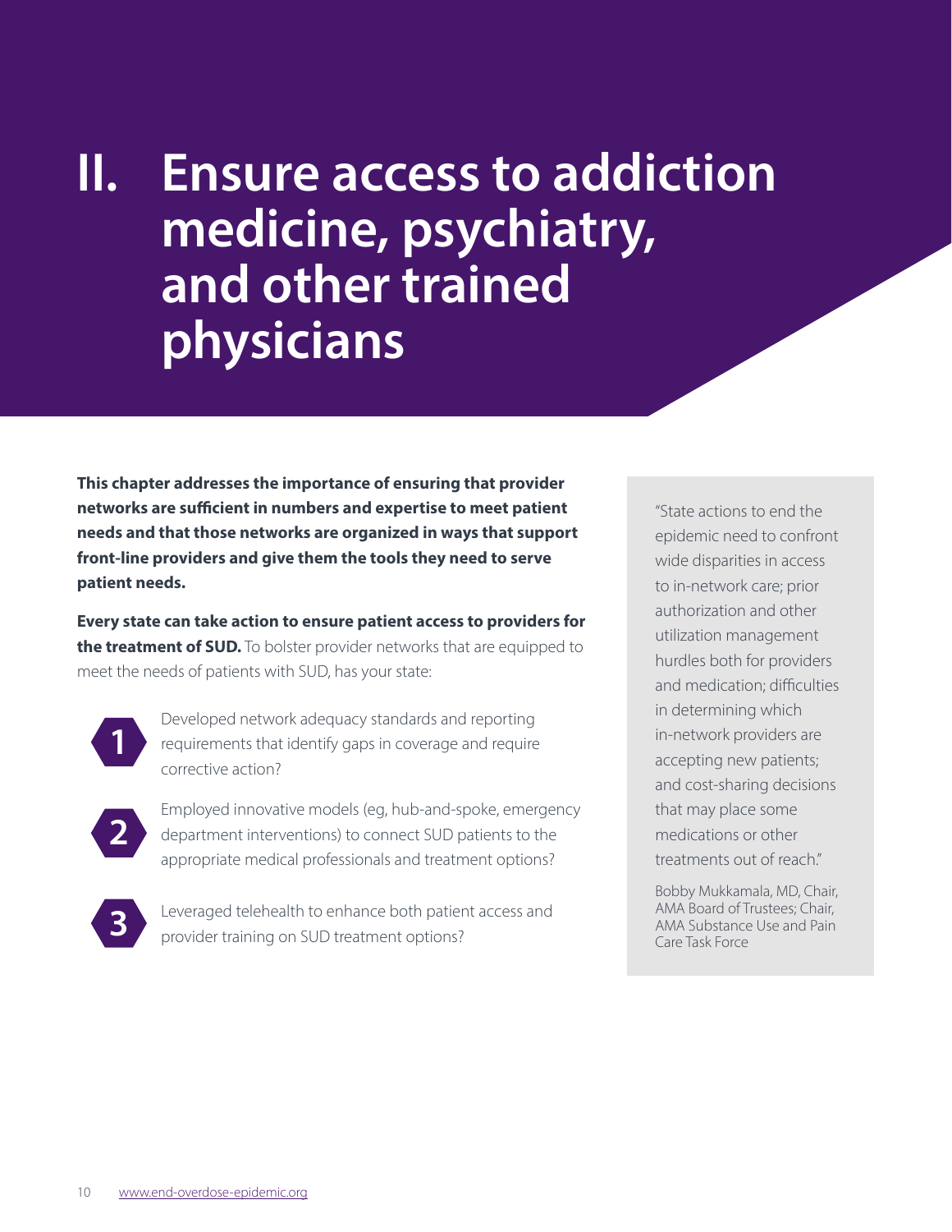# II. Ensure access to addiction medicine, psychiatry, and other trained physicians

**This chapter addresses the importance of ensuring that provider networks are sufficient in numbers and expertise to meet patient needs and that those networks are organized in ways that support front-line providers and give them the tools they need to serve patient needs.**

**Every state can take action to ensure patient access to providers for the treatment of SUD.** To bolster provider networks that are equipped to meet the needs of patients with SUD, has your state:

1. Developed network adequacy standards and reporting requirements that identify gaps in coverage and require corrective action?
2. Employed innovative models (eg, hub-and-spoke, emergency department interventions) to connect SUD patients to the appropriate medical professionals and treatment options?
3. Leveraged telehealth to enhance both patient access and provider training on SUD treatment options?

> "State actions to end the epidemic need to confront wide disparities in access to in-network care; prior authorization and other utilization management hurdles both for providers and medication; difficulties in determining which in-network providers are accepting new patients; and cost-sharing decisions that may place some medications or other treatments out of reach."
>
> Bobby Mukkamala, MD, Chair, AMA Board of Trustees; Chair, AMA Substance Use and Pain Care Task Force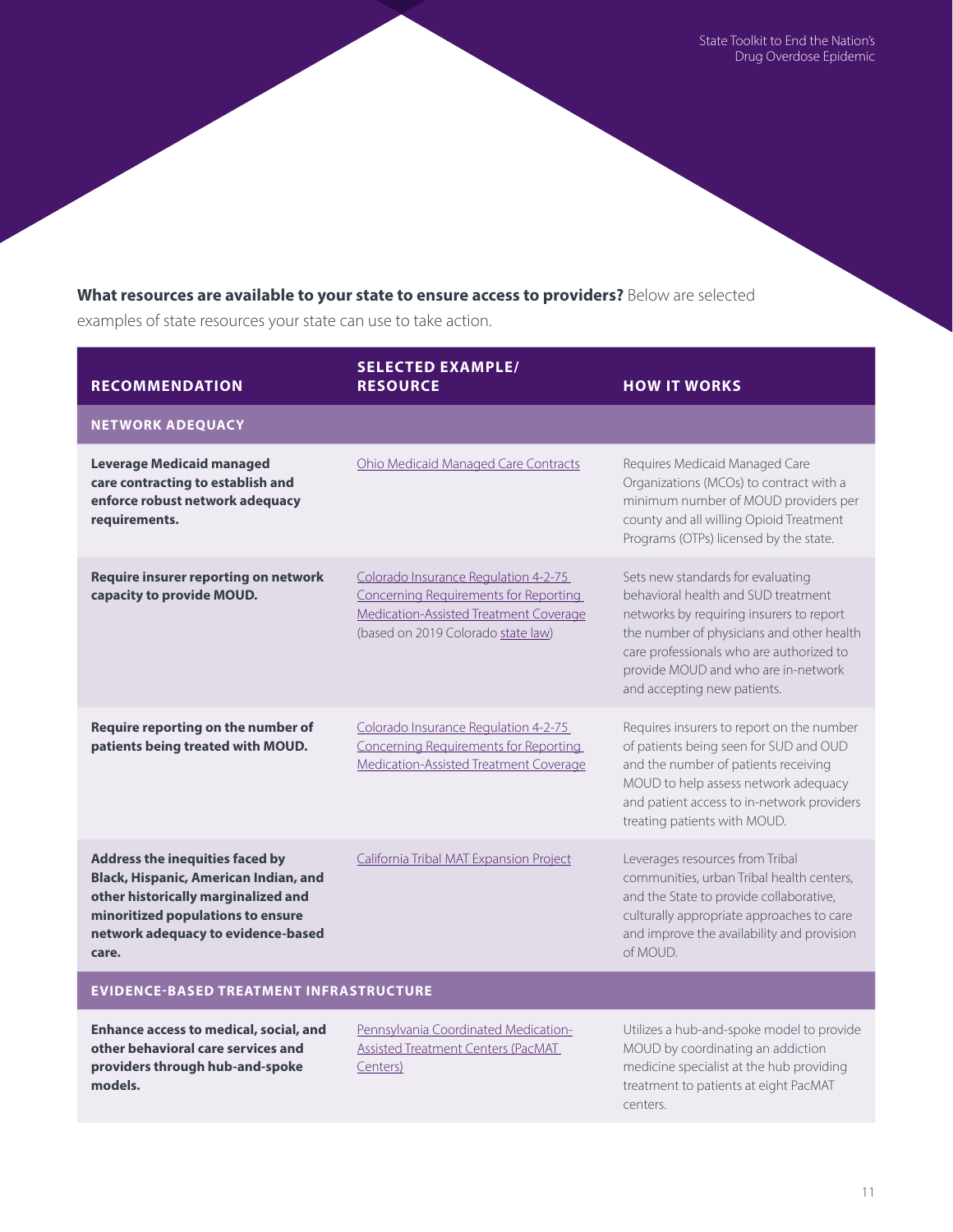**What resources are available to your state to ensure access to providers?** Below are selected examples of state resources your state can use to take action.

| RECOMMENDATION | SELECTED EXAMPLE/ RESOURCE | HOW IT WORKS |
|---|---|---|
| **NETWORK ADEQUACY** | | |
| **Leverage Medicaid managed care contracting to establish and enforce robust network adequacy requirements.** | Ohio Medicaid Managed Care Contracts | Requires Medicaid Managed Care Organizations (MCOs) to contract with a minimum number of MOUD providers per county and all willing Opioid Treatment Programs (OTPs) licensed by the state. |
| **Require insurer reporting on network capacity to provide MOUD.** | Colorado Insurance Regulation 4-2-75 Concerning Requirements for Reporting Medication-Assisted Treatment Coverage (based on 2019 Colorado state law) | Sets new standards for evaluating behavioral health and SUD treatment networks by requiring insurers to report the number of physicians and other health care professionals who are authorized to provide MOUD and who are in-network and accepting new patients. |
| **Require reporting on the number of patients being treated with MOUD.** | Colorado Insurance Regulation 4-2-75 Concerning Requirements for Reporting Medication-Assisted Treatment Coverage | Requires insurers to report on the number of patients being seen for SUD and OUD and the number of patients receiving MOUD to help assess network adequacy and patient access to in-network providers treating patients with MOUD. |
| **Address the inequities faced by Black, Hispanic, American Indian, and other historically marginalized and minoritized populations to ensure network adequacy to evidence-based care.** | California Tribal MAT Expansion Project | Leverages resources from Tribal communities, urban Tribal health centers, and the State to provide collaborative, culturally appropriate approaches to care and improve the availability and provision of MOUD. |
| **EVIDENCE-BASED TREATMENT INFRASTRUCTURE** | | |
| **Enhance access to medical, social, and other behavioral care services and providers through hub-and-spoke models.** | Pennsylvania Coordinated Medication-Assisted Treatment Centers (PacMAT Centers) | Utilizes a hub-and-spoke model to provide MOUD by coordinating an addiction medicine specialist at the hub providing treatment to patients at eight PacMAT centers. |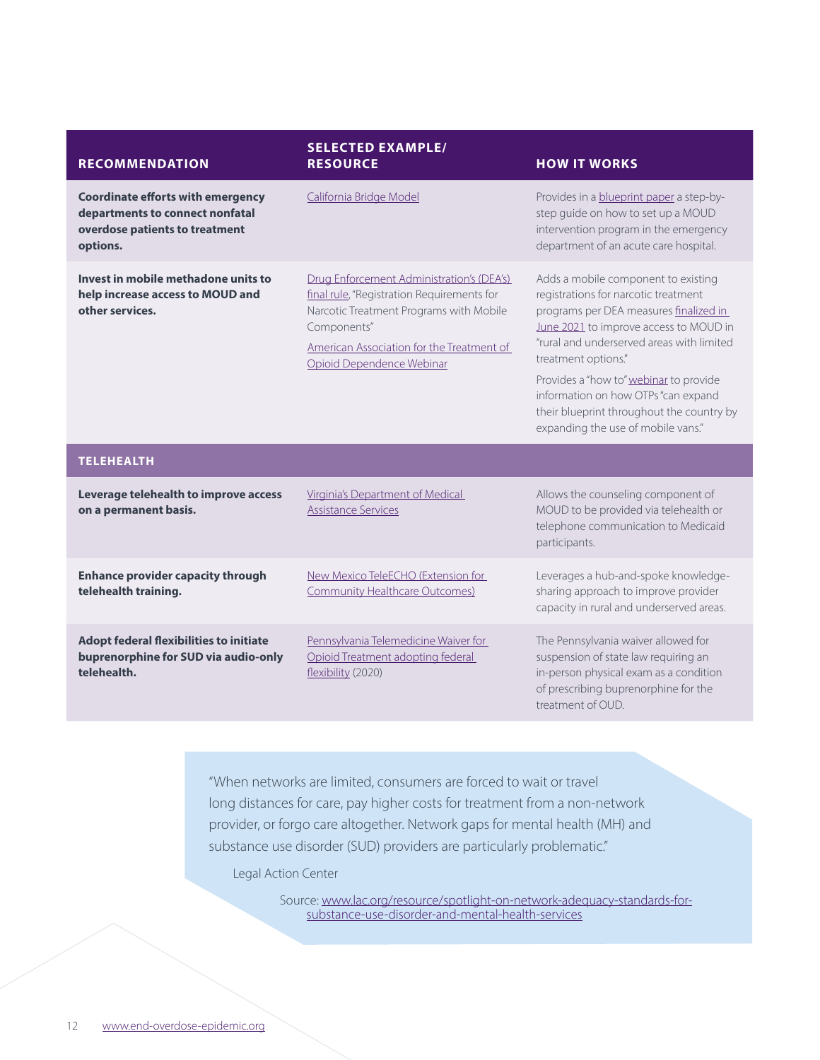| RECOMMENDATION | SELECTED EXAMPLE/ RESOURCE | HOW IT WORKS |
|---|---|---|
| **Coordinate efforts with emergency departments to connect nonfatal overdose patients to treatment options.** | California Bridge Model | Provides in a blueprint paper a step-by-step guide on how to set up a MOUD intervention program in the emergency department of an acute care hospital. |
| **Invest in mobile methadone units to help increase access to MOUD and other services.** | Drug Enforcement Administration's (DEA's) final rule, "Registration Requirements for Narcotic Treatment Programs with Mobile Components"<br>American Association for the Treatment of Opioid Dependence Webinar | Adds a mobile component to existing registrations for narcotic treatment programs per DEA measures finalized in June 2021 to improve access to MOUD in "rural and underserved areas with limited treatment options."<br>Provides a "how to" webinar to provide information on how OTPs "can expand their blueprint throughout the country by expanding the use of mobile vans." |
| **TELEHEALTH** | | |
| **Leverage telehealth to improve access on a permanent basis.** | Virginia's Department of Medical Assistance Services | Allows the counseling component of MOUD to be provided via telehealth or telephone communication to Medicaid participants. |
| **Enhance provider capacity through telehealth training.** | New Mexico TeleECHO (Extension for Community Healthcare Outcomes) | Leverages a hub-and-spoke knowledge-sharing approach to improve provider capacity in rural and underserved areas. |
| **Adopt federal flexibilities to initiate buprenorphine for SUD via audio-only telehealth.** | Pennsylvania Telemedicine Waiver for Opioid Treatment adopting federal flexibility (2020) | The Pennsylvania waiver allowed for suspension of state law requiring an in-person physical exam as a condition of prescribing buprenorphine for the treatment of OUD. |

> "When networks are limited, consumers are forced to wait or travel long distances for care, pay higher costs for treatment from a non-network provider, or forgo care altogether. Network gaps for mental health (MH) and substance use disorder (SUD) providers are particularly problematic."
>
> Legal Action Center
>
> Source: www.lac.org/resource/spotlight-on-network-adequacy-standards-for-substance-use-disorder-and-mental-health-services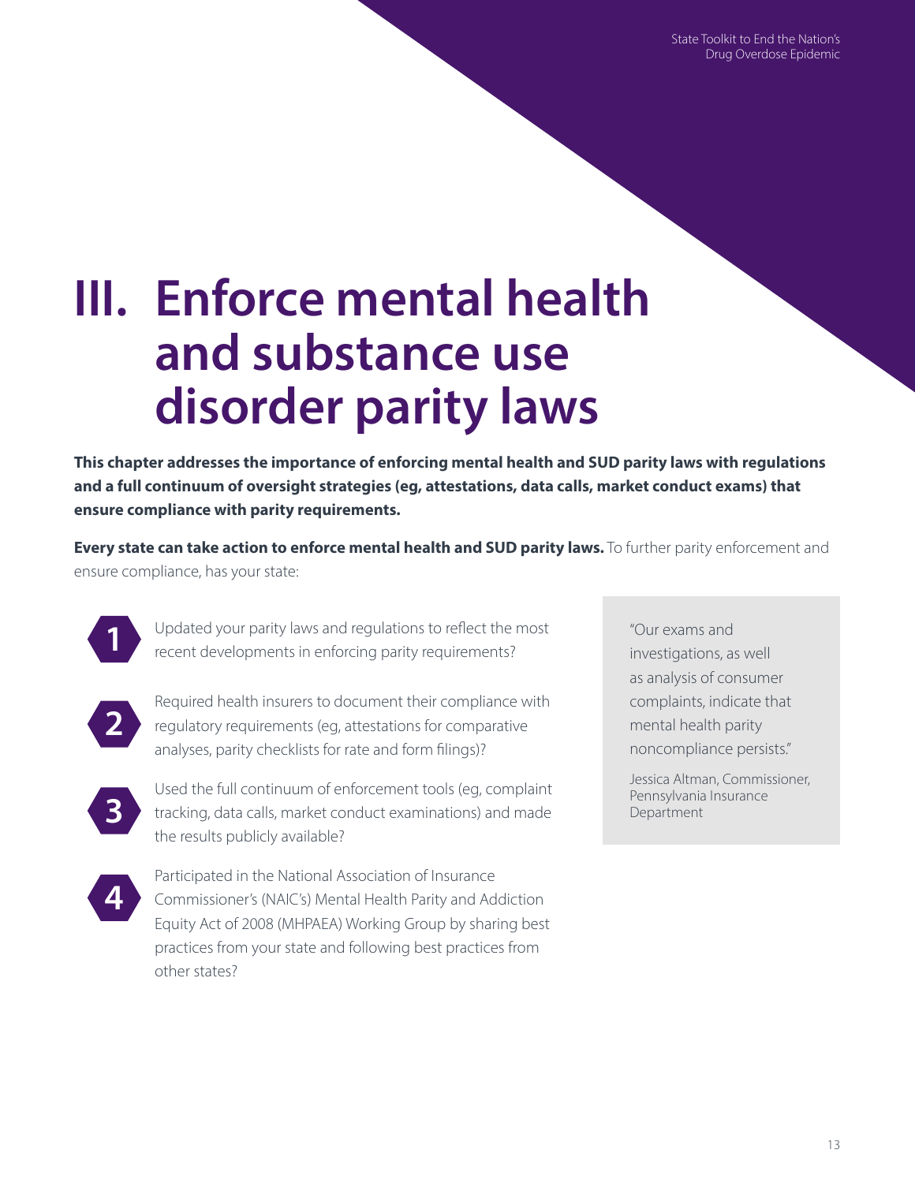# III. Enforce mental health and substance use disorder parity laws

**This chapter addresses the importance of enforcing mental health and SUD parity laws with regulations and a full continuum of oversight strategies (eg, attestations, data calls, market conduct exams) that ensure compliance with parity requirements.**

**Every state can take action to enforce mental health and SUD parity laws.** To further parity enforcement and ensure compliance, has your state:

1. Updated your parity laws and regulations to reflect the most recent developments in enforcing parity requirements?
2. Required health insurers to document their compliance with regulatory requirements (eg, attestations for comparative analyses, parity checklists for rate and form filings)?
3. Used the full continuum of enforcement tools (eg, complaint tracking, data calls, market conduct examinations) and made the results publicly available?
4. Participated in the National Association of Insurance Commissioner's (NAIC's) Mental Health Parity and Addiction Equity Act of 2008 (MHPAEA) Working Group by sharing best practices from your state and following best practices from other states?

> "Our exams and investigations, as well as analysis of consumer complaints, indicate that mental health parity noncompliance persists."
>
> Jessica Altman, Commissioner, Pennsylvania Insurance Department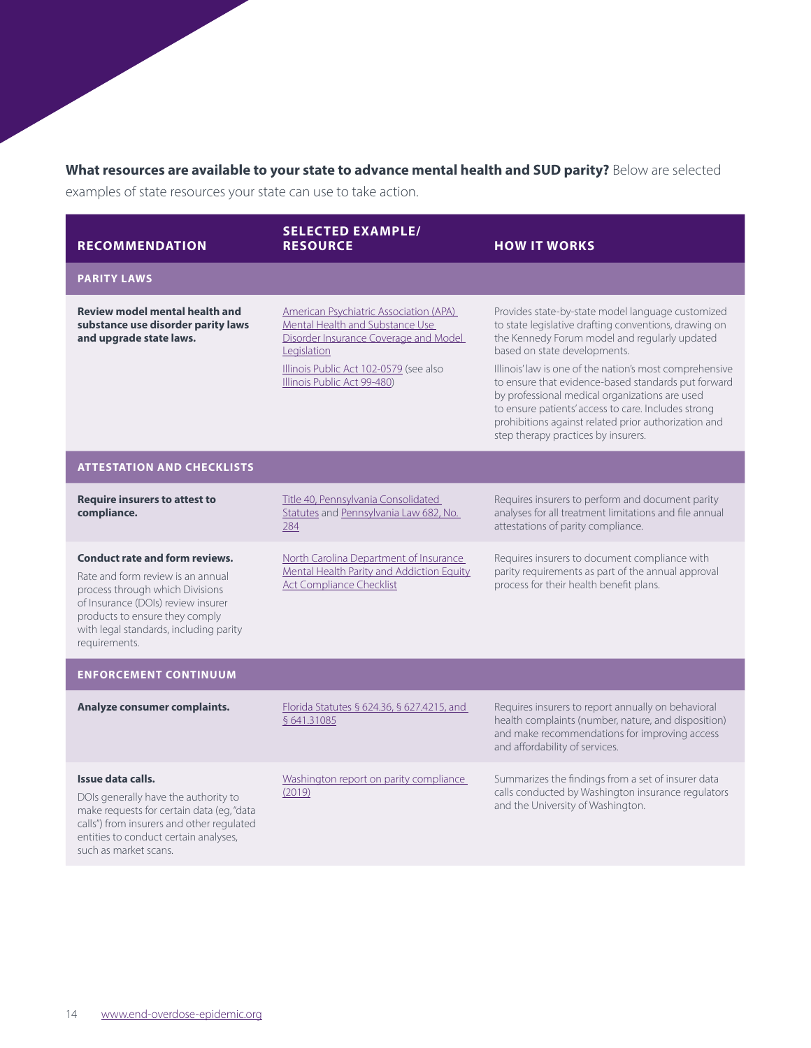**What resources are available to your state to advance mental health and SUD parity?** Below are selected examples of state resources your state can use to take action.

| RECOMMENDATION | SELECTED EXAMPLE/ RESOURCE | HOW IT WORKS |
|---|---|---|
| **PARITY LAWS** | | |
| **Review model mental health and substance use disorder parity laws and upgrade state laws.** | American Psychiatric Association (APA) Mental Health and Substance Use Disorder Insurance Coverage and Model Legislation | Provides state-by-state model language customized to state legislative drafting conventions, drawing on the Kennedy Forum model and regularly updated based on state developments. |
| | Illinois Public Act 102-0579 (see also Illinois Public Act 99-480) | Illinois' law is one of the nation's most comprehensive to ensure that evidence-based standards put forward by professional medical organizations are used to ensure patients' access to care. Includes strong prohibitions against related prior authorization and step therapy practices by insurers. |
| **ATTESTATION AND CHECKLISTS** | | |
| **Require insurers to attest to compliance.** | Title 40, Pennsylvania Consolidated Statutes and Pennsylvania Law 682, No. 284 | Requires insurers to perform and document parity analyses for all treatment limitations and file annual attestations of parity compliance. |
| **Conduct rate and form reviews.** Rate and form review is an annual process through which Divisions of Insurance (DOIs) review insurer products to ensure they comply with legal standards, including parity requirements. | North Carolina Department of Insurance Mental Health Parity and Addiction Equity Act Compliance Checklist | Requires insurers to document compliance with parity requirements as part of the annual approval process for their health benefit plans. |
| **ENFORCEMENT CONTINUUM** | | |
| **Analyze consumer complaints.** | Florida Statutes § 624.36, § 627.4215, and § 641.31085 | Requires insurers to report annually on behavioral health complaints (number, nature, and disposition) and make recommendations for improving access and affordability of services. |
| **Issue data calls.** DOIs generally have the authority to make requests for certain data (eg, "data calls") from insurers and other regulated entities to conduct certain analyses, such as market scans. | Washington report on parity compliance (2019) | Summarizes the findings from a set of insurer data calls conducted by Washington insurance regulators and the University of Washington. |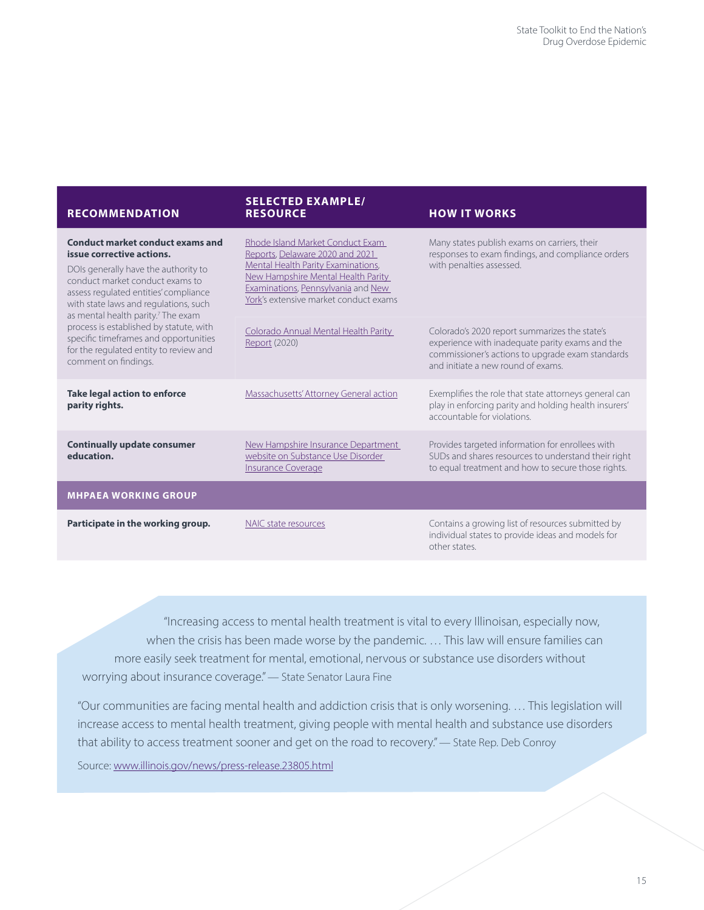| RECOMMENDATION | SELECTED EXAMPLE/ RESOURCE | HOW IT WORKS |
|---|---|---|
| **Conduct market conduct exams and issue corrective actions.** DOIs generally have the authority to conduct market conduct exams to assess regulated entities' compliance with state laws and regulations, such as mental health parity.[7] The exam process is established by statute, with specific timeframes and opportunities for the regulated entity to review and comment on findings. | Rhode Island Market Conduct Exam Reports, Delaware 2020 and 2021 Mental Health Parity Examinations, New Hampshire Mental Health Parity Examinations, Pennsylvania and New York's extensive market conduct exams | Many states publish exams on carriers, their responses to exam findings, and compliance orders with penalties assessed. |
| | Colorado Annual Mental Health Parity Report (2020) | Colorado's 2020 report summarizes the state's experience with inadequate parity exams and the commissioner's actions to upgrade exam standards and initiate a new round of exams. |
| **Take legal action to enforce parity rights.** | Massachusetts' Attorney General action | Exemplifies the role that state attorneys general can play in enforcing parity and holding health insurers' accountable for violations. |
| **Continually update consumer education.** | New Hampshire Insurance Department website on Substance Use Disorder Insurance Coverage | Provides targeted information for enrollees with SUDs and shares resources to understand their right to equal treatment and how to secure those rights. |
| **MHPAEA WORKING GROUP** | | |
| **Participate in the working group.** | NAIC state resources | Contains a growing list of resources submitted by individual states to provide ideas and models for other states. |

"Increasing access to mental health treatment is vital to every Illinoisan, especially now, when the crisis has been made worse by the pandemic. … This law will ensure families can more easily seek treatment for mental, emotional, nervous or substance use disorders without worrying about insurance coverage." — State Senator Laura Fine

"Our communities are facing mental health and addiction crisis that is only worsening. … This legislation will increase access to mental health treatment, giving people with mental health and substance use disorders that ability to access treatment sooner and get on the road to recovery." — State Rep. Deb Conroy

Source: www.illinois.gov/news/press-release.23805.html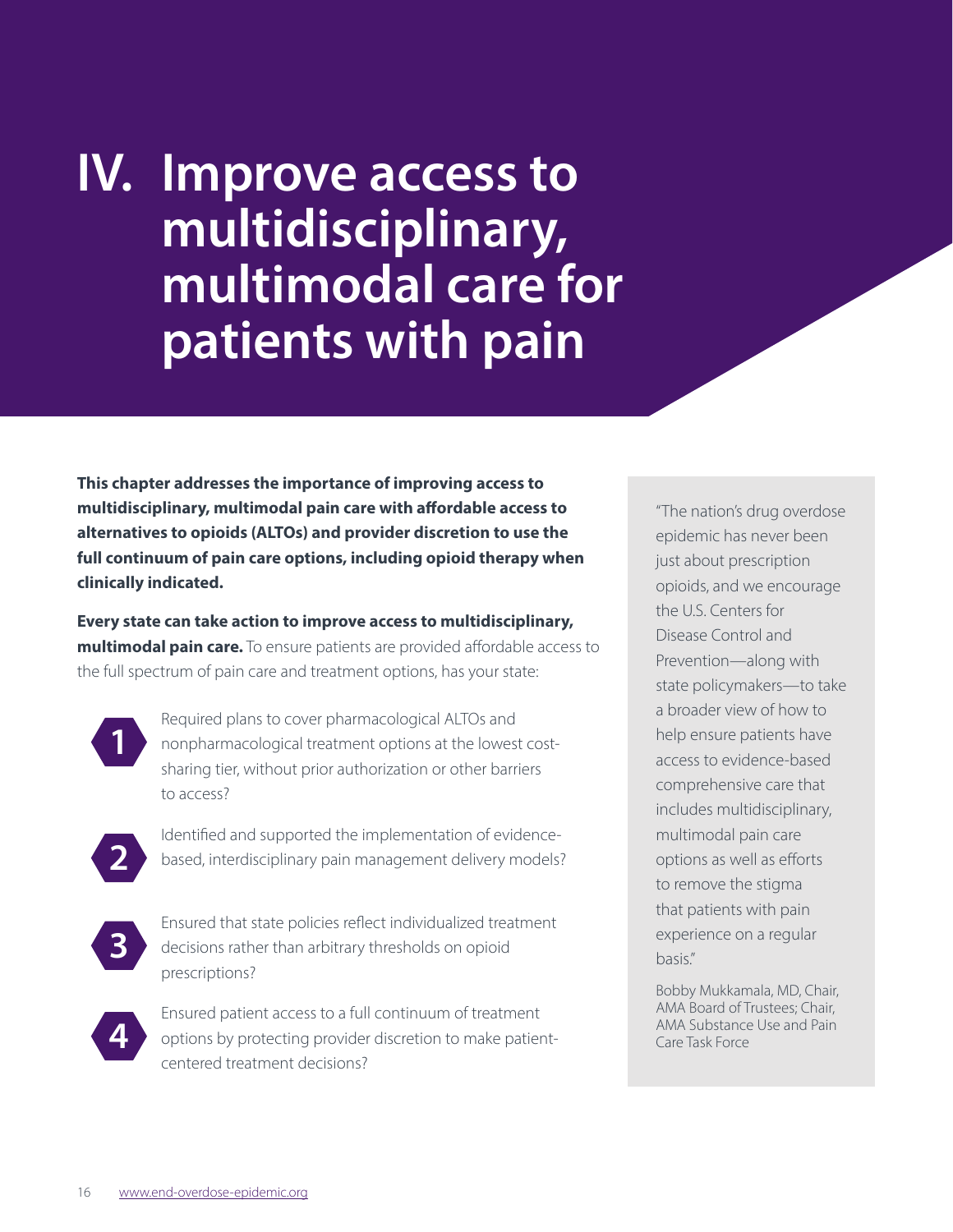# IV. Improve access to multidisciplinary, multimodal care for patients with pain

**This chapter addresses the importance of improving access to multidisciplinary, multimodal pain care with affordable access to alternatives to opioids (ALTOs) and provider discretion to use the full continuum of pain care options, including opioid therapy when clinically indicated.**

**Every state can take action to improve access to multidisciplinary, multimodal pain care.** To ensure patients are provided affordable access to the full spectrum of pain care and treatment options, has your state:

1. Required plans to cover pharmacological ALTOs and nonpharmacological treatment options at the lowest cost-sharing tier, without prior authorization or other barriers to access?
2. Identified and supported the implementation of evidence-based, interdisciplinary pain management delivery models?
3. Ensured that state policies reflect individualized treatment decisions rather than arbitrary thresholds on opioid prescriptions?
4. Ensured patient access to a full continuum of treatment options by protecting provider discretion to make patient-centered treatment decisions?

> "The nation's drug overdose epidemic has never been just about prescription opioids, and we encourage the U.S. Centers for Disease Control and Prevention—along with state policymakers—to take a broader view of how to help ensure patients have access to evidence-based comprehensive care that includes multidisciplinary, multimodal pain care options as well as efforts to remove the stigma that patients with pain experience on a regular basis."
>
> Bobby Mukkamala, MD, Chair, AMA Board of Trustees; Chair, AMA Substance Use and Pain Care Task Force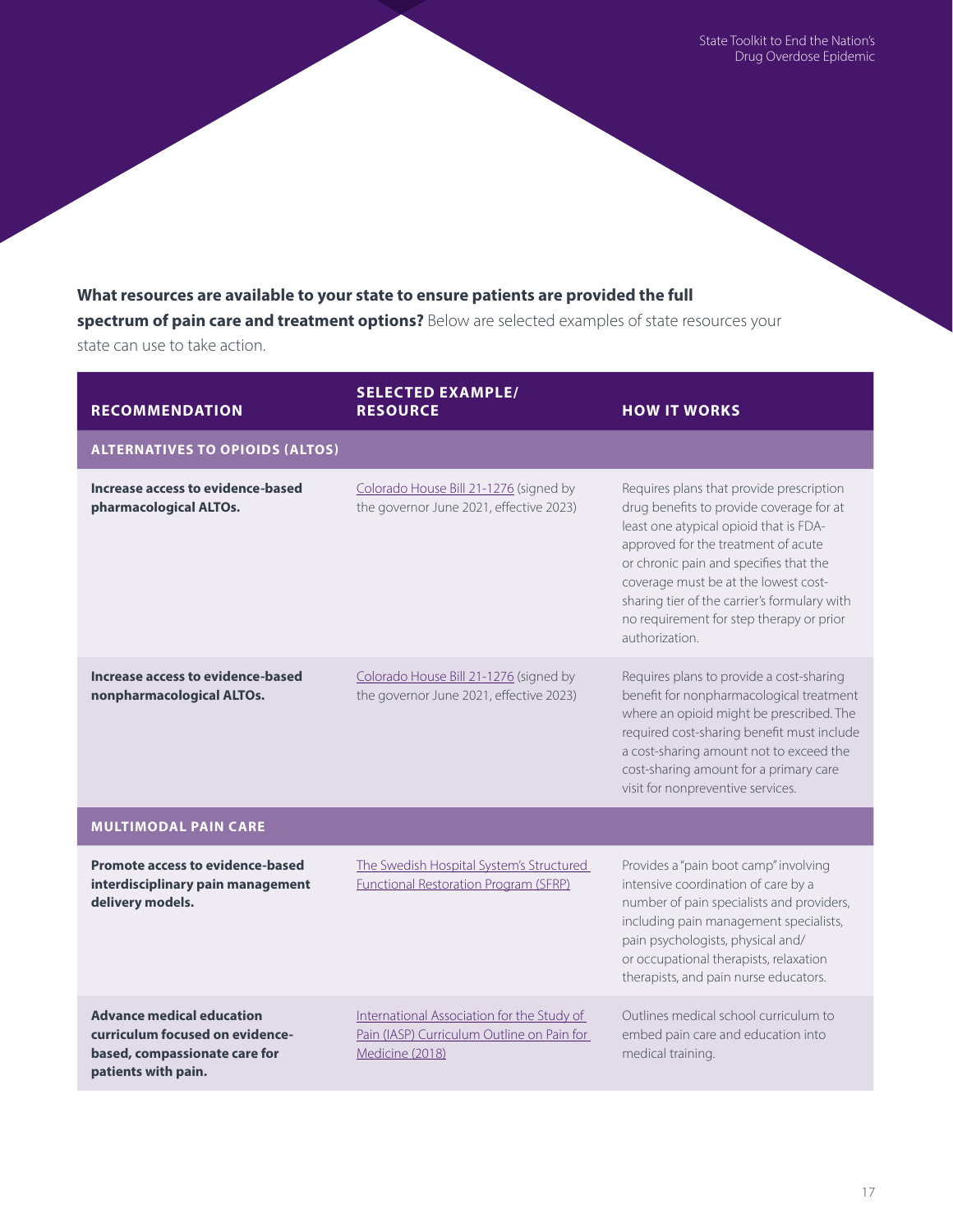**What resources are available to your state to ensure patients are provided the full spectrum of pain care and treatment options?** Below are selected examples of state resources your state can use to take action.

| RECOMMENDATION | SELECTED EXAMPLE/ RESOURCE | HOW IT WORKS |
|---|---|---|
| **ALTERNATIVES TO OPIOIDS (ALTOS)** | | |
| **Increase access to evidence-based pharmacological ALTOs.** | Colorado House Bill 21-1276 (signed by the governor June 2021, effective 2023) | Requires plans that provide prescription drug benefits to provide coverage for at least one atypical opioid that is FDA-approved for the treatment of acute or chronic pain and specifies that the coverage must be at the lowest cost-sharing tier of the carrier's formulary with no requirement for step therapy or prior authorization. |
| **Increase access to evidence-based nonpharmacological ALTOs.** | Colorado House Bill 21-1276 (signed by the governor June 2021, effective 2023) | Requires plans to provide a cost-sharing benefit for nonpharmacological treatment where an opioid might be prescribed. The required cost-sharing benefit must include a cost-sharing amount not to exceed the cost-sharing amount for a primary care visit for nonpreventive services. |
| **MULTIMODAL PAIN CARE** | | |
| **Promote access to evidence-based interdisciplinary pain management delivery models.** | The Swedish Hospital System's Structured Functional Restoration Program (SFRP) | Provides a "pain boot camp" involving intensive coordination of care by a number of pain specialists and providers, including pain management specialists, pain psychologists, physical and/or occupational therapists, relaxation therapists, and pain nurse educators. |
| **Advance medical education curriculum focused on evidence-based, compassionate care for patients with pain.** | International Association for the Study of Pain (IASP) Curriculum Outline on Pain for Medicine (2018) | Outlines medical school curriculum to embed pain care and education into medical training. |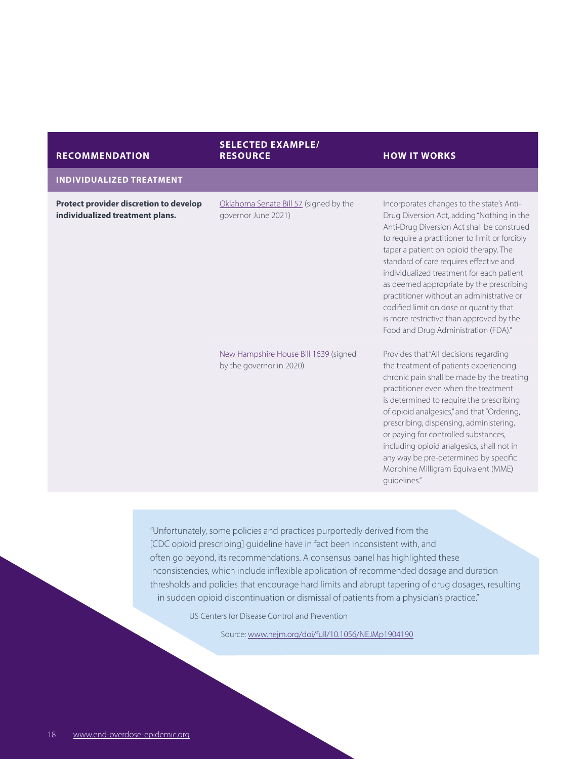| RECOMMENDATION | SELECTED EXAMPLE/ RESOURCE | HOW IT WORKS |
|---|---|---|
| **INDIVIDUALIZED TREATMENT** | | |
| **Protect provider discretion to develop individualized treatment plans.** | Oklahoma Senate Bill 57 (signed by the governor June 2021) | Incorporates changes to the state's Anti-Drug Diversion Act, adding "Nothing in the Anti-Drug Diversion Act shall be construed to require a practitioner to limit or forcibly taper a patient on opioid therapy. The standard of care requires effective and individualized treatment for each patient as deemed appropriate by the prescribing practitioner without an administrative or codified limit on dose or quantity that is more restrictive than approved by the Food and Drug Administration (FDA)." |
| | New Hampshire House Bill 1639 (signed by the governor in 2020) | Provides that "All decisions regarding the treatment of patients experiencing chronic pain shall be made by the treating practitioner even when the treatment is determined to require the prescribing of opioid analgesics," and that "Ordering, prescribing, dispensing, administering, or paying for controlled substances, including opioid analgesics, shall not in any way be pre-determined by specific Morphine Milligram Equivalent (MME) guidelines." |

"Unfortunately, some policies and practices purportedly derived from the [CDC opioid prescribing] guideline have in fact been inconsistent with, and often go beyond, its recommendations. A consensus panel has highlighted these inconsistencies, which include inflexible application of recommended dosage and duration thresholds and policies that encourage hard limits and abrupt tapering of drug dosages, resulting in sudden opioid discontinuation or dismissal of patients from a physician's practice."

US Centers for Disease Control and Prevention

Source: www.nejm.org/doi/full/10.1056/NEJMp1904190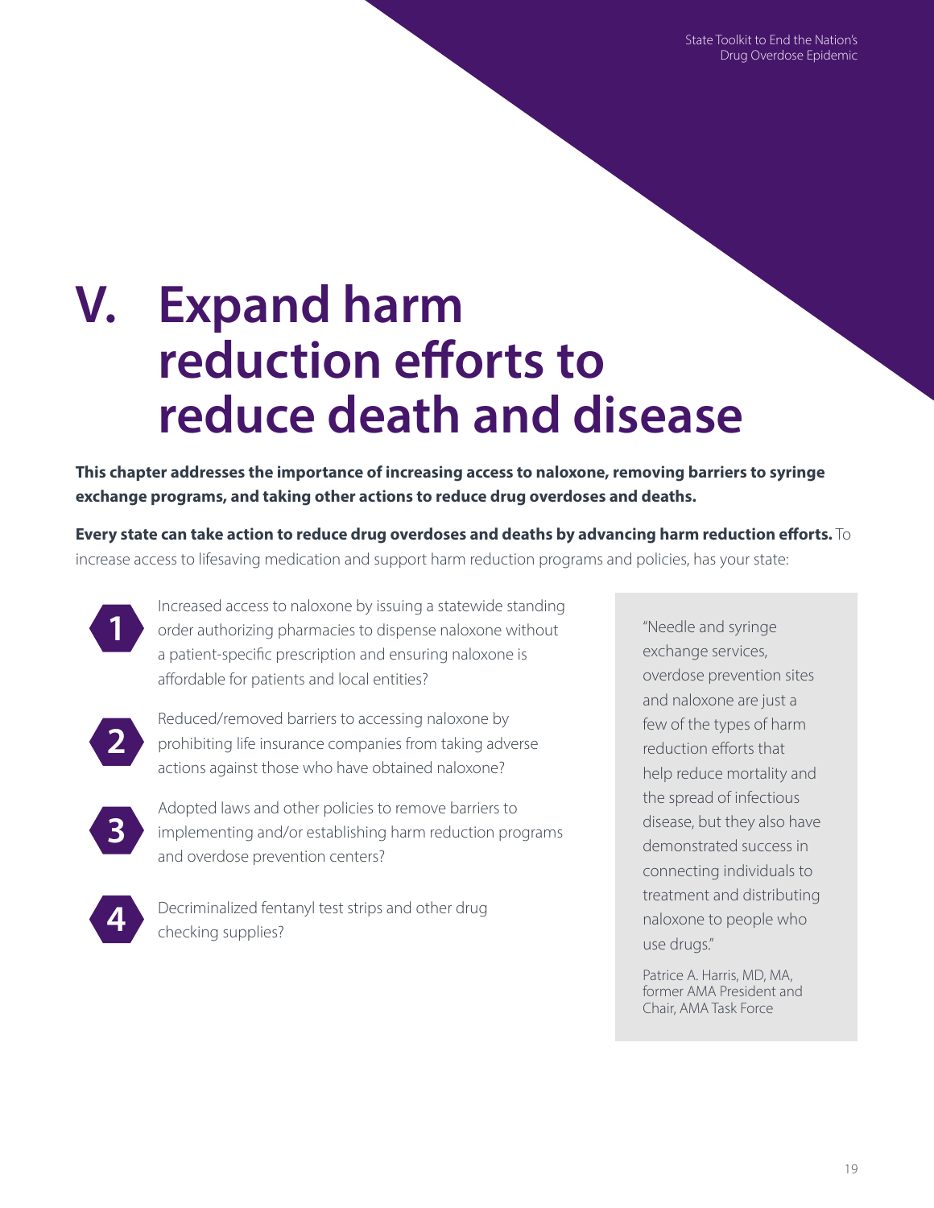# V. Expand harm reduction efforts to reduce death and disease

**This chapter addresses the importance of increasing access to naloxone, removing barriers to syringe exchange programs, and taking other actions to reduce drug overdoses and deaths.**

**Every state can take action to reduce drug overdoses and deaths by advancing harm reduction efforts.** To increase access to lifesaving medication and support harm reduction programs and policies, has your state:

1. Increased access to naloxone by issuing a statewide standing order authorizing pharmacies to dispense naloxone without a patient-specific prescription and ensuring naloxone is affordable for patients and local entities?
2. Reduced/removed barriers to accessing naloxone by prohibiting life insurance companies from taking adverse actions against those who have obtained naloxone?
3. Adopted laws and other policies to remove barriers to implementing and/or establishing harm reduction programs and overdose prevention centers?
4. Decriminalized fentanyl test strips and other drug checking supplies?

> "Needle and syringe exchange services, overdose prevention sites and naloxone are just a few of the types of harm reduction efforts that help reduce mortality and the spread of infectious disease, but they also have demonstrated success in connecting individuals to treatment and distributing naloxone to people who use drugs."
>
> Patrice A. Harris, MD, MA, former AMA President and Chair, AMA Task Force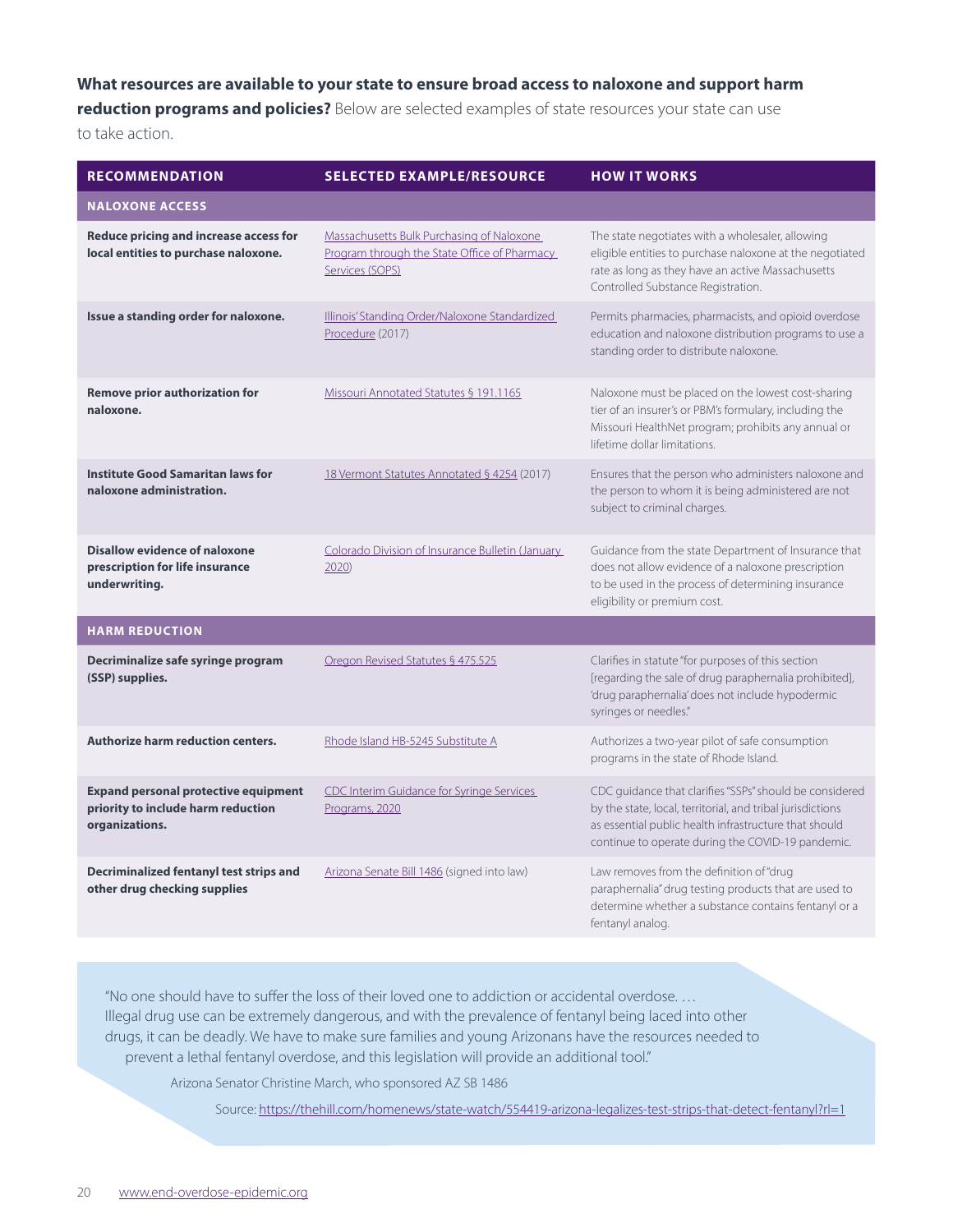**What resources are available to your state to ensure broad access to naloxone and support harm reduction programs and policies?** Below are selected examples of state resources your state can use to take action.

| RECOMMENDATION | SELECTED EXAMPLE/RESOURCE | HOW IT WORKS |
|---|---|---|
| **NALOXONE ACCESS** | | |
| **Reduce pricing and increase access for local entities to purchase naloxone.** | Massachusetts Bulk Purchasing of Naloxone Program through the State Office of Pharmacy Services (SOPS) | The state negotiates with a wholesaler, allowing eligible entities to purchase naloxone at the negotiated rate as long as they have an active Massachusetts Controlled Substance Registration. |
| **Issue a standing order for naloxone.** | Illinois' Standing Order/Naloxone Standardized Procedure (2017) | Permits pharmacies, pharmacists, and opioid overdose education and naloxone distribution programs to use a standing order to distribute naloxone. |
| **Remove prior authorization for naloxone.** | Missouri Annotated Statutes § 191.1165 | Naloxone must be placed on the lowest cost-sharing tier of an insurer's or PBM's formulary, including the Missouri HealthNet program; prohibits any annual or lifetime dollar limitations. |
| **Institute Good Samaritan laws for naloxone administration.** | 18 Vermont Statutes Annotated § 4254 (2017) | Ensures that the person who administers naloxone and the person to whom it is being administered are not subject to criminal charges. |
| **Disallow evidence of naloxone prescription for life insurance underwriting.** | Colorado Division of Insurance Bulletin (January 2020) | Guidance from the state Department of Insurance that does not allow evidence of a naloxone prescription to be used in the process of determining insurance eligibility or premium cost. |
| **HARM REDUCTION** | | |
| **Decriminalize safe syringe program (SSP) supplies.** | Oregon Revised Statutes § 475.525 | Clarifies in statute "for purposes of this section [regarding the sale of drug paraphernalia prohibited], 'drug paraphernalia' does not include hypodermic syringes or needles." |
| **Authorize harm reduction centers.** | Rhode Island HB-5245 Substitute A | Authorizes a two-year pilot of safe consumption programs in the state of Rhode Island. |
| **Expand personal protective equipment priority to include harm reduction organizations.** | CDC Interim Guidance for Syringe Services Programs, 2020 | CDC guidance that clarifies "SSPs" should be considered by the state, local, territorial, and tribal jurisdictions as essential public health infrastructure that should continue to operate during the COVID-19 pandemic. |
| **Decriminalized fentanyl test strips and other drug checking supplies** | Arizona Senate Bill 1486 (signed into law) | Law removes from the definition of "drug paraphernalia" drug testing products that are used to determine whether a substance contains fentanyl or a fentanyl analog. |

"No one should have to suffer the loss of their loved one to addiction or accidental overdose. … Illegal drug use can be extremely dangerous, and with the prevalence of fentanyl being laced into other drugs, it can be deadly. We have to make sure families and young Arizonans have the resources needed to prevent a lethal fentanyl overdose, and this legislation will provide an additional tool."

Arizona Senator Christine March, who sponsored AZ SB 1486

Source: https://thehill.com/homenews/state-watch/554419-arizona-legalizes-test-strips-that-detect-fentanyl?rl=1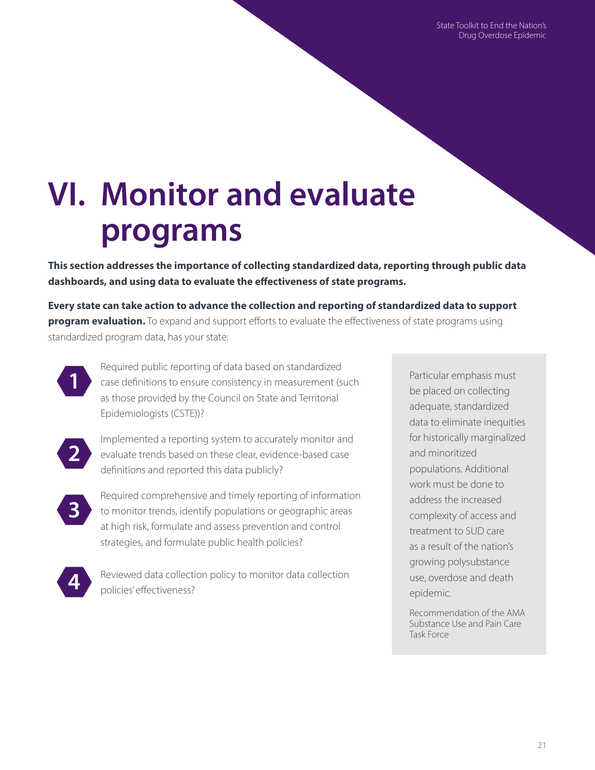# VI. Monitor and evaluate programs

**This section addresses the importance of collecting standardized data, reporting through public data dashboards, and using data to evaluate the effectiveness of state programs.**

**Every state can take action to advance the collection and reporting of standardized data to support program evaluation.** To expand and support efforts to evaluate the effectiveness of state programs using standardized program data, has your state:

1. Required public reporting of data based on standardized case definitions to ensure consistency in measurement (such as those provided by the Council on State and Territorial Epidemiologists (CSTE))?

2. Implemented a reporting system to accurately monitor and evaluate trends based on these clear, evidence-based case definitions and reported this data publicly?

3. Required comprehensive and timely reporting of information to monitor trends, identify populations or geographic areas at high risk, formulate and assess prevention and control strategies, and formulate public health policies?

4. Reviewed data collection policy to monitor data collection policies' effectiveness?

> Particular emphasis must be placed on collecting adequate, standardized data to eliminate inequities for historically marginalized and minoritized populations. Additional work must be done to address the increased complexity of access and treatment to SUD care as a result of the nation's growing polysubstance use, overdose and death epidemic.
>
> Recommendation of the AMA Substance Use and Pain Care Task Force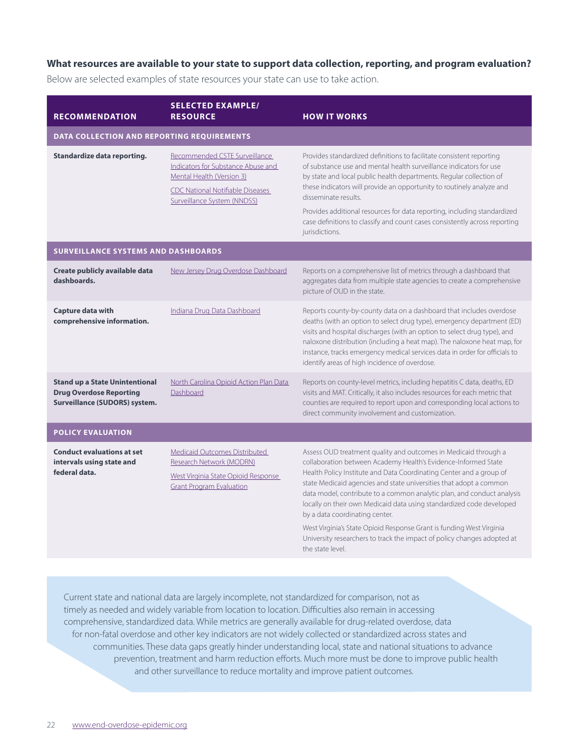**What resources are available to your state to support data collection, reporting, and program evaluation?**

Below are selected examples of state resources your state can use to take action.

| RECOMMENDATION | SELECTED EXAMPLE/ RESOURCE | HOW IT WORKS |
|---|---|---|
| **DATA COLLECTION AND REPORTING REQUIREMENTS** | | |
| **Standardize data reporting.** | Recommended CSTE Surveillance Indicators for Substance Abuse and Mental Health (Version 3)<br><br>CDC National Notifiable Diseases Surveillance System (NNDSS) | Provides standardized definitions to facilitate consistent reporting of substance use and mental health surveillance indicators for use by state and local public health departments. Regular collection of these indicators will provide an opportunity to routinely analyze and disseminate results.<br><br>Provides additional resources for data reporting, including standardized case definitions to classify and count cases consistently across reporting jurisdictions. |
| **SURVEILLANCE SYSTEMS AND DASHBOARDS** | | |
| **Create publicly available data dashboards.** | New Jersey Drug Overdose Dashboard | Reports on a comprehensive list of metrics through a dashboard that aggregates data from multiple state agencies to create a comprehensive picture of OUD in the state. |
| **Capture data with comprehensive information.** | Indiana Drug Data Dashboard | Reports county-by-county data on a dashboard that includes overdose deaths (with an option to select drug type), emergency department (ED) visits and hospital discharges (with an option to select drug type), and naloxone distribution (including a heat map). The naloxone heat map, for instance, tracks emergency medical services data in order for officials to identify areas of high incidence of overdose. |
| **Stand up a State Unintentional Drug Overdose Reporting Surveillance (SUDORS) system.** | North Carolina Opioid Action Plan Data Dashboard | Reports on county-level metrics, including hepatitis C data, deaths, ED visits and MAT. Critically, it also includes resources for each metric that counties are required to report upon and corresponding local actions to direct community involvement and customization. |
| **POLICY EVALUATION** | | |
| **Conduct evaluations at set intervals using state and federal data.** | Medicaid Outcomes Distributed Research Network (MODRN)<br><br>West Virginia State Opioid Response Grant Program Evaluation | Assess OUD treatment quality and outcomes in Medicaid through a collaboration between Academy Health's Evidence-Informed State Health Policy Institute and Data Coordinating Center and a group of state Medicaid agencies and state universities that adopt a common data model, contribute to a common analytic plan, and conduct analysis locally on their own Medicaid data using standardized code developed by a data coordinating center.<br><br>West Virginia's State Opioid Response Grant is funding West Virginia University researchers to track the impact of policy changes adopted at the state level. |

Current state and national data are largely incomplete, not standardized for comparison, not as timely as needed and widely variable from location to location. Difficulties also remain in accessing comprehensive, standardized data. While metrics are generally available for drug-related overdose, data for non-fatal overdose and other key indicators are not widely collected or standardized across states and communities. These data gaps greatly hinder understanding local, state and national situations to advance prevention, treatment and harm reduction efforts. Much more must be done to improve public health and other surveillance to reduce mortality and improve patient outcomes.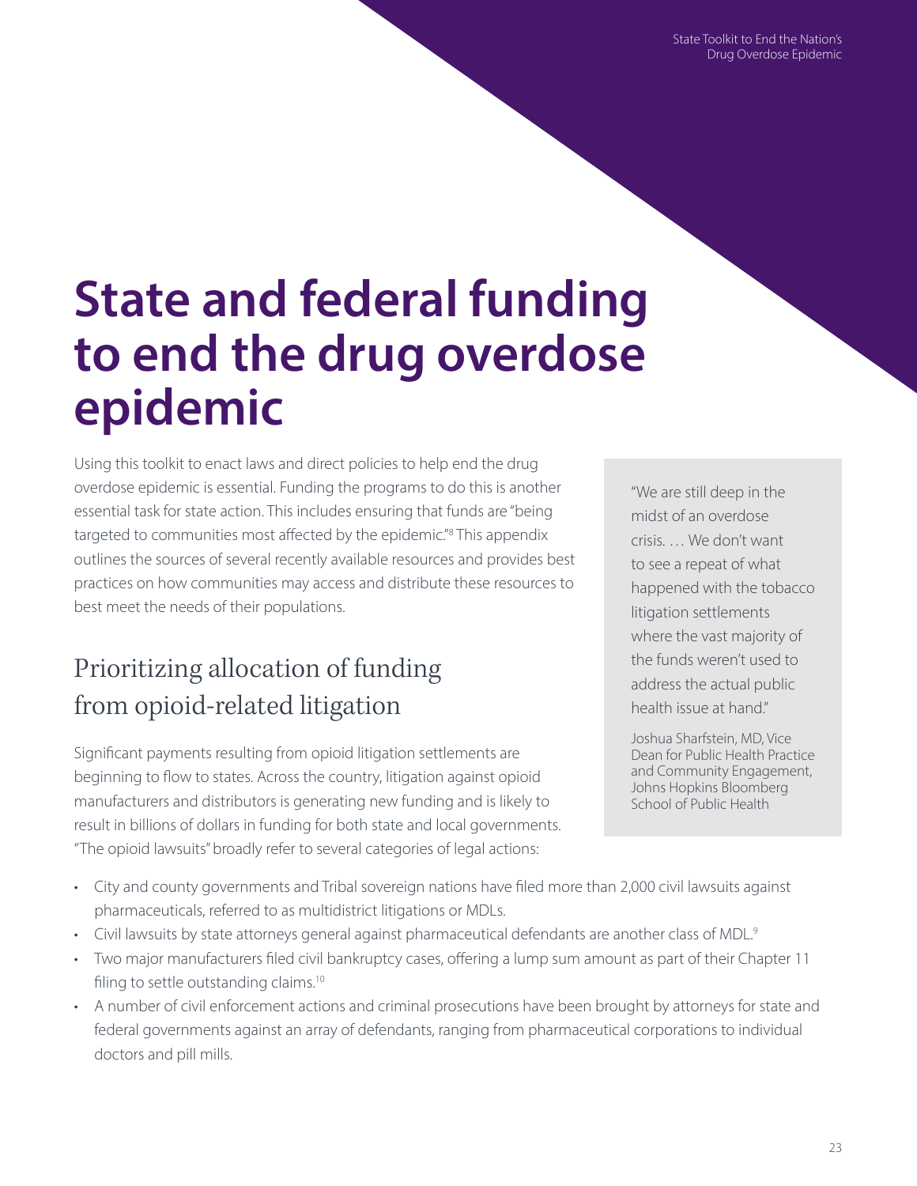# State and federal funding to end the drug overdose epidemic

Using this toolkit to enact laws and direct policies to help end the drug overdose epidemic is essential. Funding the programs to do this is another essential task for state action. This includes ensuring that funds are "being targeted to communities most affected by the epidemic."[8] This appendix outlines the sources of several recently available resources and provides best practices on how communities may access and distribute these resources to best meet the needs of their populations.

> "We are still deep in the midst of an overdose crisis. … We don't want to see a repeat of what happened with the tobacco litigation settlements where the vast majority of the funds weren't used to address the actual public health issue at hand."
>
> Joshua Sharfstein, MD, Vice Dean for Public Health Practice and Community Engagement, Johns Hopkins Bloomberg School of Public Health

## Prioritizing allocation of funding from opioid-related litigation

Significant payments resulting from opioid litigation settlements are beginning to flow to states. Across the country, litigation against opioid manufacturers and distributors is generating new funding and is likely to result in billions of dollars in funding for both state and local governments. "The opioid lawsuits" broadly refer to several categories of legal actions:

- City and county governments and Tribal sovereign nations have filed more than 2,000 civil lawsuits against pharmaceuticals, referred to as multidistrict litigations or MDLs.
- Civil lawsuits by state attorneys general against pharmaceutical defendants are another class of MDL.[9]
- Two major manufacturers filed civil bankruptcy cases, offering a lump sum amount as part of their Chapter 11 filing to settle outstanding claims.[10]
- A number of civil enforcement actions and criminal prosecutions have been brought by attorneys for state and federal governments against an array of defendants, ranging from pharmaceutical corporations to individual doctors and pill mills.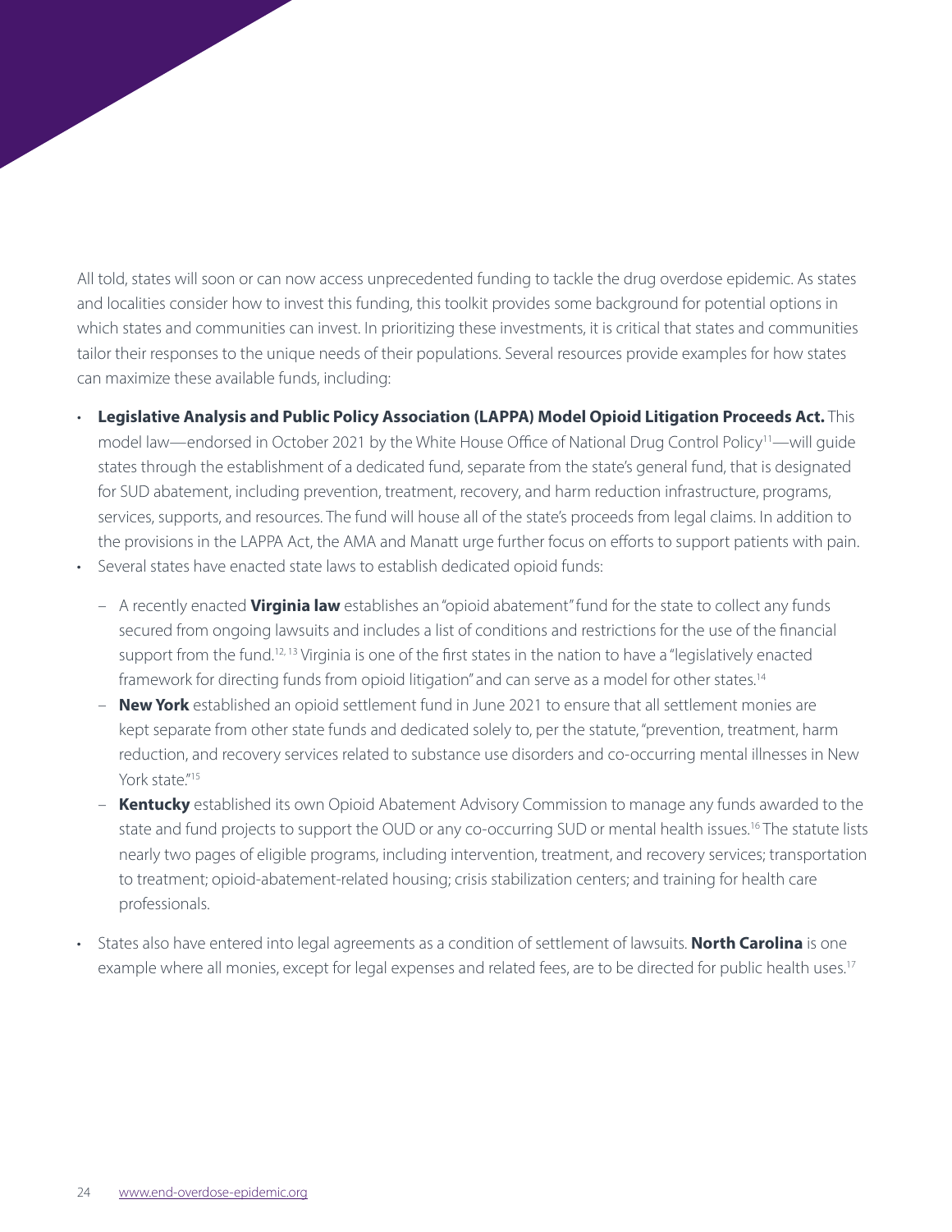All told, states will soon or can now access unprecedented funding to tackle the drug overdose epidemic. As states and localities consider how to invest this funding, this toolkit provides some background for potential options in which states and communities can invest. In prioritizing these investments, it is critical that states and communities tailor their responses to the unique needs of their populations. Several resources provide examples for how states can maximize these available funds, including:

- **Legislative Analysis and Public Policy Association (LAPPA) Model Opioid Litigation Proceeds Act.** This model law—endorsed in October 2021 by the White House Office of National Drug Control Policy[11]—will guide states through the establishment of a dedicated fund, separate from the state's general fund, that is designated for SUD abatement, including prevention, treatment, recovery, and harm reduction infrastructure, programs, services, supports, and resources. The fund will house all of the state's proceeds from legal claims. In addition to the provisions in the LAPPA Act, the AMA and Manatt urge further focus on efforts to support patients with pain.
- Several states have enacted state laws to establish dedicated opioid funds:
  - A recently enacted **Virginia law** establishes an "opioid abatement" fund for the state to collect any funds secured from ongoing lawsuits and includes a list of conditions and restrictions for the use of the financial support from the fund.[12, 13] Virginia is one of the first states in the nation to have a "legislatively enacted framework for directing funds from opioid litigation" and can serve as a model for other states.[14]
  - **New York** established an opioid settlement fund in June 2021 to ensure that all settlement monies are kept separate from other state funds and dedicated solely to, per the statute, "prevention, treatment, harm reduction, and recovery services related to substance use disorders and co-occurring mental illnesses in New York state."[15]
  - **Kentucky** established its own Opioid Abatement Advisory Commission to manage any funds awarded to the state and fund projects to support the OUD or any co-occurring SUD or mental health issues.[16] The statute lists nearly two pages of eligible programs, including intervention, treatment, and recovery services; transportation to treatment; opioid-abatement-related housing; crisis stabilization centers; and training for health care professionals.
- States also have entered into legal agreements as a condition of settlement of lawsuits. **North Carolina** is one example where all monies, except for legal expenses and related fees, are to be directed for public health uses.[17]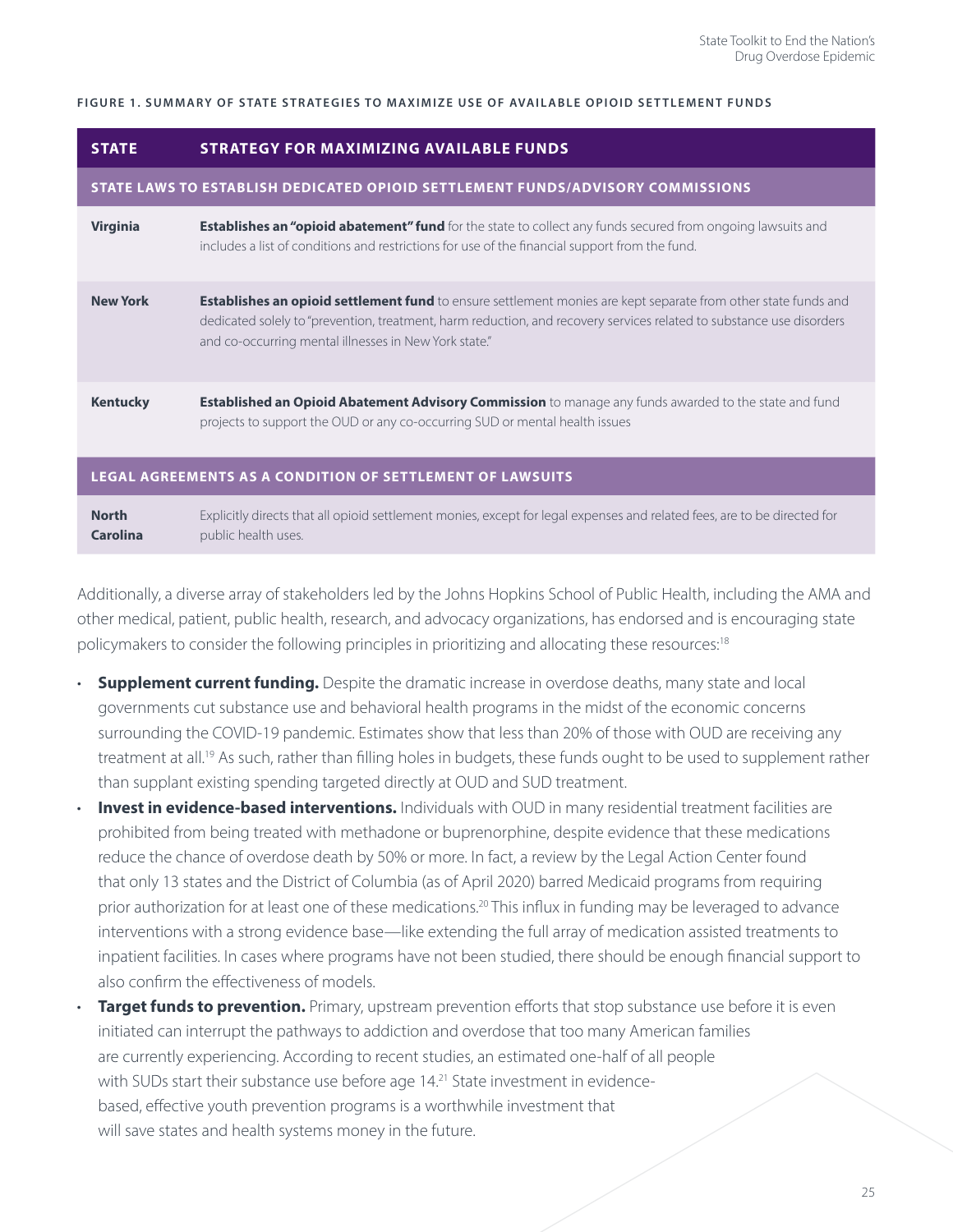**FIGURE 1. SUMMARY OF STATE STRATEGIES TO MAXIMIZE USE OF AVAILABLE OPIOID SETTLEMENT FUNDS**

| STATE | STRATEGY FOR MAXIMIZING AVAILABLE FUNDS |
|---|---|
| **STATE LAWS TO ESTABLISH DEDICATED OPIOID SETTLEMENT FUNDS/ADVISORY COMMISSIONS** | |
| **Virginia** | **Establishes an "opioid abatement" fund** for the state to collect any funds secured from ongoing lawsuits and includes a list of conditions and restrictions for use of the financial support from the fund. |
| **New York** | **Establishes an opioid settlement fund** to ensure settlement monies are kept separate from other state funds and dedicated solely to "prevention, treatment, harm reduction, and recovery services related to substance use disorders and co-occurring mental illnesses in New York state." |
| **Kentucky** | **Established an Opioid Abatement Advisory Commission** to manage any funds awarded to the state and fund projects to support the OUD or any co-occurring SUD or mental health issues |
| **LEGAL AGREEMENTS AS A CONDITION OF SETTLEMENT OF LAWSUITS** | |
| **North Carolina** | Explicitly directs that all opioid settlement monies, except for legal expenses and related fees, are to be directed for public health uses. |

Additionally, a diverse array of stakeholders led by the Johns Hopkins School of Public Health, including the AMA and other medical, patient, public health, research, and advocacy organizations, has endorsed and is encouraging state policymakers to consider the following principles in prioritizing and allocating these resources:[18]

- **Supplement current funding.** Despite the dramatic increase in overdose deaths, many state and local governments cut substance use and behavioral health programs in the midst of the economic concerns surrounding the COVID-19 pandemic. Estimates show that less than 20% of those with OUD are receiving any treatment at all.[19] As such, rather than filling holes in budgets, these funds ought to be used to supplement rather than supplant existing spending targeted directly at OUD and SUD treatment.
- **Invest in evidence-based interventions.** Individuals with OUD in many residential treatment facilities are prohibited from being treated with methadone or buprenorphine, despite evidence that these medications reduce the chance of overdose death by 50% or more. In fact, a review by the Legal Action Center found that only 13 states and the District of Columbia (as of April 2020) barred Medicaid programs from requiring prior authorization for at least one of these medications.[20] This influx in funding may be leveraged to advance interventions with a strong evidence base—like extending the full array of medication assisted treatments to inpatient facilities. In cases where programs have not been studied, there should be enough financial support to also confirm the effectiveness of models.
- **Target funds to prevention.** Primary, upstream prevention efforts that stop substance use before it is even initiated can interrupt the pathways to addiction and overdose that too many American families are currently experiencing. According to recent studies, an estimated one-half of all people with SUDs start their substance use before age 14.[21] State investment in evidence-based, effective youth prevention programs is a worthwhile investment that will save states and health systems money in the future.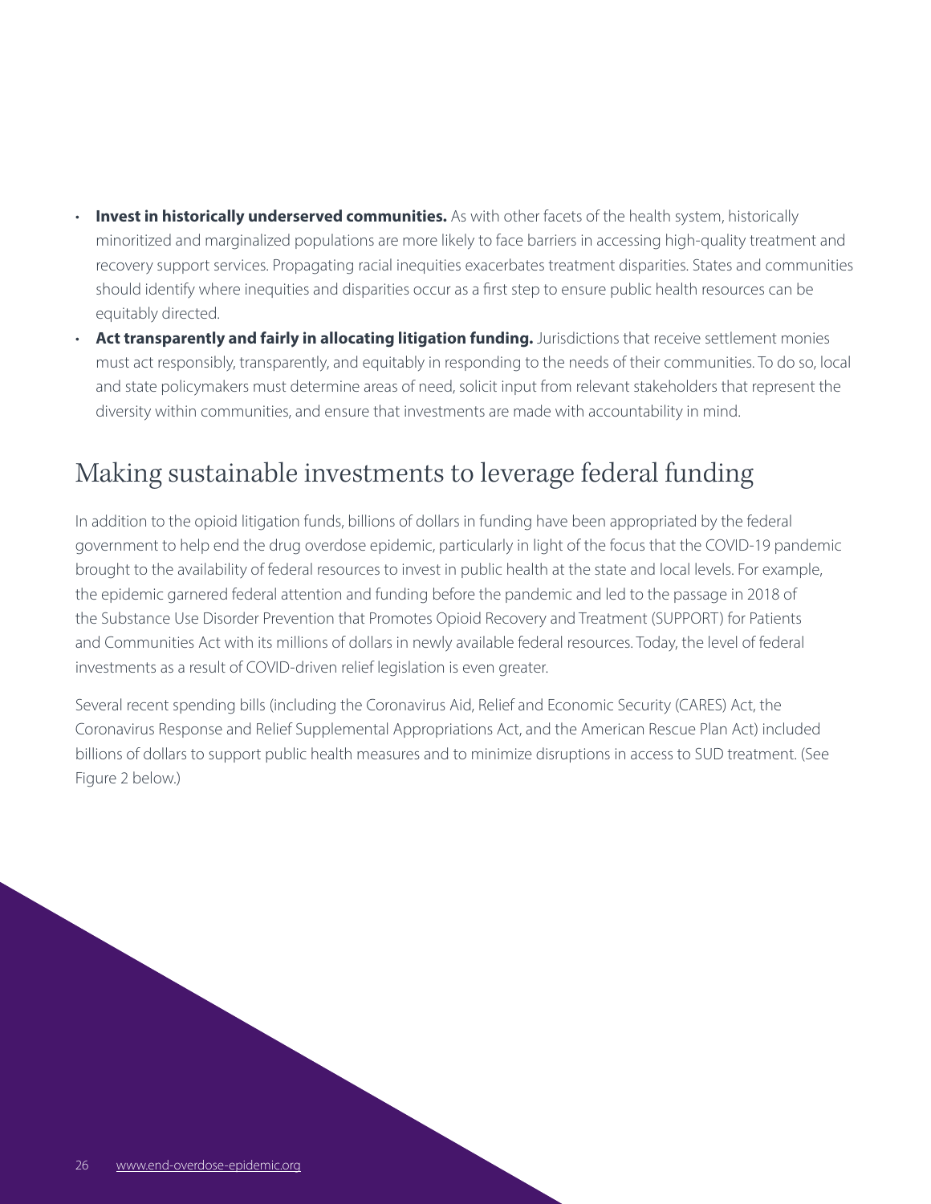- **Invest in historically underserved communities.** As with other facets of the health system, historically minoritized and marginalized populations are more likely to face barriers in accessing high-quality treatment and recovery support services. Propagating racial inequities exacerbates treatment disparities. States and communities should identify where inequities and disparities occur as a first step to ensure public health resources can be equitably directed.
- **Act transparently and fairly in allocating litigation funding.** Jurisdictions that receive settlement monies must act responsibly, transparently, and equitably in responding to the needs of their communities. To do so, local and state policymakers must determine areas of need, solicit input from relevant stakeholders that represent the diversity within communities, and ensure that investments are made with accountability in mind.

## Making sustainable investments to leverage federal funding

In addition to the opioid litigation funds, billions of dollars in funding have been appropriated by the federal government to help end the drug overdose epidemic, particularly in light of the focus that the COVID-19 pandemic brought to the availability of federal resources to invest in public health at the state and local levels. For example, the epidemic garnered federal attention and funding before the pandemic and led to the passage in 2018 of the Substance Use Disorder Prevention that Promotes Opioid Recovery and Treatment (SUPPORT) for Patients and Communities Act with its millions of dollars in newly available federal resources. Today, the level of federal investments as a result of COVID-driven relief legislation is even greater.

Several recent spending bills (including the Coronavirus Aid, Relief and Economic Security (CARES) Act, the Coronavirus Response and Relief Supplemental Appropriations Act, and the American Rescue Plan Act) included billions of dollars to support public health measures and to minimize disruptions in access to SUD treatment. (See Figure 2 below.)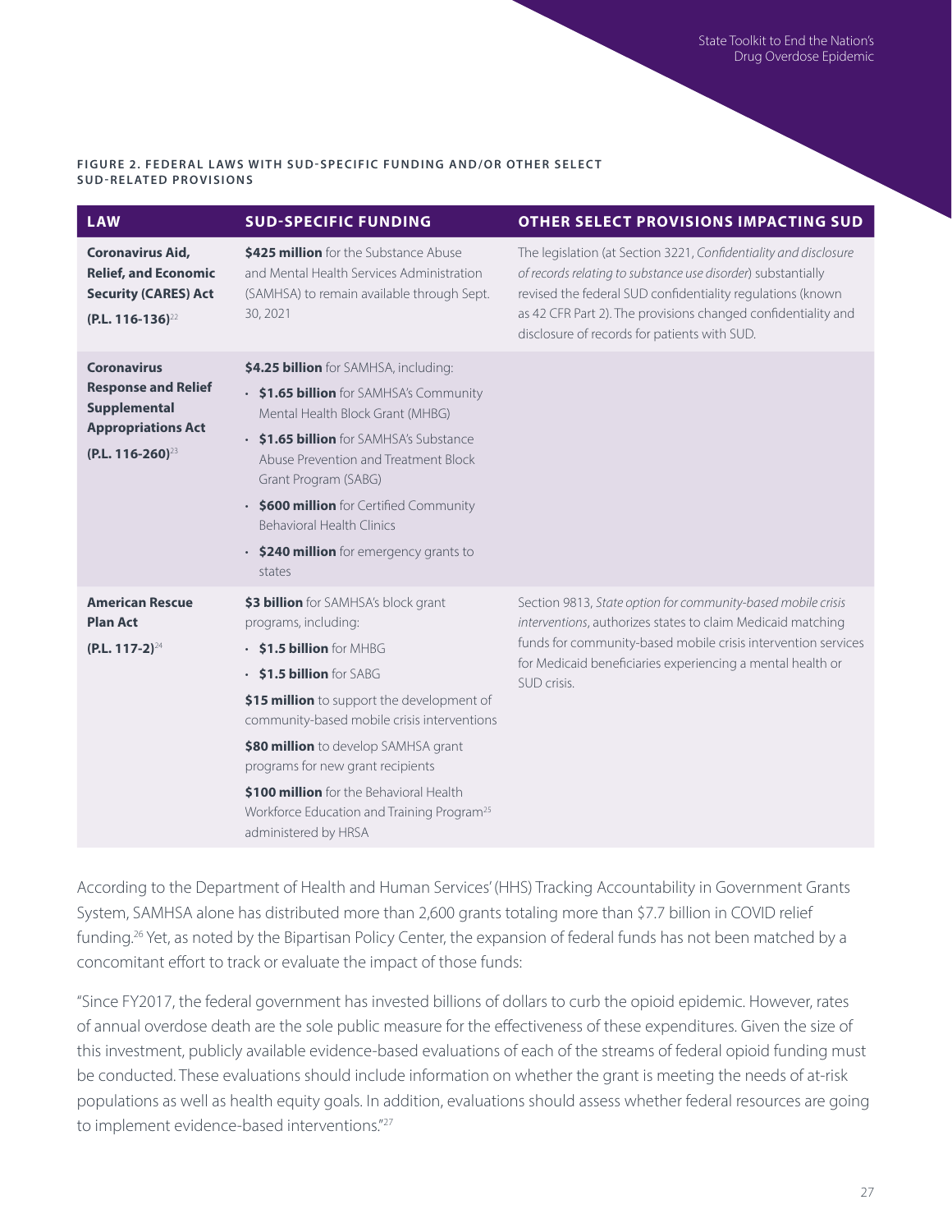**FIGURE 2. FEDERAL LAWS WITH SUD-SPECIFIC FUNDING AND/OR OTHER SELECT SUD-RELATED PROVISIONS**

| LAW | SUD-SPECIFIC FUNDING | OTHER SELECT PROVISIONS IMPACTING SUD |
|---|---|---|
| **Coronavirus Aid, Relief, and Economic Security (CARES) Act (P.L. 116-136)**[22] | **$425 million** for the Substance Abuse and Mental Health Services Administration (SAMHSA) to remain available through Sept. 30, 2021 | The legislation (at Section 3221, *Confidentiality and disclosure of records relating to substance use disorder*) substantially revised the federal SUD confidentiality regulations (known as 42 CFR Part 2). The provisions changed confidentiality and disclosure of records for patients with SUD. |
| **Coronavirus Response and Relief Supplemental Appropriations Act (P.L. 116-260)**[23] | **$4.25 billion** for SAMHSA, including: <br>• **$1.65 billion** for SAMHSA's Community Mental Health Block Grant (MHBG) <br>• **$1.65 billion** for SAMHSA's Substance Abuse Prevention and Treatment Block Grant Program (SABG) <br>• **$600 million** for Certified Community Behavioral Health Clinics <br>• **$240 million** for emergency grants to states | |
| **American Rescue Plan Act (P.L. 117-2)**[24] | **$3 billion** for SAMHSA's block grant programs, including: <br>• **$1.5 billion** for MHBG <br>• **$1.5 billion** for SABG <br>**$15 million** to support the development of community-based mobile crisis interventions <br>**$80 million** to develop SAMHSA grant programs for new grant recipients <br>**$100 million** for the Behavioral Health Workforce Education and Training Program[25] administered by HRSA | Section 9813, *State option for community-based mobile crisis interventions*, authorizes states to claim Medicaid matching funds for community-based mobile crisis intervention services for Medicaid beneficiaries experiencing a mental health or SUD crisis. |

According to the Department of Health and Human Services' (HHS) Tracking Accountability in Government Grants System, SAMHSA alone has distributed more than 2,600 grants totaling more than $7.7 billion in COVID relief funding.[26] Yet, as noted by the Bipartisan Policy Center, the expansion of federal funds has not been matched by a concomitant effort to track or evaluate the impact of those funds:

"Since FY2017, the federal government has invested billions of dollars to curb the opioid epidemic. However, rates of annual overdose death are the sole public measure for the effectiveness of these expenditures. Given the size of this investment, publicly available evidence-based evaluations of each of the streams of federal opioid funding must be conducted. These evaluations should include information on whether the grant is meeting the needs of at-risk populations as well as health equity goals. In addition, evaluations should assess whether federal resources are going to implement evidence-based interventions."[27]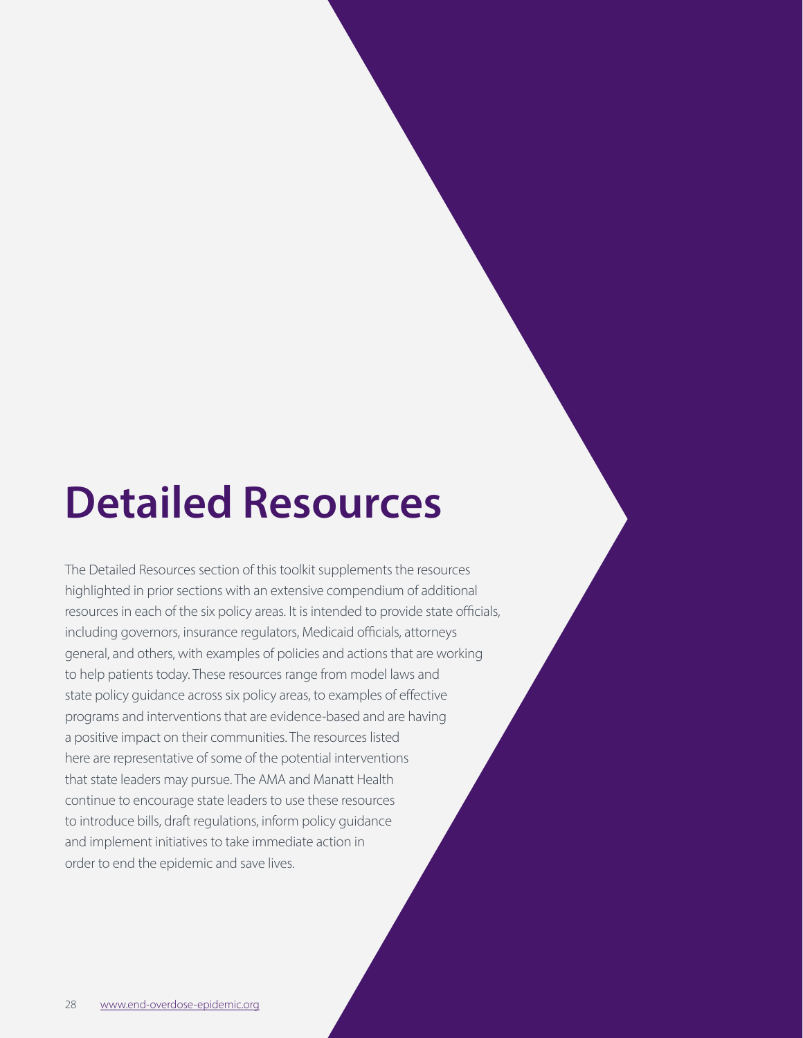# Detailed Resources

The Detailed Resources section of this toolkit supplements the resources highlighted in prior sections with an extensive compendium of additional resources in each of the six policy areas. It is intended to provide state officials, including governors, insurance regulators, Medicaid officials, attorneys general, and others, with examples of policies and actions that are working to help patients today. These resources range from model laws and state policy guidance across six policy areas, to examples of effective programs and interventions that are evidence-based and are having a positive impact on their communities. The resources listed here are representative of some of the potential interventions that state leaders may pursue. The AMA and Manatt Health continue to encourage state leaders to use these resources to introduce bills, draft regulations, inform policy guidance and implement initiatives to take immediate action in order to end the epidemic and save lives.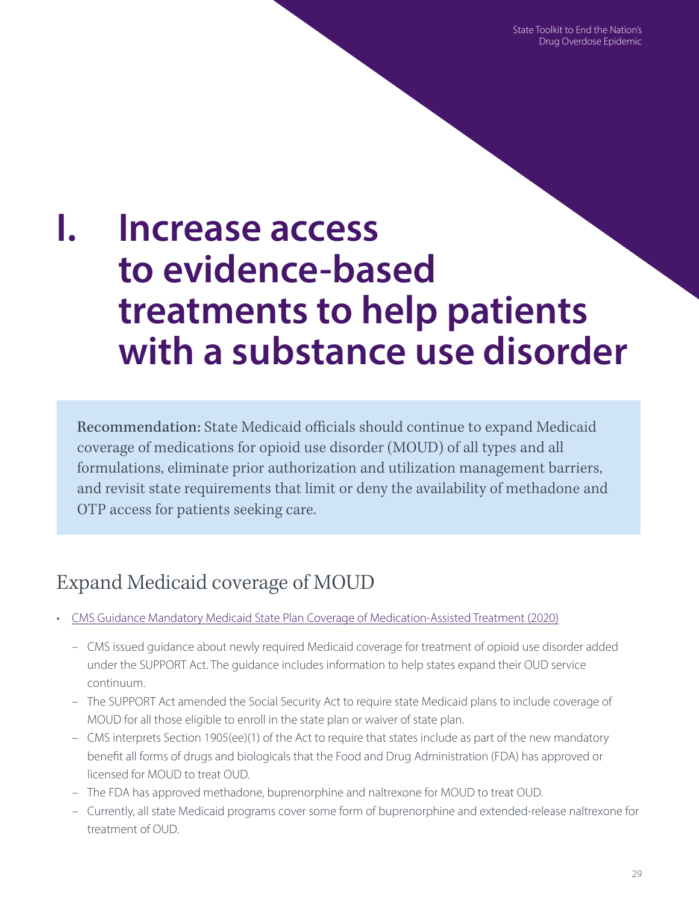# I. Increase access to evidence-based treatments to help patients with a substance use disorder

**Recommendation:** State Medicaid officials should continue to expand Medicaid coverage of medications for opioid use disorder (MOUD) of all types and all formulations, eliminate prior authorization and utilization management barriers, and revisit state requirements that limit or deny the availability of methadone and OTP access for patients seeking care.

## Expand Medicaid coverage of MOUD

- CMS Guidance Mandatory Medicaid State Plan Coverage of Medication-Assisted Treatment (2020)
  - CMS issued guidance about newly required Medicaid coverage for treatment of opioid use disorder added under the SUPPORT Act. The guidance includes information to help states expand their OUD service continuum.
  - The SUPPORT Act amended the Social Security Act to require state Medicaid plans to include coverage of MOUD for all those eligible to enroll in the state plan or waiver of state plan.
  - CMS interprets Section 1905(ee)(1) of the Act to require that states include as part of the new mandatory benefit all forms of drugs and biologicals that the Food and Drug Administration (FDA) has approved or licensed for MOUD to treat OUD.
  - The FDA has approved methadone, buprenorphine and naltrexone for MOUD to treat OUD.
  - Currently, all state Medicaid programs cover some form of buprenorphine and extended-release naltrexone for treatment of OUD.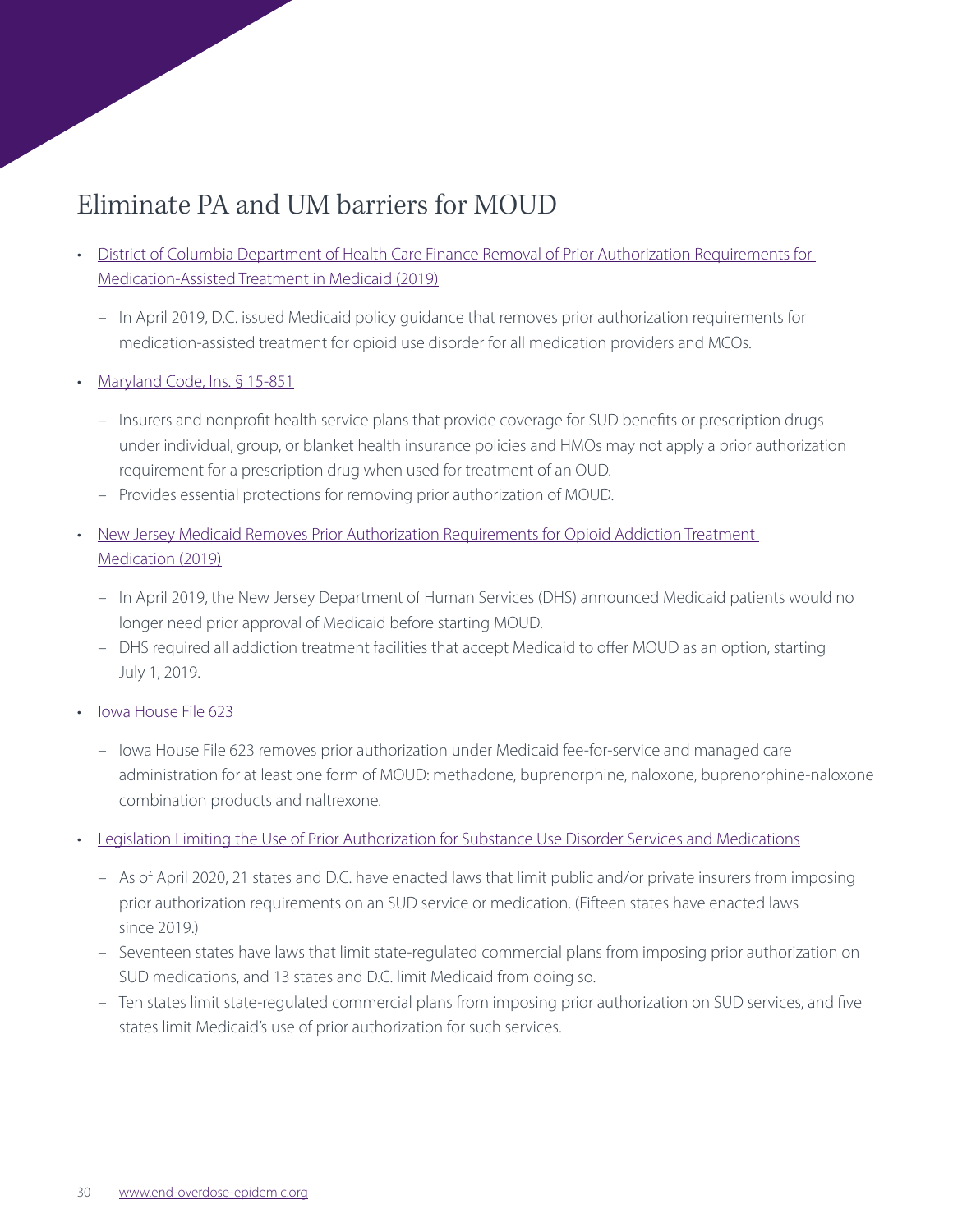## Eliminate PA and UM barriers for MOUD

- District of Columbia Department of Health Care Finance Removal of Prior Authorization Requirements for Medication-Assisted Treatment in Medicaid (2019)
  - In April 2019, D.C. issued Medicaid policy guidance that removes prior authorization requirements for medication-assisted treatment for opioid use disorder for all medication providers and MCOs.
- Maryland Code, Ins. § 15-851
  - Insurers and nonprofit health service plans that provide coverage for SUD benefits or prescription drugs under individual, group, or blanket health insurance policies and HMOs may not apply a prior authorization requirement for a prescription drug when used for treatment of an OUD.
  - Provides essential protections for removing prior authorization of MOUD.
- New Jersey Medicaid Removes Prior Authorization Requirements for Opioid Addiction Treatment Medication (2019)
  - In April 2019, the New Jersey Department of Human Services (DHS) announced Medicaid patients would no longer need prior approval of Medicaid before starting MOUD.
  - DHS required all addiction treatment facilities that accept Medicaid to offer MOUD as an option, starting July 1, 2019.
- Iowa House File 623
  - Iowa House File 623 removes prior authorization under Medicaid fee-for-service and managed care administration for at least one form of MOUD: methadone, buprenorphine, naloxone, buprenorphine-naloxone combination products and naltrexone.
- Legislation Limiting the Use of Prior Authorization for Substance Use Disorder Services and Medications
  - As of April 2020, 21 states and D.C. have enacted laws that limit public and/or private insurers from imposing prior authorization requirements on an SUD service or medication. (Fifteen states have enacted laws since 2019.)
  - Seventeen states have laws that limit state-regulated commercial plans from imposing prior authorization on SUD medications, and 13 states and D.C. limit Medicaid from doing so.
  - Ten states limit state-regulated commercial plans from imposing prior authorization on SUD services, and five states limit Medicaid's use of prior authorization for such services.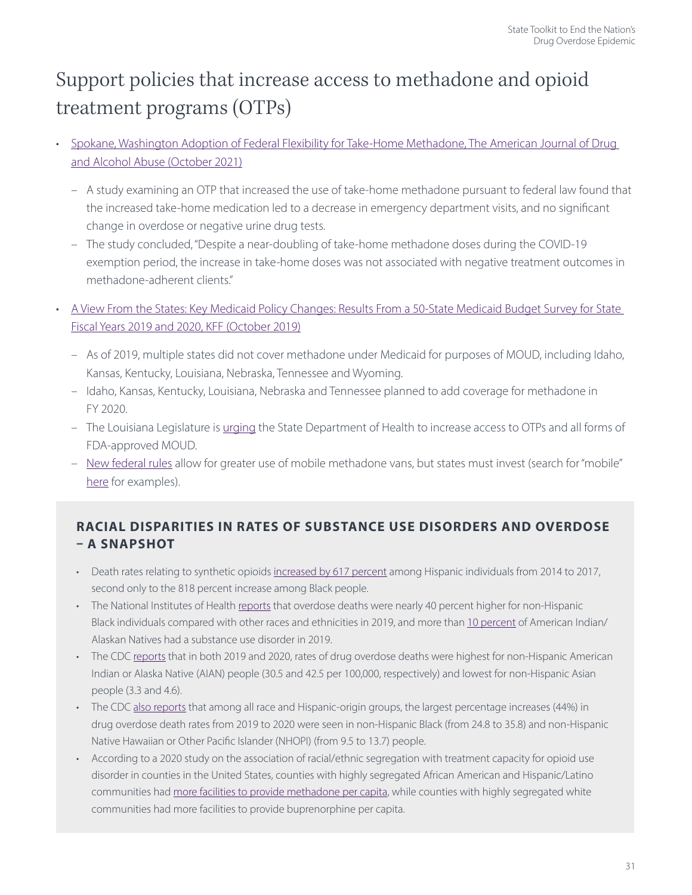# Support policies that increase access to methadone and opioid treatment programs (OTPs)

- Spokane, Washington Adoption of Federal Flexibility for Take-Home Methadone, The American Journal of Drug and Alcohol Abuse (October 2021)
  - A study examining an OTP that increased the use of take-home methadone pursuant to federal law found that the increased take-home medication led to a decrease in emergency department visits, and no significant change in overdose or negative urine drug tests.
  - The study concluded, "Despite a near-doubling of take-home methadone doses during the COVID-19 exemption period, the increase in take-home doses was not associated with negative treatment outcomes in methadone-adherent clients."
- A View From the States: Key Medicaid Policy Changes: Results From a 50-State Medicaid Budget Survey for State Fiscal Years 2019 and 2020, KFF (October 2019)
  - As of 2019, multiple states did not cover methadone under Medicaid for purposes of MOUD, including Idaho, Kansas, Kentucky, Louisiana, Nebraska, Tennessee and Wyoming.
  - Idaho, Kansas, Kentucky, Louisiana, Nebraska and Tennessee planned to add coverage for methadone in FY 2020.
  - The Louisiana Legislature is urging the State Department of Health to increase access to OTPs and all forms of FDA-approved MOUD.
  - New federal rules allow for greater use of mobile methadone vans, but states must invest (search for "mobile" here for examples).

## RACIAL DISPARITIES IN RATES OF SUBSTANCE USE DISORDERS AND OVERDOSE – A SNAPSHOT

- Death rates relating to synthetic opioids increased by 617 percent among Hispanic individuals from 2014 to 2017, second only to the 818 percent increase among Black people.
- The National Institutes of Health reports that overdose deaths were nearly 40 percent higher for non-Hispanic Black individuals compared with other races and ethnicities in 2019, and more than 10 percent of American Indian/Alaskan Natives had a substance use disorder in 2019.
- The CDC reports that in both 2019 and 2020, rates of drug overdose deaths were highest for non-Hispanic American Indian or Alaska Native (AIAN) people (30.5 and 42.5 per 100,000, respectively) and lowest for non-Hispanic Asian people (3.3 and 4.6).
- The CDC also reports that among all race and Hispanic-origin groups, the largest percentage increases (44%) in drug overdose death rates from 2019 to 2020 were seen in non-Hispanic Black (from 24.8 to 35.8) and non-Hispanic Native Hawaiian or Other Pacific Islander (NHOPI) (from 9.5 to 13.7) people.
- According to a 2020 study on the association of racial/ethnic segregation with treatment capacity for opioid use disorder in counties in the United States, counties with highly segregated African American and Hispanic/Latino communities had more facilities to provide methadone per capita, while counties with highly segregated white communities had more facilities to provide buprenorphine per capita.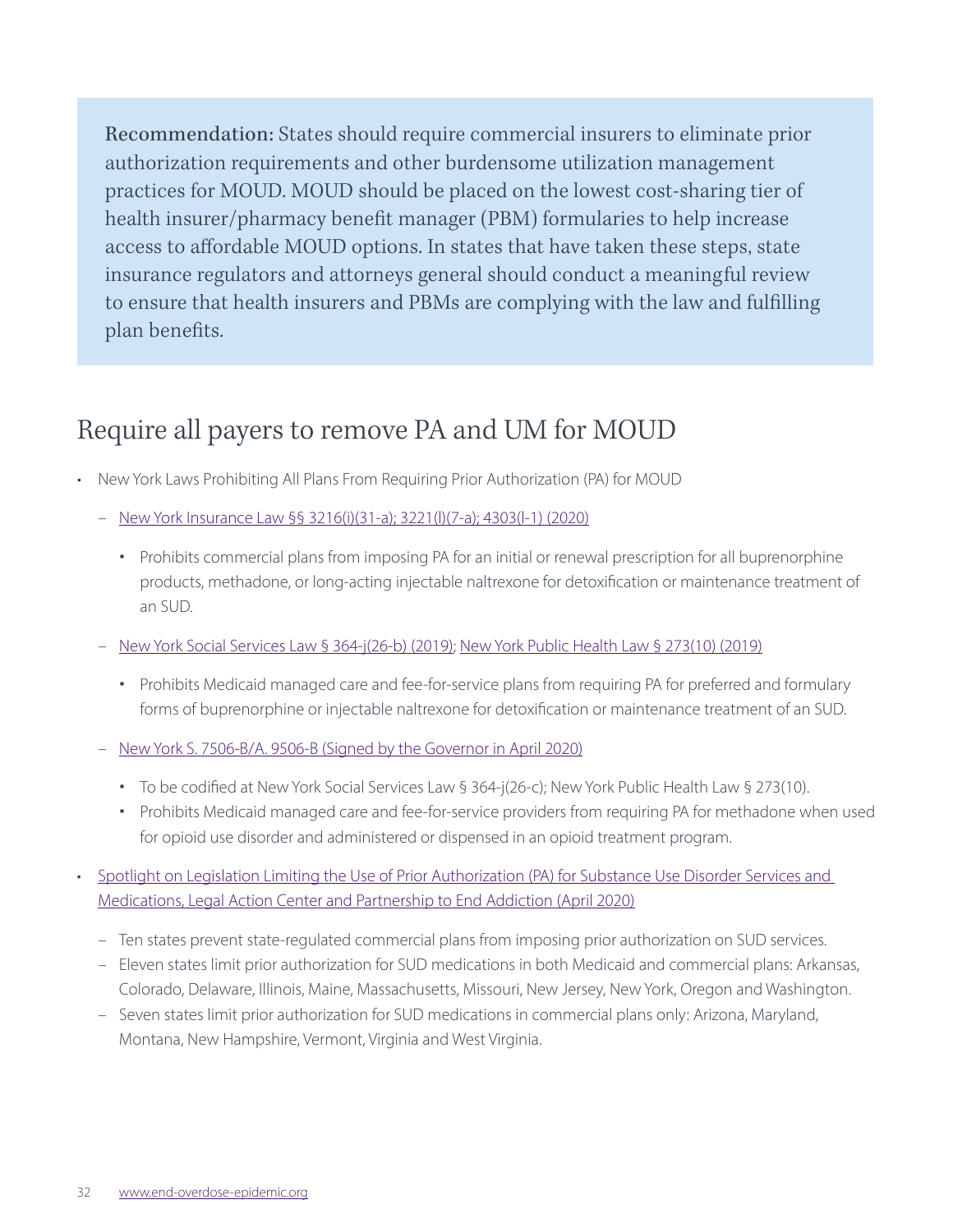**Recommendation:** States should require commercial insurers to eliminate prior authorization requirements and other burdensome utilization management practices for MOUD. MOUD should be placed on the lowest cost-sharing tier of health insurer/pharmacy benefit manager (PBM) formularies to help increase access to affordable MOUD options. In states that have taken these steps, state insurance regulators and attorneys general should conduct a meaningful review to ensure that health insurers and PBMs are complying with the law and fulfilling plan benefits.

## Require all payers to remove PA and UM for MOUD

- New York Laws Prohibiting All Plans From Requiring Prior Authorization (PA) for MOUD
  - New York Insurance Law §§ 3216(i)(31-a); 3221(l)(7-a); 4303(l-1) (2020)
    - Prohibits commercial plans from imposing PA for an initial or renewal prescription for all buprenorphine products, methadone, or long-acting injectable naltrexone for detoxification or maintenance treatment of an SUD.
  - New York Social Services Law § 364-j(26-b) (2019); New York Public Health Law § 273(10) (2019)
    - Prohibits Medicaid managed care and fee-for-service plans from requiring PA for preferred and formulary forms of buprenorphine or injectable naltrexone for detoxification or maintenance treatment of an SUD.
  - New York S. 7506-B/A. 9506-B (Signed by the Governor in April 2020)
    - To be codified at New York Social Services Law § 364-j(26-c); New York Public Health Law § 273(10).
    - Prohibits Medicaid managed care and fee-for-service providers from requiring PA for methadone when used for opioid use disorder and administered or dispensed in an opioid treatment program.
- Spotlight on Legislation Limiting the Use of Prior Authorization (PA) for Substance Use Disorder Services and Medications, Legal Action Center and Partnership to End Addiction (April 2020)
  - Ten states prevent state-regulated commercial plans from imposing prior authorization on SUD services.
  - Eleven states limit prior authorization for SUD medications in both Medicaid and commercial plans: Arkansas, Colorado, Delaware, Illinois, Maine, Massachusetts, Missouri, New Jersey, New York, Oregon and Washington.
  - Seven states limit prior authorization for SUD medications in commercial plans only: Arizona, Maryland, Montana, New Hampshire, Vermont, Virginia and West Virginia.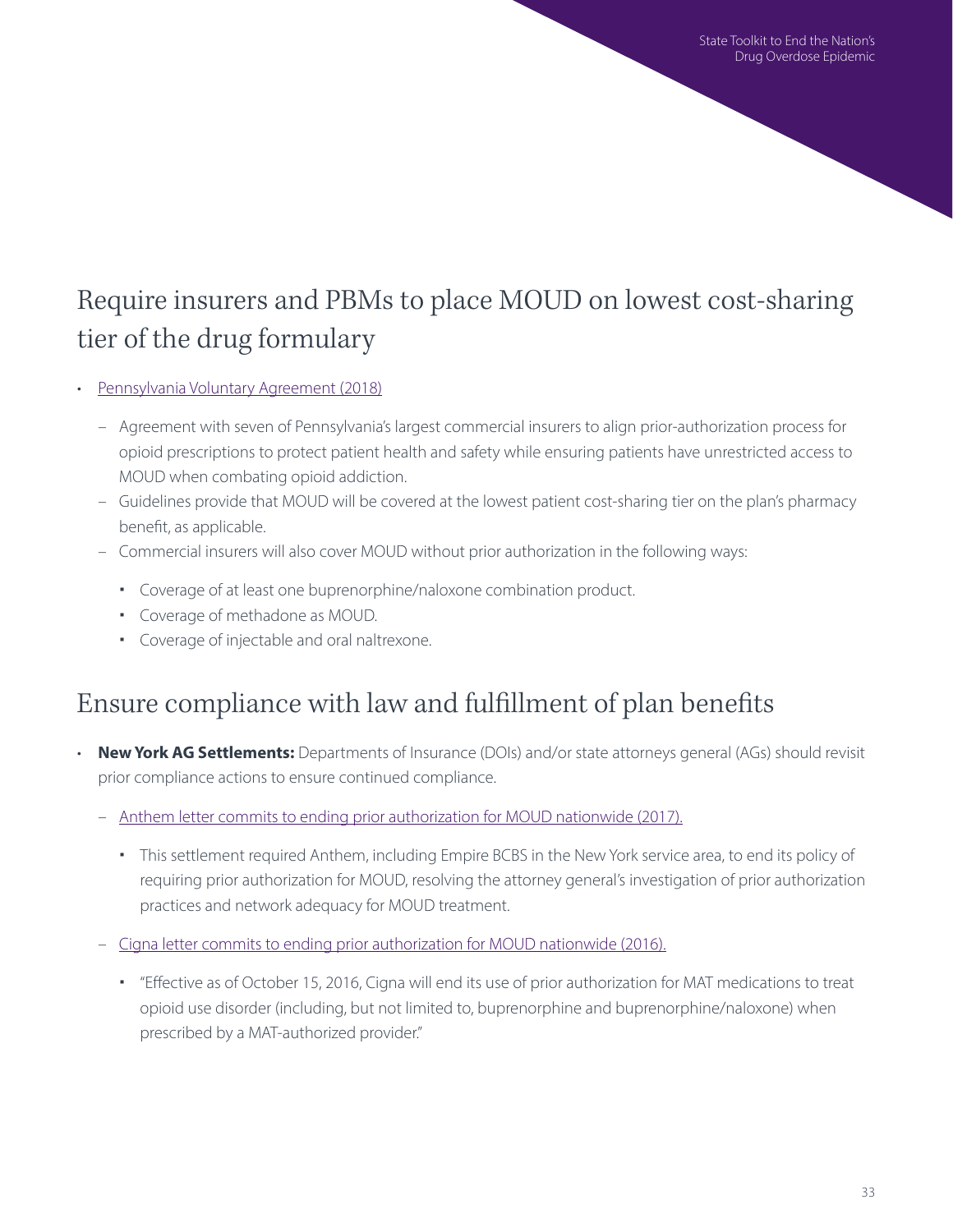## Require insurers and PBMs to place MOUD on lowest cost-sharing tier of the drug formulary

- Pennsylvania Voluntary Agreement (2018)
  - Agreement with seven of Pennsylvania's largest commercial insurers to align prior-authorization process for opioid prescriptions to protect patient health and safety while ensuring patients have unrestricted access to MOUD when combating opioid addiction.
  - Guidelines provide that MOUD will be covered at the lowest patient cost-sharing tier on the plan's pharmacy benefit, as applicable.
  - Commercial insurers will also cover MOUD without prior authorization in the following ways:
    - Coverage of at least one buprenorphine/naloxone combination product.
    - Coverage of methadone as MOUD.
    - Coverage of injectable and oral naltrexone.

## Ensure compliance with law and fulfillment of plan benefits

- **New York AG Settlements:** Departments of Insurance (DOIs) and/or state attorneys general (AGs) should revisit prior compliance actions to ensure continued compliance.
  - Anthem letter commits to ending prior authorization for MOUD nationwide (2017).
    - This settlement required Anthem, including Empire BCBS in the New York service area, to end its policy of requiring prior authorization for MOUD, resolving the attorney general's investigation of prior authorization practices and network adequacy for MOUD treatment.
  - Cigna letter commits to ending prior authorization for MOUD nationwide (2016).
    - "Effective as of October 15, 2016, Cigna will end its use of prior authorization for MAT medications to treat opioid use disorder (including, but not limited to, buprenorphine and buprenorphine/naloxone) when prescribed by a MAT-authorized provider."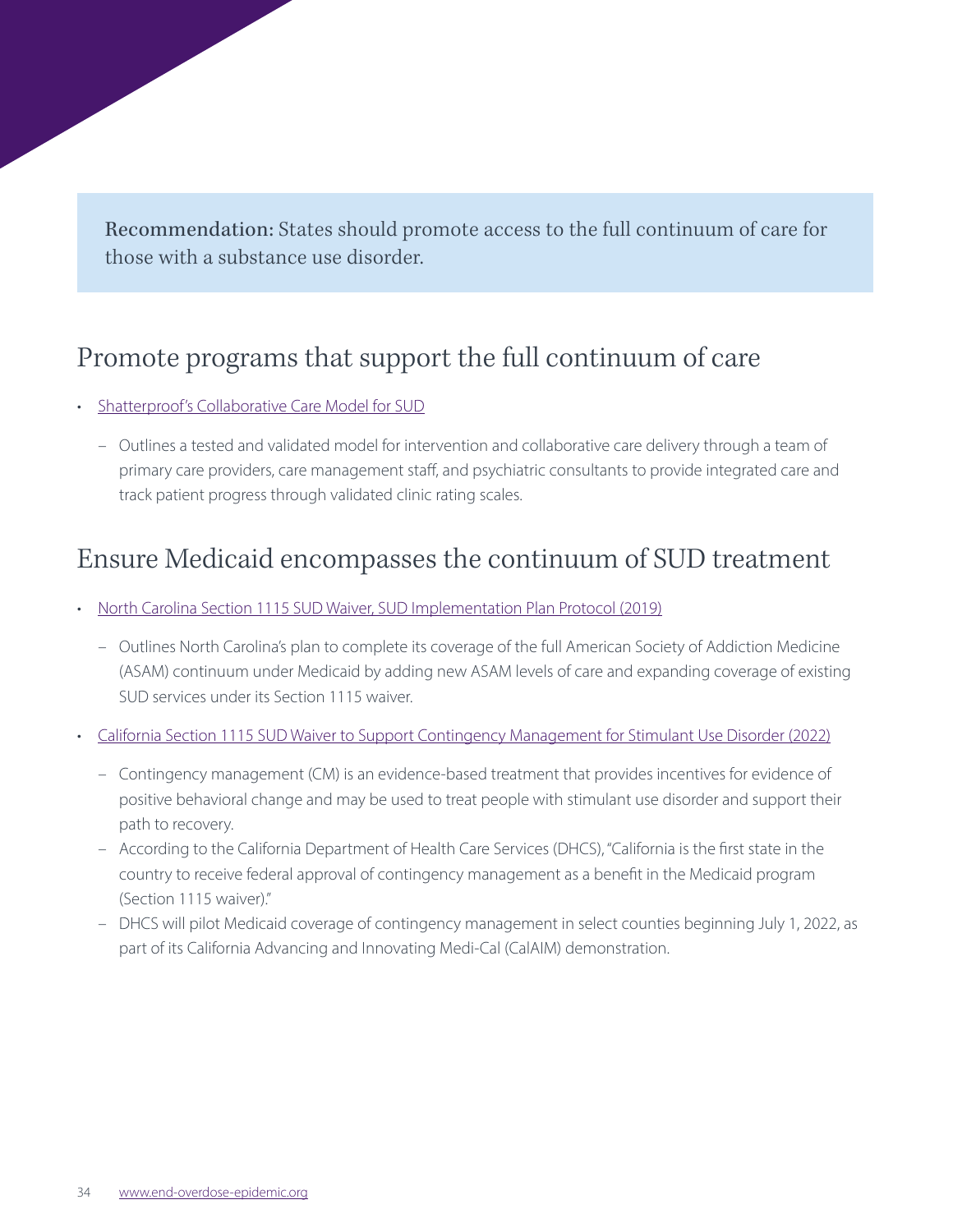**Recommendation:** States should promote access to the full continuum of care for those with a substance use disorder.

## Promote programs that support the full continuum of care

- Shatterproof's Collaborative Care Model for SUD
  - Outlines a tested and validated model for intervention and collaborative care delivery through a team of primary care providers, care management staff, and psychiatric consultants to provide integrated care and track patient progress through validated clinic rating scales.

## Ensure Medicaid encompasses the continuum of SUD treatment

- North Carolina Section 1115 SUD Waiver, SUD Implementation Plan Protocol (2019)
  - Outlines North Carolina's plan to complete its coverage of the full American Society of Addiction Medicine (ASAM) continuum under Medicaid by adding new ASAM levels of care and expanding coverage of existing SUD services under its Section 1115 waiver.
- California Section 1115 SUD Waiver to Support Contingency Management for Stimulant Use Disorder (2022)
  - Contingency management (CM) is an evidence-based treatment that provides incentives for evidence of positive behavioral change and may be used to treat people with stimulant use disorder and support their path to recovery.
  - According to the California Department of Health Care Services (DHCS), "California is the first state in the country to receive federal approval of contingency management as a benefit in the Medicaid program (Section 1115 waiver)."
  - DHCS will pilot Medicaid coverage of contingency management in select counties beginning July 1, 2022, as part of its California Advancing and Innovating Medi-Cal (CalAIM) demonstration.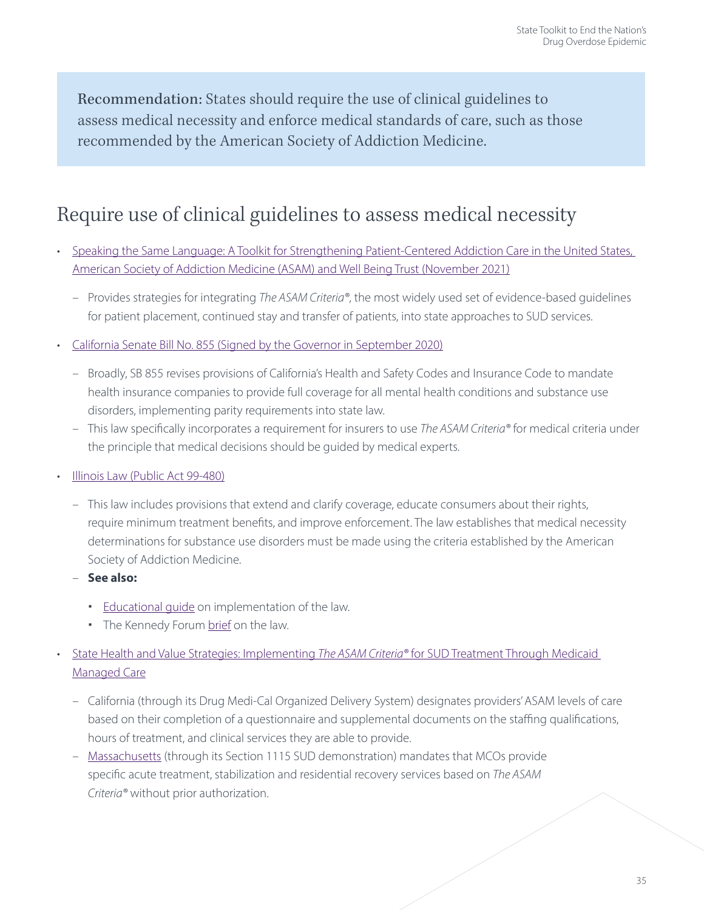**Recommendation:** States should require the use of clinical guidelines to assess medical necessity and enforce medical standards of care, such as those recommended by the American Society of Addiction Medicine.

## Require use of clinical guidelines to assess medical necessity

- Speaking the Same Language: A Toolkit for Strengthening Patient-Centered Addiction Care in the United States, American Society of Addiction Medicine (ASAM) and Well Being Trust (November 2021)
  - Provides strategies for integrating *The ASAM Criteria®*, the most widely used set of evidence-based guidelines for patient placement, continued stay and transfer of patients, into state approaches to SUD services.
- California Senate Bill No. 855 (Signed by the Governor in September 2020)
  - Broadly, SB 855 revises provisions of California's Health and Safety Codes and Insurance Code to mandate health insurance companies to provide full coverage for all mental health conditions and substance use disorders, implementing parity requirements into state law.
  - This law specifically incorporates a requirement for insurers to use *The ASAM Criteria®* for medical criteria under the principle that medical decisions should be guided by medical experts.
- Illinois Law (Public Act 99-480)
  - This law includes provisions that extend and clarify coverage, educate consumers about their rights, require minimum treatment benefits, and improve enforcement. The law establishes that medical necessity determinations for substance use disorders must be made using the criteria established by the American Society of Addiction Medicine.
  - **See also:**
    - Educational guide on implementation of the law.
    - The Kennedy Forum brief on the law.
- State Health and Value Strategies: Implementing *The ASAM Criteria®* for SUD Treatment Through Medicaid Managed Care
  - California (through its Drug Medi-Cal Organized Delivery System) designates providers' ASAM levels of care based on their completion of a questionnaire and supplemental documents on the staffing qualifications, hours of treatment, and clinical services they are able to provide.
  - Massachusetts (through its Section 1115 SUD demonstration) mandates that MCOs provide specific acute treatment, stabilization and residential recovery services based on *The ASAM Criteria®* without prior authorization.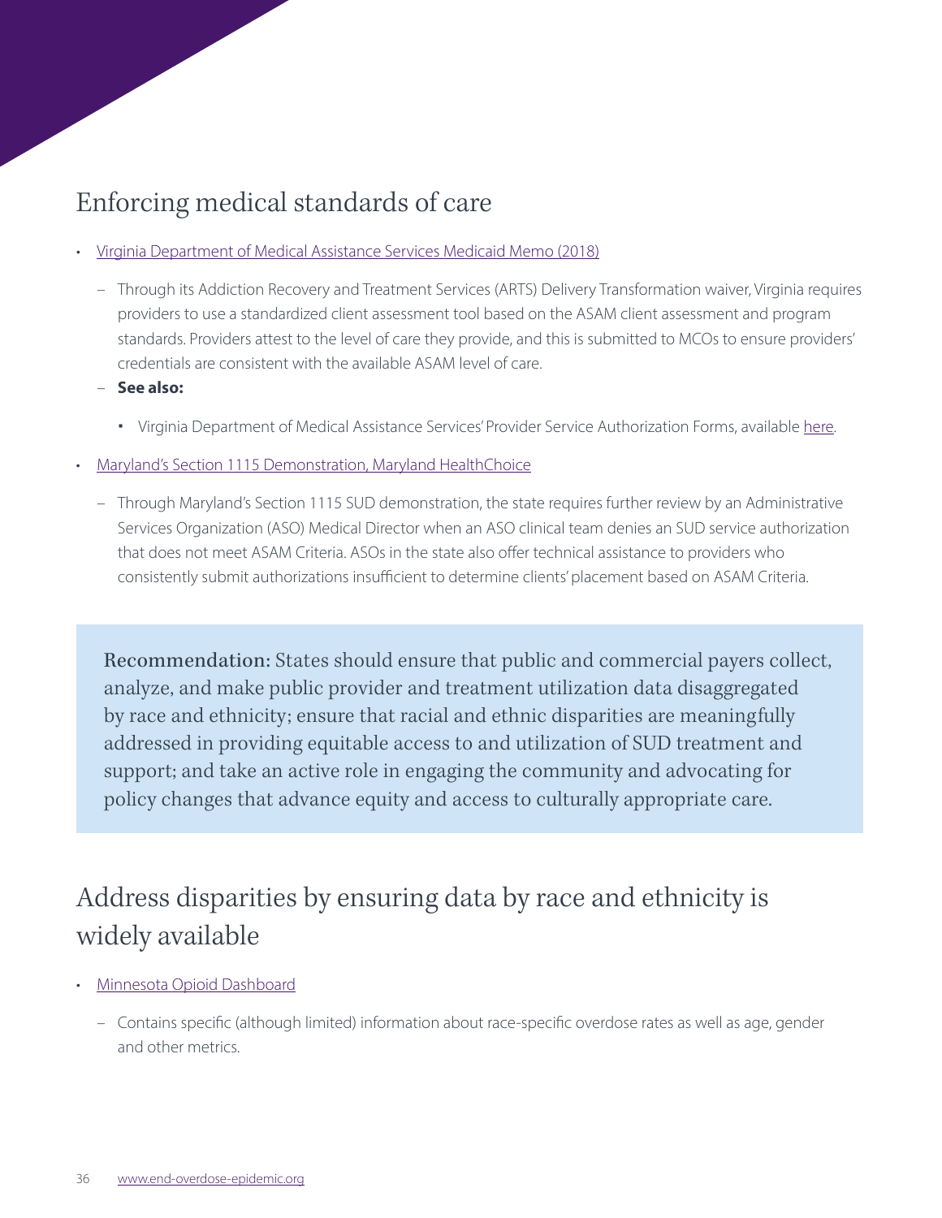## Enforcing medical standards of care

- Virginia Department of Medical Assistance Services Medicaid Memo (2018)
  - Through its Addiction Recovery and Treatment Services (ARTS) Delivery Transformation waiver, Virginia requires providers to use a standardized client assessment tool based on the ASAM client assessment and program standards. Providers attest to the level of care they provide, and this is submitted to MCOs to ensure providers' credentials are consistent with the available ASAM level of care.
  - **See also:**
    - Virginia Department of Medical Assistance Services' Provider Service Authorization Forms, available here.
- Maryland's Section 1115 Demonstration, Maryland HealthChoice
  - Through Maryland's Section 1115 SUD demonstration, the state requires further review by an Administrative Services Organization (ASO) Medical Director when an ASO clinical team denies an SUD service authorization that does not meet ASAM Criteria. ASOs in the state also offer technical assistance to providers who consistently submit authorizations insufficient to determine clients' placement based on ASAM Criteria.

> Recommendation: States should ensure that public and commercial payers collect, analyze, and make public provider and treatment utilization data disaggregated by race and ethnicity; ensure that racial and ethnic disparities are meaningfully addressed in providing equitable access to and utilization of SUD treatment and support; and take an active role in engaging the community and advocating for policy changes that advance equity and access to culturally appropriate care.

## Address disparities by ensuring data by race and ethnicity is widely available

- Minnesota Opioid Dashboard
  - Contains specific (although limited) information about race-specific overdose rates as well as age, gender and other metrics.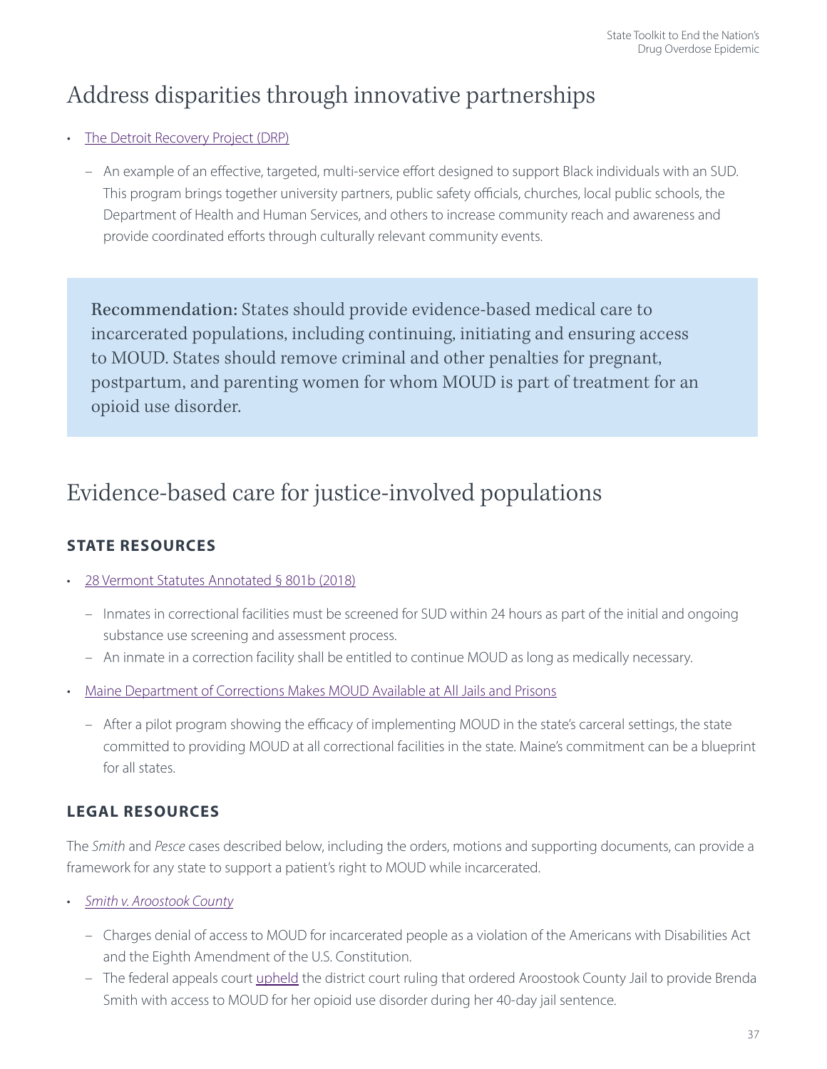## Address disparities through innovative partnerships

- The Detroit Recovery Project (DRP)
  - An example of an effective, targeted, multi-service effort designed to support Black individuals with an SUD. This program brings together university partners, public safety officials, churches, local public schools, the Department of Health and Human Services, and others to increase community reach and awareness and provide coordinated efforts through culturally relevant community events.

> **Recommendation:** States should provide evidence-based medical care to incarcerated populations, including continuing, initiating and ensuring access to MOUD. States should remove criminal and other penalties for pregnant, postpartum, and parenting women for whom MOUD is part of treatment for an opioid use disorder.

## Evidence-based care for justice-involved populations

### STATE RESOURCES

- 28 Vermont Statutes Annotated § 801b (2018)
  - Inmates in correctional facilities must be screened for SUD within 24 hours as part of the initial and ongoing substance use screening and assessment process.
  - An inmate in a correction facility shall be entitled to continue MOUD as long as medically necessary.
- Maine Department of Corrections Makes MOUD Available at All Jails and Prisons
  - After a pilot program showing the efficacy of implementing MOUD in the state's carceral settings, the state committed to providing MOUD at all correctional facilities in the state. Maine's commitment can be a blueprint for all states.

### LEGAL RESOURCES

The *Smith* and *Pesce* cases described below, including the orders, motions and supporting documents, can provide a framework for any state to support a patient's right to MOUD while incarcerated.

- *Smith v. Aroostook County*
  - Charges denial of access to MOUD for incarcerated people as a violation of the Americans with Disabilities Act and the Eighth Amendment of the U.S. Constitution.
  - The federal appeals court upheld the district court ruling that ordered Aroostook County Jail to provide Brenda Smith with access to MOUD for her opioid use disorder during her 40-day jail sentence.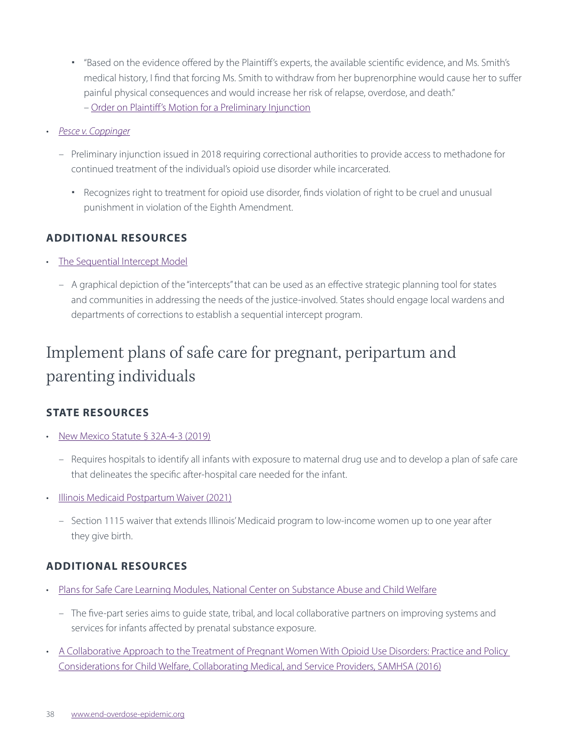- "Based on the evidence offered by the Plaintiff's experts, the available scientific evidence, and Ms. Smith's medical history, I find that forcing Ms. Smith to withdraw from her buprenorphine would cause her to suffer painful physical consequences and would increase her risk of relapse, overdose, and death." – Order on Plaintiff's Motion for a Preliminary Injunction

- *Pesce v. Coppinger*
  - Preliminary injunction issued in 2018 requiring correctional authorities to provide access to methadone for continued treatment of the individual's opioid use disorder while incarcerated.
    - Recognizes right to treatment for opioid use disorder, finds violation of right to be cruel and unusual punishment in violation of the Eighth Amendment.

### ADDITIONAL RESOURCES

- The Sequential Intercept Model
  - A graphical depiction of the "intercepts" that can be used as an effective strategic planning tool for states and communities in addressing the needs of the justice-involved. States should engage local wardens and departments of corrections to establish a sequential intercept program.

## Implement plans of safe care for pregnant, peripartum and parenting individuals

### STATE RESOURCES

- New Mexico Statute § 32A-4-3 (2019)
  - Requires hospitals to identify all infants with exposure to maternal drug use and to develop a plan of safe care that delineates the specific after-hospital care needed for the infant.
- Illinois Medicaid Postpartum Waiver (2021)
  - Section 1115 waiver that extends Illinois' Medicaid program to low-income women up to one year after they give birth.

### ADDITIONAL RESOURCES

- Plans for Safe Care Learning Modules, National Center on Substance Abuse and Child Welfare
  - The five-part series aims to guide state, tribal, and local collaborative partners on improving systems and services for infants affected by prenatal substance exposure.
- A Collaborative Approach to the Treatment of Pregnant Women With Opioid Use Disorders: Practice and Policy Considerations for Child Welfare, Collaborating Medical, and Service Providers, SAMHSA (2016)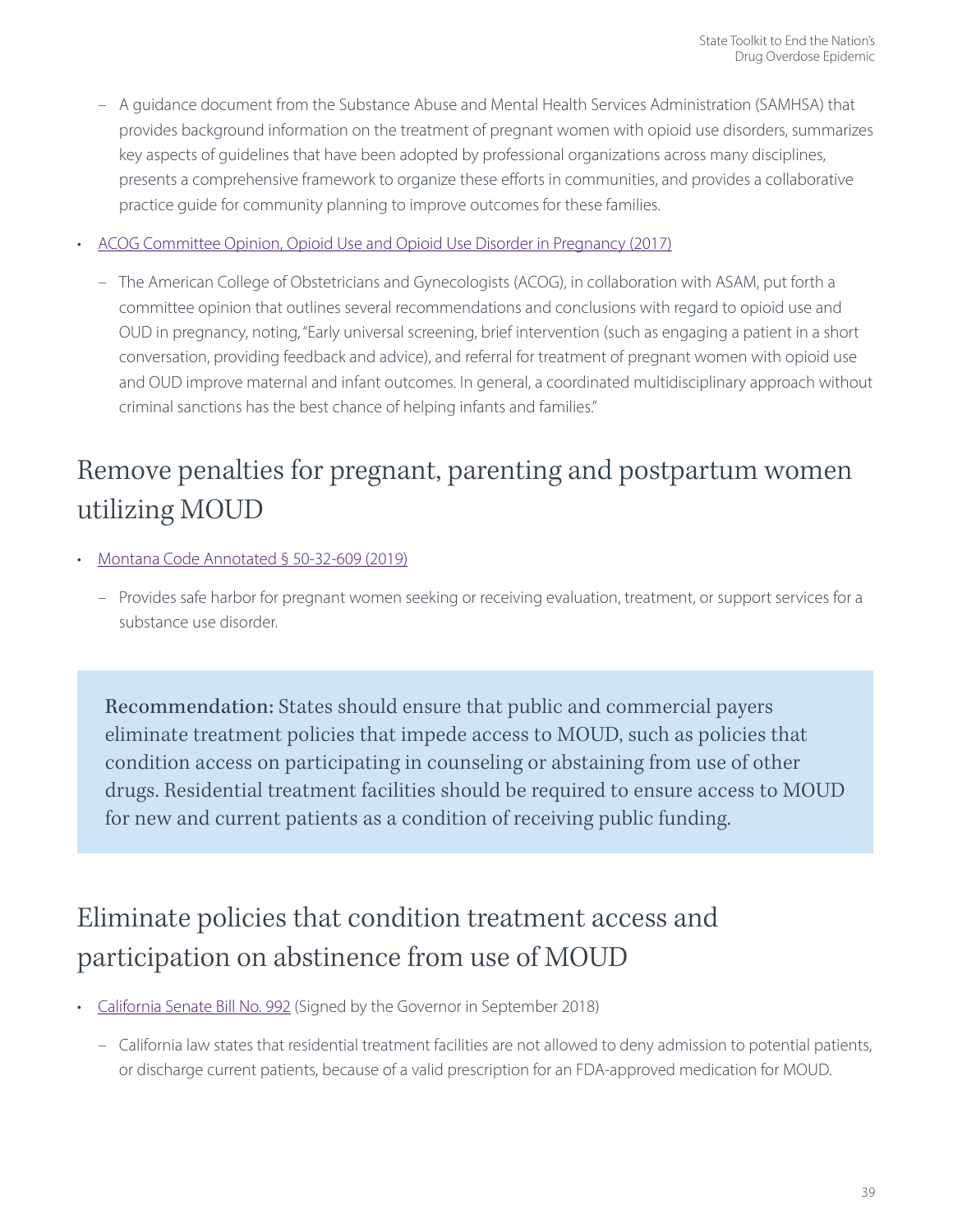- A guidance document from the Substance Abuse and Mental Health Services Administration (SAMHSA) that provides background information on the treatment of pregnant women with opioid use disorders, summarizes key aspects of guidelines that have been adopted by professional organizations across many disciplines, presents a comprehensive framework to organize these efforts in communities, and provides a collaborative practice guide for community planning to improve outcomes for these families.

- ACOG Committee Opinion, Opioid Use and Opioid Use Disorder in Pregnancy (2017)
  - The American College of Obstetricians and Gynecologists (ACOG), in collaboration with ASAM, put forth a committee opinion that outlines several recommendations and conclusions with regard to opioid use and OUD in pregnancy, noting, "Early universal screening, brief intervention (such as engaging a patient in a short conversation, providing feedback and advice), and referral for treatment of pregnant women with opioid use and OUD improve maternal and infant outcomes. In general, a coordinated multidisciplinary approach without criminal sanctions has the best chance of helping infants and families."

## Remove penalties for pregnant, parenting and postpartum women utilizing MOUD

- Montana Code Annotated § 50-32-609 (2019)
  - Provides safe harbor for pregnant women seeking or receiving evaluation, treatment, or support services for a substance use disorder.

**Recommendation:** States should ensure that public and commercial payers eliminate treatment policies that impede access to MOUD, such as policies that condition access on participating in counseling or abstaining from use of other drugs. Residential treatment facilities should be required to ensure access to MOUD for new and current patients as a condition of receiving public funding.

## Eliminate policies that condition treatment access and participation on abstinence from use of MOUD

- California Senate Bill No. 992 (Signed by the Governor in September 2018)
  - California law states that residential treatment facilities are not allowed to deny admission to potential patients, or discharge current patients, because of a valid prescription for an FDA-approved medication for MOUD.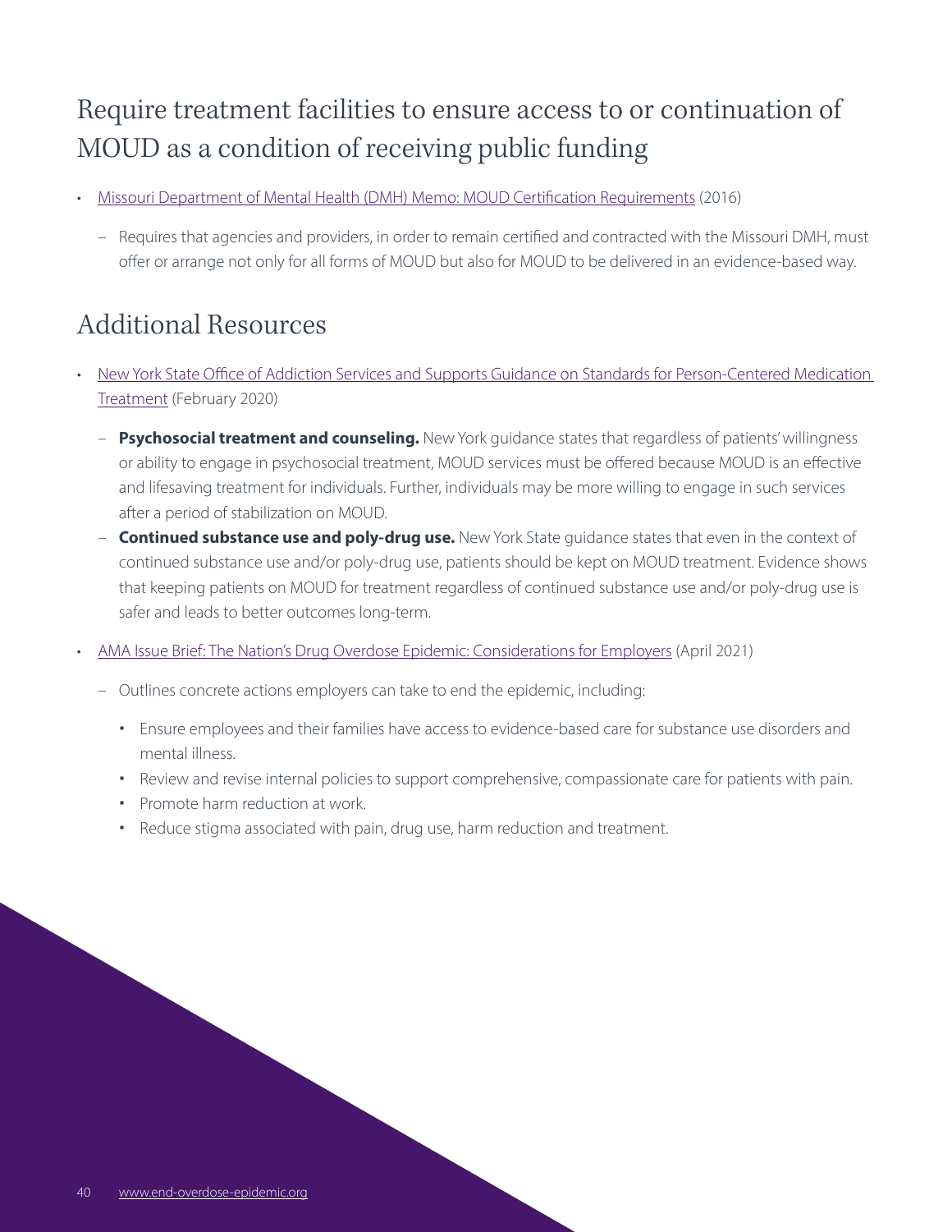## Require treatment facilities to ensure access to or continuation of MOUD as a condition of receiving public funding

- Missouri Department of Mental Health (DMH) Memo: MOUD Certification Requirements (2016)
  - Requires that agencies and providers, in order to remain certified and contracted with the Missouri DMH, must offer or arrange not only for all forms of MOUD but also for MOUD to be delivered in an evidence-based way.

## Additional Resources

- New York State Office of Addiction Services and Supports Guidance on Standards for Person-Centered Medication Treatment (February 2020)
  - **Psychosocial treatment and counseling.** New York guidance states that regardless of patients' willingness or ability to engage in psychosocial treatment, MOUD services must be offered because MOUD is an effective and lifesaving treatment for individuals. Further, individuals may be more willing to engage in such services after a period of stabilization on MOUD.
  - **Continued substance use and poly-drug use.** New York State guidance states that even in the context of continued substance use and/or poly-drug use, patients should be kept on MOUD treatment. Evidence shows that keeping patients on MOUD for treatment regardless of continued substance use and/or poly-drug use is safer and leads to better outcomes long-term.
- AMA Issue Brief: The Nation's Drug Overdose Epidemic: Considerations for Employers (April 2021)
  - Outlines concrete actions employers can take to end the epidemic, including:
    - Ensure employees and their families have access to evidence-based care for substance use disorders and mental illness.
    - Review and revise internal policies to support comprehensive, compassionate care for patients with pain.
    - Promote harm reduction at work.
    - Reduce stigma associated with pain, drug use, harm reduction and treatment.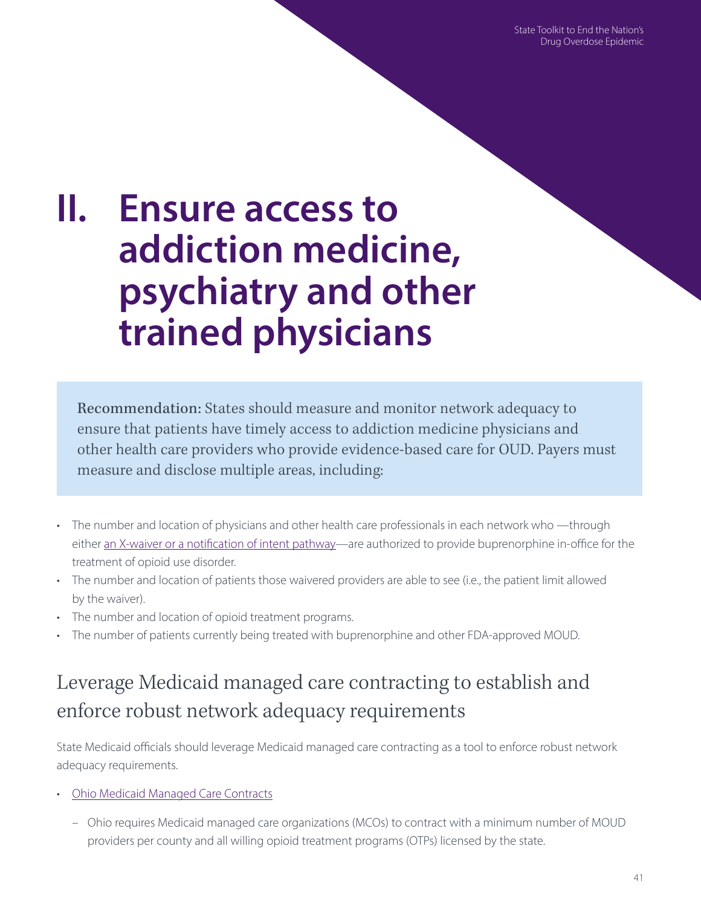# II. Ensure access to addiction medicine, psychiatry and other trained physicians

**Recommendation:** States should measure and monitor network adequacy to ensure that patients have timely access to addiction medicine physicians and other health care providers who provide evidence-based care for OUD. Payers must measure and disclose multiple areas, including:

- The number and location of physicians and other health care professionals in each network who —through either an X-waiver or a notification of intent pathway—are authorized to provide buprenorphine in-office for the treatment of opioid use disorder.
- The number and location of patients those waivered providers are able to see (i.e., the patient limit allowed by the waiver).
- The number and location of opioid treatment programs.
- The number of patients currently being treated with buprenorphine and other FDA-approved MOUD.

## Leverage Medicaid managed care contracting to establish and enforce robust network adequacy requirements

State Medicaid officials should leverage Medicaid managed care contracting as a tool to enforce robust network adequacy requirements.

- Ohio Medicaid Managed Care Contracts
  - Ohio requires Medicaid managed care organizations (MCOs) to contract with a minimum number of MOUD providers per county and all willing opioid treatment programs (OTPs) licensed by the state.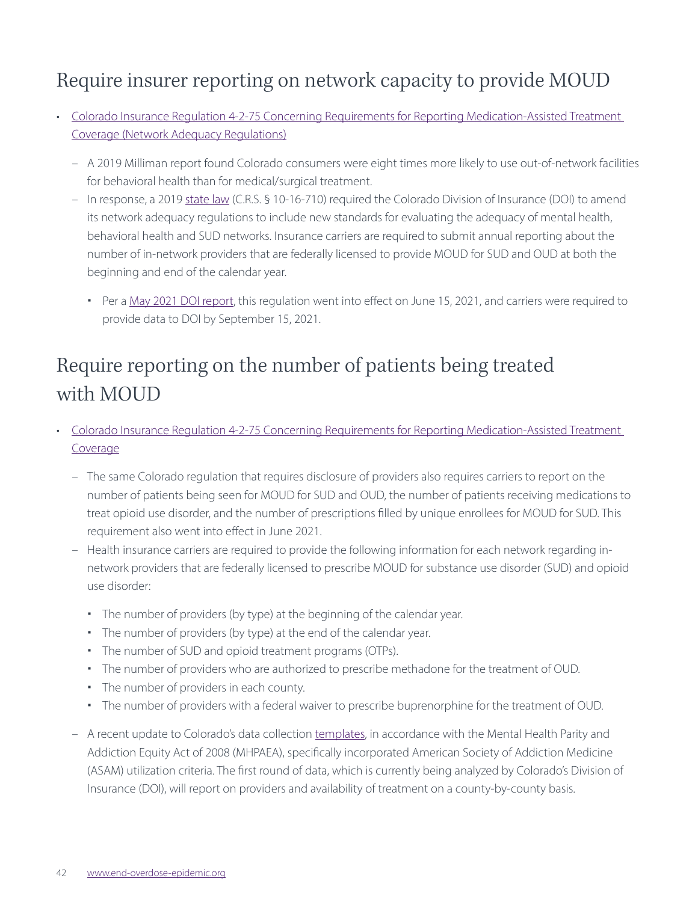## Require insurer reporting on network capacity to provide MOUD

- [Colorado Insurance Regulation 4-2-75 Concerning Requirements for Reporting Medication-Assisted Treatment Coverage (Network Adequacy Regulations)]
  - A 2019 Milliman report found Colorado consumers were eight times more likely to use out-of-network facilities for behavioral health than for medical/surgical treatment.
  - In response, a 2019 state law (C.R.S. § 10-16-710) required the Colorado Division of Insurance (DOI) to amend its network adequacy regulations to include new standards for evaluating the adequacy of mental health, behavioral health and SUD networks. Insurance carriers are required to submit annual reporting about the number of in-network providers that are federally licensed to provide MOUD for SUD and OUD at both the beginning and end of the calendar year.
    - Per a May 2021 DOI report, this regulation went into effect on June 15, 2021, and carriers were required to provide data to DOI by September 15, 2021.

## Require reporting on the number of patients being treated with MOUD

- Colorado Insurance Regulation 4-2-75 Concerning Requirements for Reporting Medication-Assisted Treatment Coverage
  - The same Colorado regulation that requires disclosure of providers also requires carriers to report on the number of patients being seen for MOUD for SUD and OUD, the number of patients receiving medications to treat opioid use disorder, and the number of prescriptions filled by unique enrollees for MOUD for SUD. This requirement also went into effect in June 2021.
  - Health insurance carriers are required to provide the following information for each network regarding in-network providers that are federally licensed to prescribe MOUD for substance use disorder (SUD) and opioid use disorder:
    - The number of providers (by type) at the beginning of the calendar year.
    - The number of providers (by type) at the end of the calendar year.
    - The number of SUD and opioid treatment programs (OTPs).
    - The number of providers who are authorized to prescribe methadone for the treatment of OUD.
    - The number of providers in each county.
    - The number of providers with a federal waiver to prescribe buprenorphine for the treatment of OUD.
  - A recent update to Colorado's data collection templates, in accordance with the Mental Health Parity and Addiction Equity Act of 2008 (MHPAEA), specifically incorporated American Society of Addiction Medicine (ASAM) utilization criteria. The first round of data, which is currently being analyzed by Colorado's Division of Insurance (DOI), will report on providers and availability of treatment on a county-by-county basis.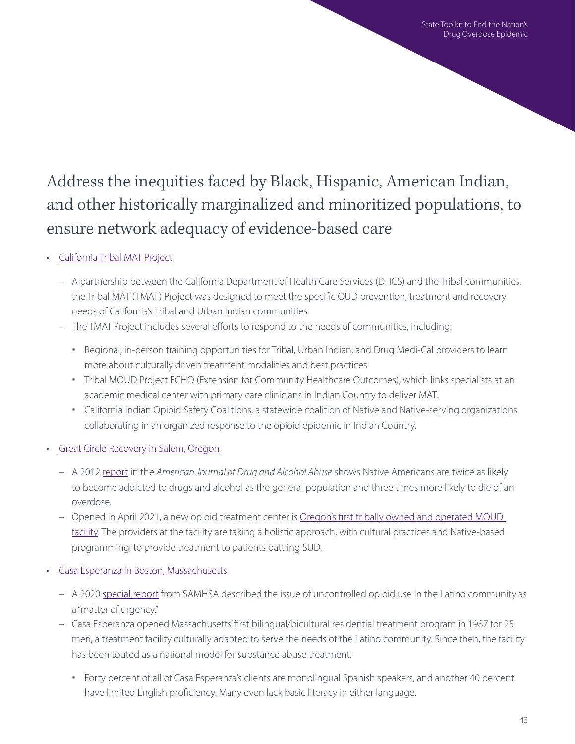# Address the inequities faced by Black, Hispanic, American Indian, and other historically marginalized and minoritized populations, to ensure network adequacy of evidence-based care

- [California Tribal MAT Project]
  - A partnership between the California Department of Health Care Services (DHCS) and the Tribal communities, the Tribal MAT (TMAT) Project was designed to meet the specific OUD prevention, treatment and recovery needs of California's Tribal and Urban Indian communities.
  - The TMAT Project includes several efforts to respond to the needs of communities, including:
    - Regional, in-person training opportunities for Tribal, Urban Indian, and Drug Medi-Cal providers to learn more about culturally driven treatment modalities and best practices.
    - Tribal MOUD Project ECHO (Extension for Community Healthcare Outcomes), which links specialists at an academic medical center with primary care clinicians in Indian Country to deliver MAT.
    - California Indian Opioid Safety Coalitions, a statewide coalition of Native and Native-serving organizations collaborating in an organized response to the opioid epidemic in Indian Country.
- [Great Circle Recovery in Salem, Oregon]
  - A 2012 [report] in the *American Journal of Drug and Alcohol Abuse* shows Native Americans are twice as likely to become addicted to drugs and alcohol as the general population and three times more likely to die of an overdose.
  - Opened in April 2021, a new opioid treatment center is [Oregon's first tribally owned and operated MOUD facility]. The providers at the facility are taking a holistic approach, with cultural practices and Native-based programming, to provide treatment to patients battling SUD.
- [Casa Esperanza in Boston, Massachusetts]
  - A 2020 [special report] from SAMHSA described the issue of uncontrolled opioid use in the Latino community as a "matter of urgency."
  - Casa Esperanza opened Massachusetts' first bilingual/bicultural residential treatment program in 1987 for 25 men, a treatment facility culturally adapted to serve the needs of the Latino community. Since then, the facility has been touted as a national model for substance abuse treatment.
    - Forty percent of all of Casa Esperanza's clients are monolingual Spanish speakers, and another 40 percent have limited English proficiency. Many even lack basic literacy in either language.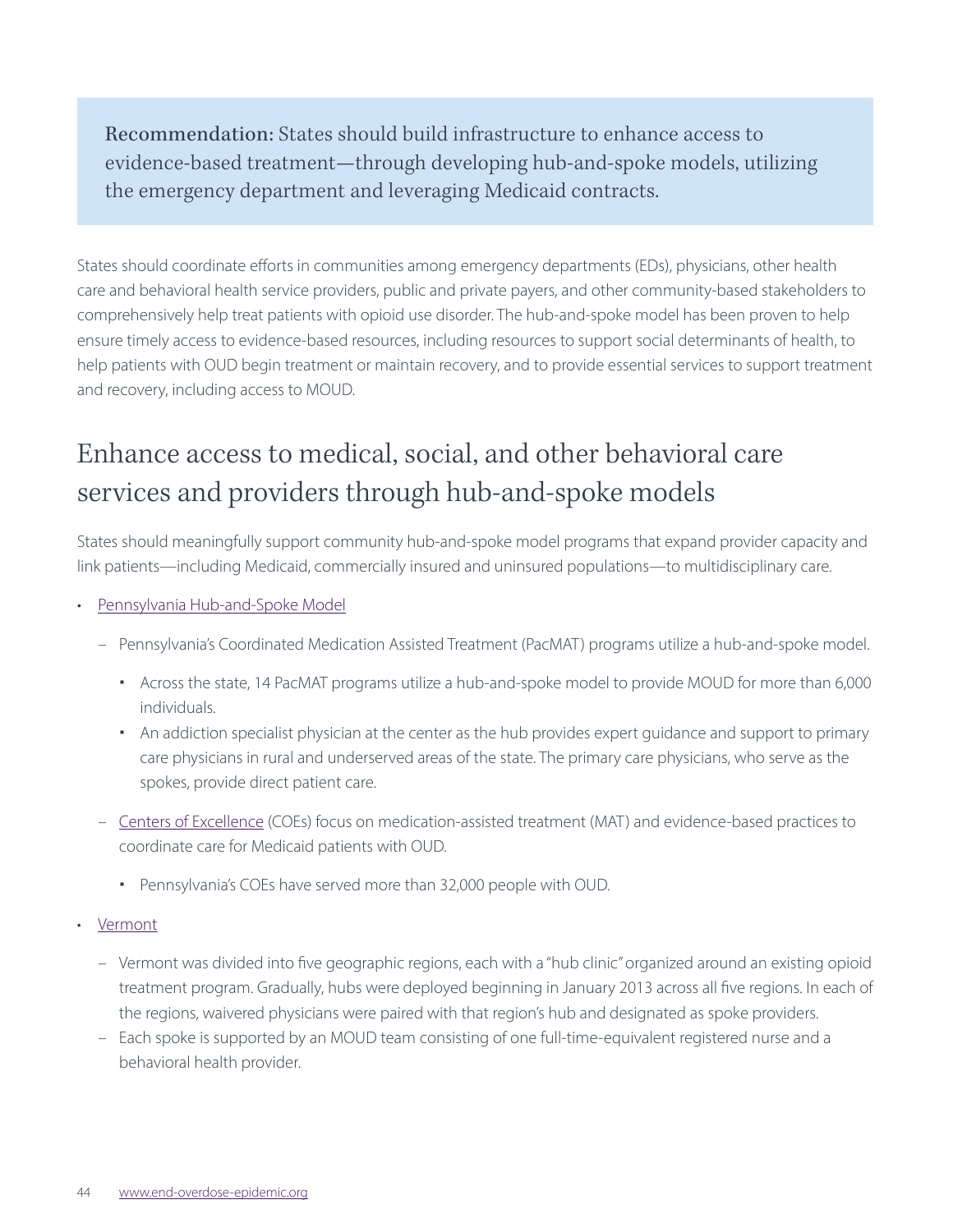**Recommendation:** States should build infrastructure to enhance access to evidence-based treatment—through developing hub-and-spoke models, utilizing the emergency department and leveraging Medicaid contracts.

States should coordinate efforts in communities among emergency departments (EDs), physicians, other health care and behavioral health service providers, public and private payers, and other community-based stakeholders to comprehensively help treat patients with opioid use disorder. The hub-and-spoke model has been proven to help ensure timely access to evidence-based resources, including resources to support social determinants of health, to help patients with OUD begin treatment or maintain recovery, and to provide essential services to support treatment and recovery, including access to MOUD.

## Enhance access to medical, social, and other behavioral care services and providers through hub-and-spoke models

States should meaningfully support community hub-and-spoke model programs that expand provider capacity and link patients—including Medicaid, commercially insured and uninsured populations—to multidisciplinary care.

- Pennsylvania Hub-and-Spoke Model
  - Pennsylvania's Coordinated Medication Assisted Treatment (PacMAT) programs utilize a hub-and-spoke model.
    - Across the state, 14 PacMAT programs utilize a hub-and-spoke model to provide MOUD for more than 6,000 individuals.
    - An addiction specialist physician at the center as the hub provides expert guidance and support to primary care physicians in rural and underserved areas of the state. The primary care physicians, who serve as the spokes, provide direct patient care.
  - Centers of Excellence (COEs) focus on medication-assisted treatment (MAT) and evidence-based practices to coordinate care for Medicaid patients with OUD.
    - Pennsylvania's COEs have served more than 32,000 people with OUD.
- Vermont
  - Vermont was divided into five geographic regions, each with a "hub clinic" organized around an existing opioid treatment program. Gradually, hubs were deployed beginning in January 2013 across all five regions. In each of the regions, waivered physicians were paired with that region's hub and designated as spoke providers.
  - Each spoke is supported by an MOUD team consisting of one full-time-equivalent registered nurse and a behavioral health provider.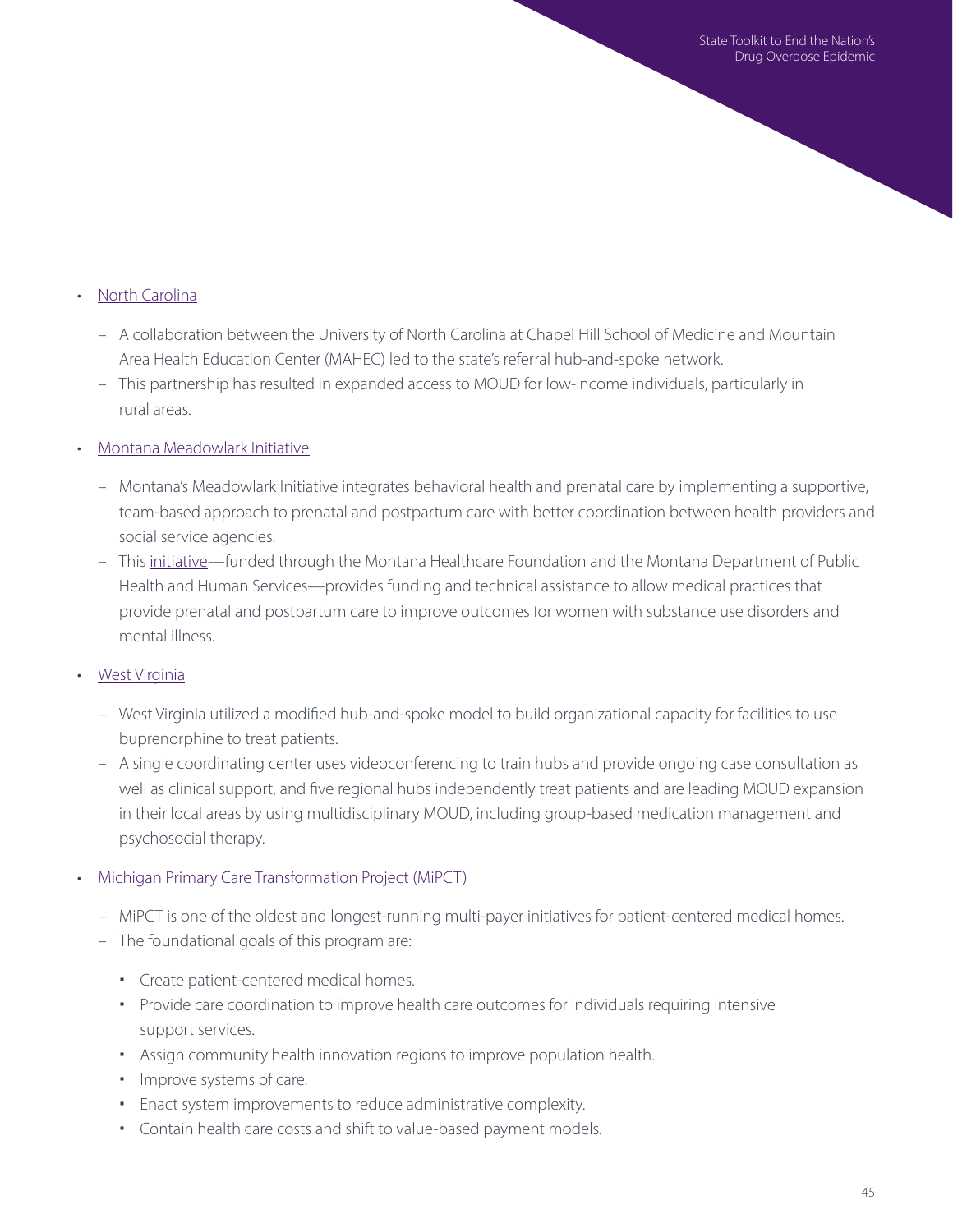- North Carolina
  - A collaboration between the University of North Carolina at Chapel Hill School of Medicine and Mountain Area Health Education Center (MAHEC) led to the state's referral hub-and-spoke network.
  - This partnership has resulted in expanded access to MOUD for low-income individuals, particularly in rural areas.
- Montana Meadowlark Initiative
  - Montana's Meadowlark Initiative integrates behavioral health and prenatal care by implementing a supportive, team-based approach to prenatal and postpartum care with better coordination between health providers and social service agencies.
  - This initiative—funded through the Montana Healthcare Foundation and the Montana Department of Public Health and Human Services—provides funding and technical assistance to allow medical practices that provide prenatal and postpartum care to improve outcomes for women with substance use disorders and mental illness.
- West Virginia
  - West Virginia utilized a modified hub-and-spoke model to build organizational capacity for facilities to use buprenorphine to treat patients.
  - A single coordinating center uses videoconferencing to train hubs and provide ongoing case consultation as well as clinical support, and five regional hubs independently treat patients and are leading MOUD expansion in their local areas by using multidisciplinary MOUD, including group-based medication management and psychosocial therapy.
- Michigan Primary Care Transformation Project (MiPCT)
  - MiPCT is one of the oldest and longest-running multi-payer initiatives for patient-centered medical homes.
  - The foundational goals of this program are:
    - Create patient-centered medical homes.
    - Provide care coordination to improve health care outcomes for individuals requiring intensive support services.
    - Assign community health innovation regions to improve population health.
    - Improve systems of care.
    - Enact system improvements to reduce administrative complexity.
    - Contain health care costs and shift to value-based payment models.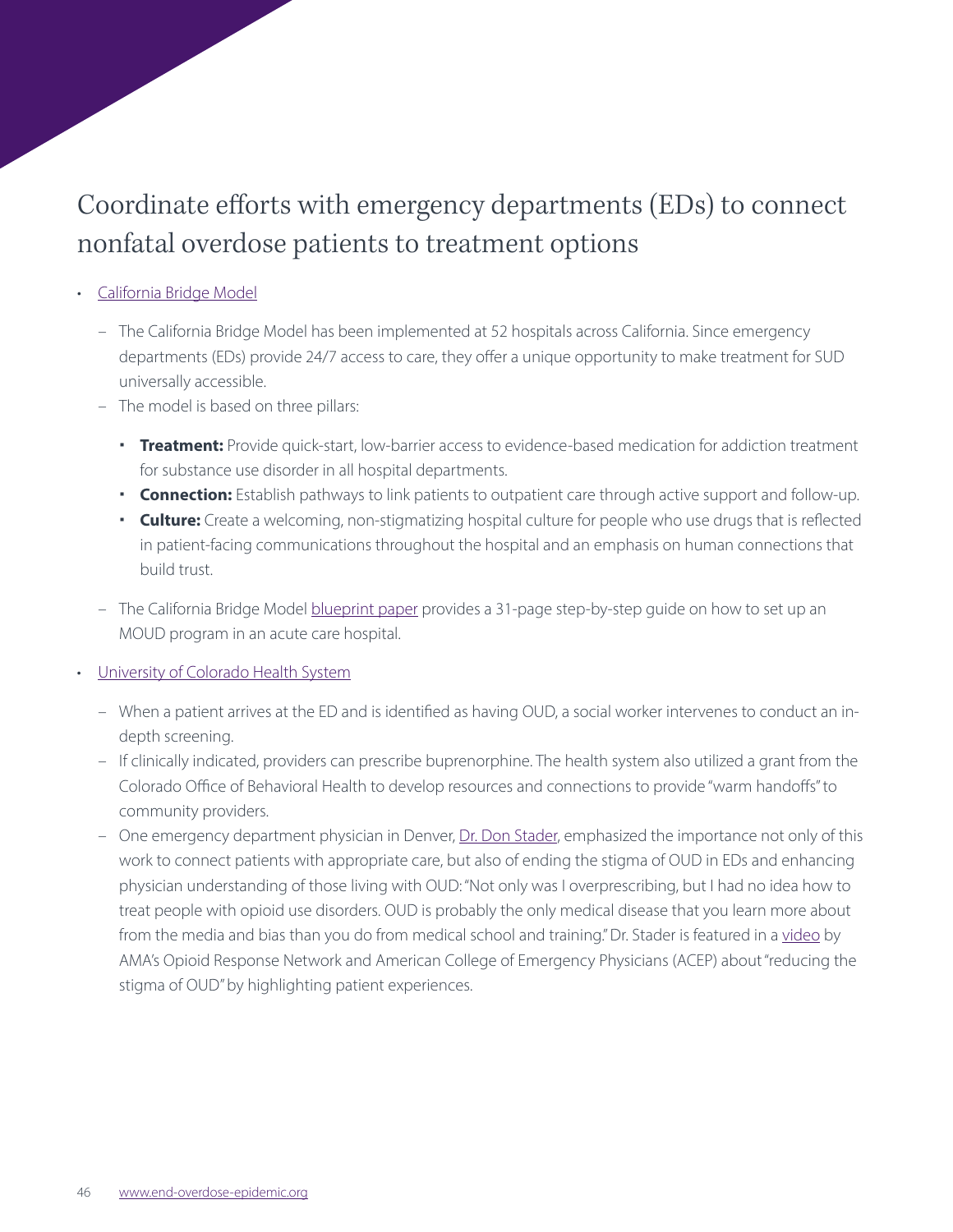# Coordinate efforts with emergency departments (EDs) to connect nonfatal overdose patients to treatment options

- California Bridge Model
  - The California Bridge Model has been implemented at 52 hospitals across California. Since emergency departments (EDs) provide 24/7 access to care, they offer a unique opportunity to make treatment for SUD universally accessible.
  - The model is based on three pillars:
    - **Treatment:** Provide quick-start, low-barrier access to evidence-based medication for addiction treatment for substance use disorder in all hospital departments.
    - **Connection:** Establish pathways to link patients to outpatient care through active support and follow-up.
    - **Culture:** Create a welcoming, non-stigmatizing hospital culture for people who use drugs that is reflected in patient-facing communications throughout the hospital and an emphasis on human connections that build trust.
  - The California Bridge Model blueprint paper provides a 31-page step-by-step guide on how to set up an MOUD program in an acute care hospital.
- University of Colorado Health System
  - When a patient arrives at the ED and is identified as having OUD, a social worker intervenes to conduct an in-depth screening.
  - If clinically indicated, providers can prescribe buprenorphine. The health system also utilized a grant from the Colorado Office of Behavioral Health to develop resources and connections to provide "warm handoffs" to community providers.
  - One emergency department physician in Denver, Dr. Don Stader, emphasized the importance not only of this work to connect patients with appropriate care, but also of ending the stigma of OUD in EDs and enhancing physician understanding of those living with OUD: "Not only was I overprescribing, but I had no idea how to treat people with opioid use disorders. OUD is probably the only medical disease that you learn more about from the media and bias than you do from medical school and training." Dr. Stader is featured in a video by AMA's Opioid Response Network and American College of Emergency Physicians (ACEP) about "reducing the stigma of OUD" by highlighting patient experiences.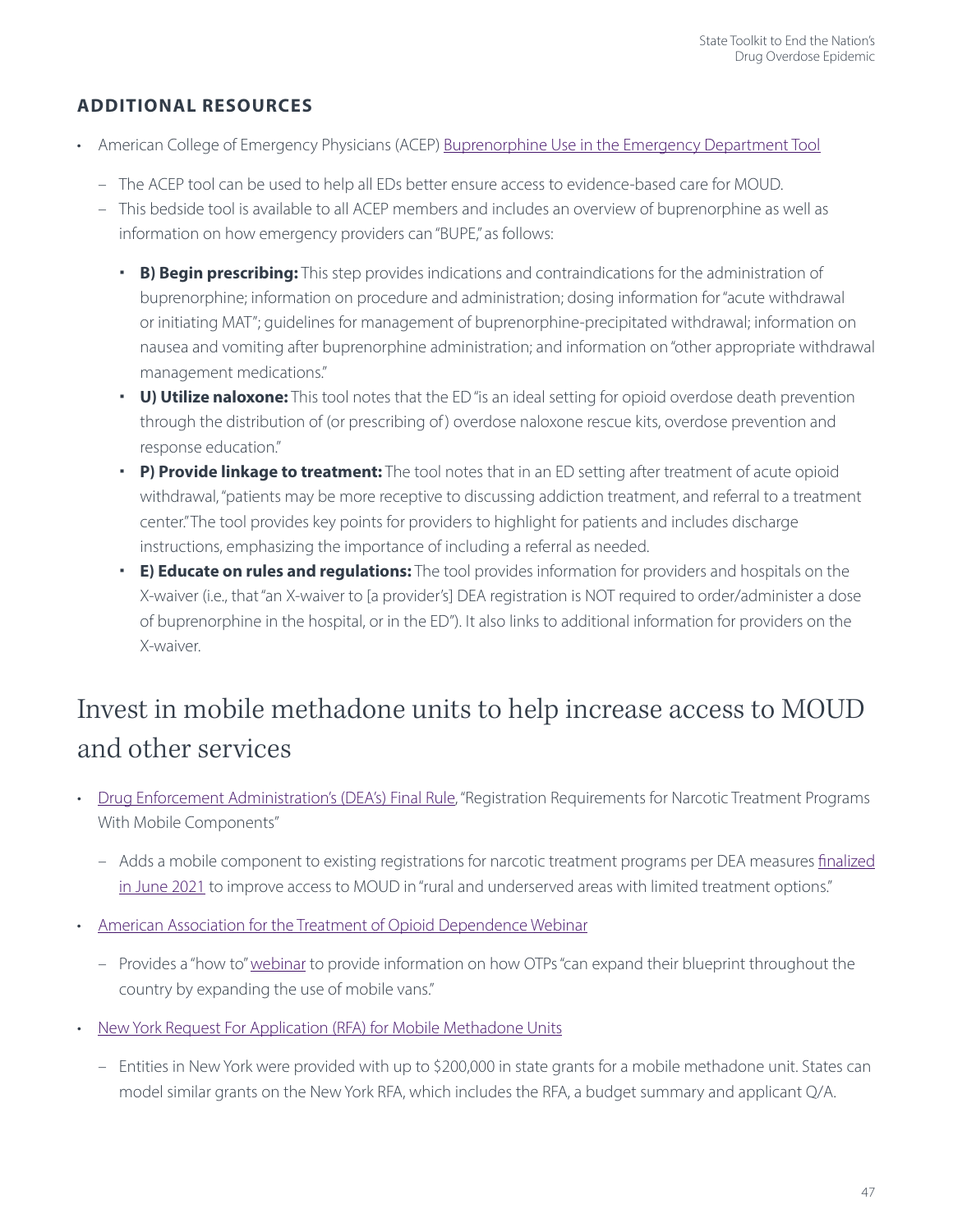### ADDITIONAL RESOURCES

- American College of Emergency Physicians (ACEP) Buprenorphine Use in the Emergency Department Tool
  - The ACEP tool can be used to help all EDs better ensure access to evidence-based care for MOUD.
  - This bedside tool is available to all ACEP members and includes an overview of buprenorphine as well as information on how emergency providers can "BUPE," as follows:
    - **B) Begin prescribing:** This step provides indications and contraindications for the administration of buprenorphine; information on procedure and administration; dosing information for "acute withdrawal or initiating MAT"; guidelines for management of buprenorphine-precipitated withdrawal; information on nausea and vomiting after buprenorphine administration; and information on "other appropriate withdrawal management medications."
    - **U) Utilize naloxone:** This tool notes that the ED "is an ideal setting for opioid overdose death prevention through the distribution of (or prescribing of) overdose naloxone rescue kits, overdose prevention and response education."
    - **P) Provide linkage to treatment:** The tool notes that in an ED setting after treatment of acute opioid withdrawal, "patients may be more receptive to discussing addiction treatment, and referral to a treatment center." The tool provides key points for providers to highlight for patients and includes discharge instructions, emphasizing the importance of including a referral as needed.
    - **E) Educate on rules and regulations:** The tool provides information for providers and hospitals on the X-waiver (i.e., that "an X-waiver to [a provider's] DEA registration is NOT required to order/administer a dose of buprenorphine in the hospital, or in the ED"). It also links to additional information for providers on the X-waiver.

## Invest in mobile methadone units to help increase access to MOUD and other services

- Drug Enforcement Administration's (DEA's) Final Rule, "Registration Requirements for Narcotic Treatment Programs With Mobile Components"
  - Adds a mobile component to existing registrations for narcotic treatment programs per DEA measures finalized in June 2021 to improve access to MOUD in "rural and underserved areas with limited treatment options."
- American Association for the Treatment of Opioid Dependence Webinar
  - Provides a "how to" webinar to provide information on how OTPs "can expand their blueprint throughout the country by expanding the use of mobile vans."
- New York Request For Application (RFA) for Mobile Methadone Units
  - Entities in New York were provided with up to $200,000 in state grants for a mobile methadone unit. States can model similar grants on the New York RFA, which includes the RFA, a budget summary and applicant Q/A.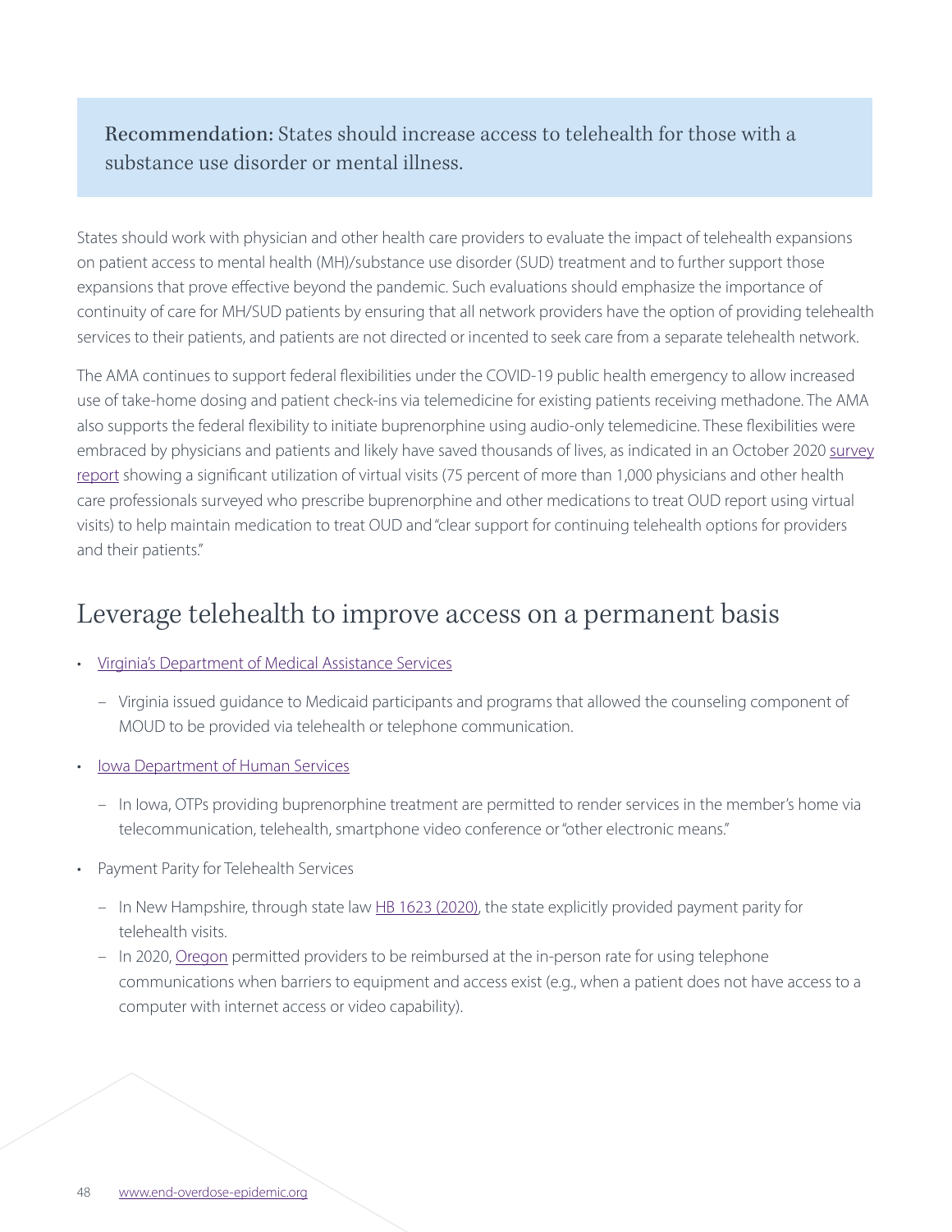**Recommendation:** States should increase access to telehealth for those with a substance use disorder or mental illness.

States should work with physician and other health care providers to evaluate the impact of telehealth expansions on patient access to mental health (MH)/substance use disorder (SUD) treatment and to further support those expansions that prove effective beyond the pandemic. Such evaluations should emphasize the importance of continuity of care for MH/SUD patients by ensuring that all network providers have the option of providing telehealth services to their patients, and patients are not directed or incented to seek care from a separate telehealth network.

The AMA continues to support federal flexibilities under the COVID-19 public health emergency to allow increased use of take-home dosing and patient check-ins via telemedicine for existing patients receiving methadone. The AMA also supports the federal flexibility to initiate buprenorphine using audio-only telemedicine. These flexibilities were embraced by physicians and patients and likely have saved thousands of lives, as indicated in an October 2020 survey report showing a significant utilization of virtual visits (75 percent of more than 1,000 physicians and other health care professionals surveyed who prescribe buprenorphine and other medications to treat OUD report using virtual visits) to help maintain medication to treat OUD and "clear support for continuing telehealth options for providers and their patients."

## Leverage telehealth to improve access on a permanent basis

- Virginia's Department of Medical Assistance Services
  - Virginia issued guidance to Medicaid participants and programs that allowed the counseling component of MOUD to be provided via telehealth or telephone communication.
- Iowa Department of Human Services
  - In Iowa, OTPs providing buprenorphine treatment are permitted to render services in the member's home via telecommunication, telehealth, smartphone video conference or "other electronic means."
- Payment Parity for Telehealth Services
  - In New Hampshire, through state law HB 1623 (2020), the state explicitly provided payment parity for telehealth visits.
  - In 2020, Oregon permitted providers to be reimbursed at the in-person rate for using telephone communications when barriers to equipment and access exist (e.g., when a patient does not have access to a computer with internet access or video capability).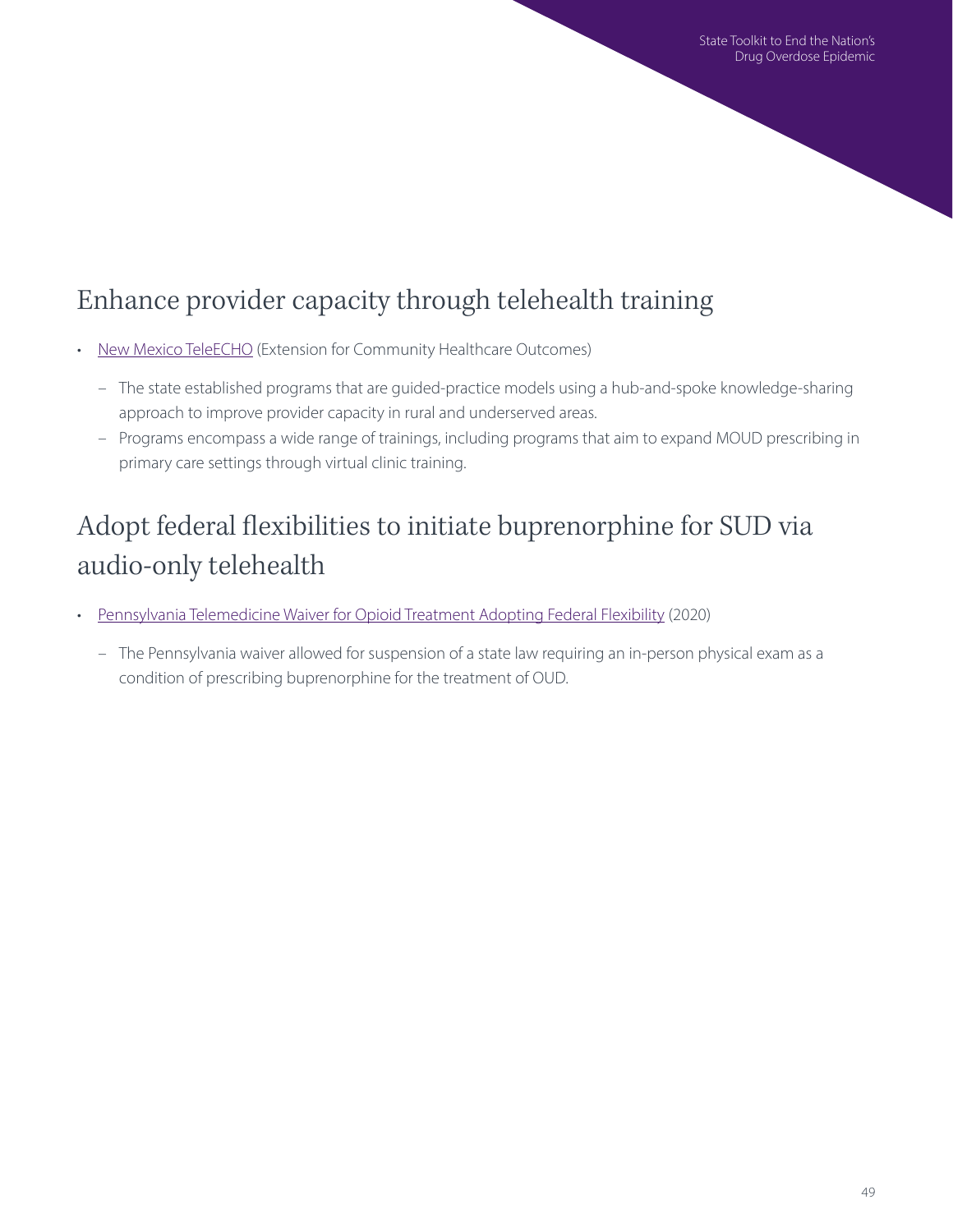## Enhance provider capacity through telehealth training

- New Mexico TeleECHO (Extension for Community Healthcare Outcomes)
  - The state established programs that are guided-practice models using a hub-and-spoke knowledge-sharing approach to improve provider capacity in rural and underserved areas.
  - Programs encompass a wide range of trainings, including programs that aim to expand MOUD prescribing in primary care settings through virtual clinic training.

## Adopt federal flexibilities to initiate buprenorphine for SUD via audio-only telehealth

- Pennsylvania Telemedicine Waiver for Opioid Treatment Adopting Federal Flexibility (2020)
  - The Pennsylvania waiver allowed for suspension of a state law requiring an in-person physical exam as a condition of prescribing buprenorphine for the treatment of OUD.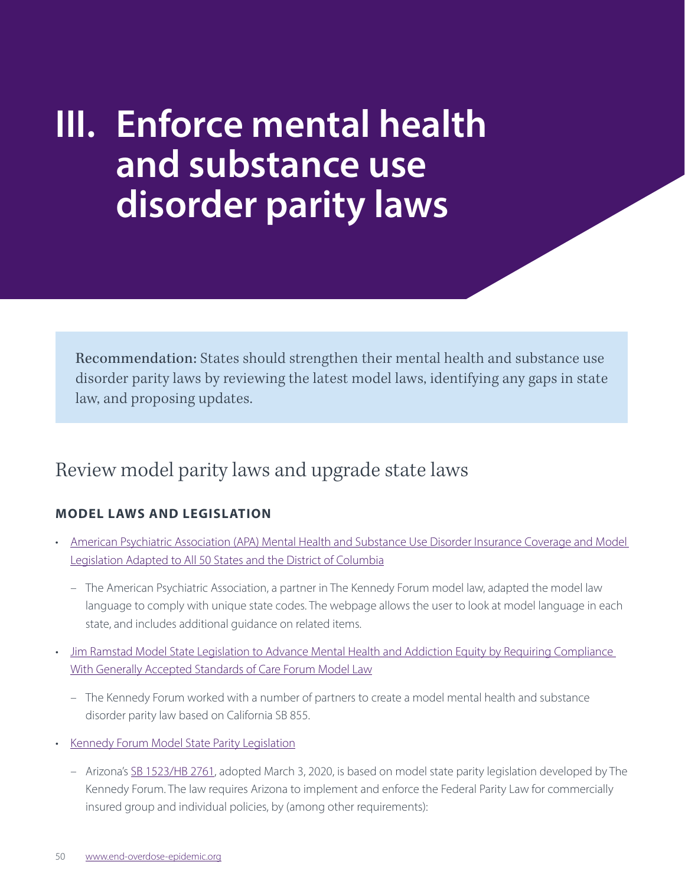# III. Enforce mental health and substance use disorder parity laws

**Recommendation:** States should strengthen their mental health and substance use disorder parity laws by reviewing the latest model laws, identifying any gaps in state law, and proposing updates.

## Review model parity laws and upgrade state laws

### MODEL LAWS AND LEGISLATION

- American Psychiatric Association (APA) Mental Health and Substance Use Disorder Insurance Coverage and Model Legislation Adapted to All 50 States and the District of Columbia
  - The American Psychiatric Association, a partner in The Kennedy Forum model law, adapted the model law language to comply with unique state codes. The webpage allows the user to look at model language in each state, and includes additional guidance on related items.
- Jim Ramstad Model State Legislation to Advance Mental Health and Addiction Equity by Requiring Compliance With Generally Accepted Standards of Care Forum Model Law
  - The Kennedy Forum worked with a number of partners to create a model mental health and substance disorder parity law based on California SB 855.
- Kennedy Forum Model State Parity Legislation
  - Arizona's SB 1523/HB 2761, adopted March 3, 2020, is based on model state parity legislation developed by The Kennedy Forum. The law requires Arizona to implement and enforce the Federal Parity Law for commercially insured group and individual policies, by (among other requirements):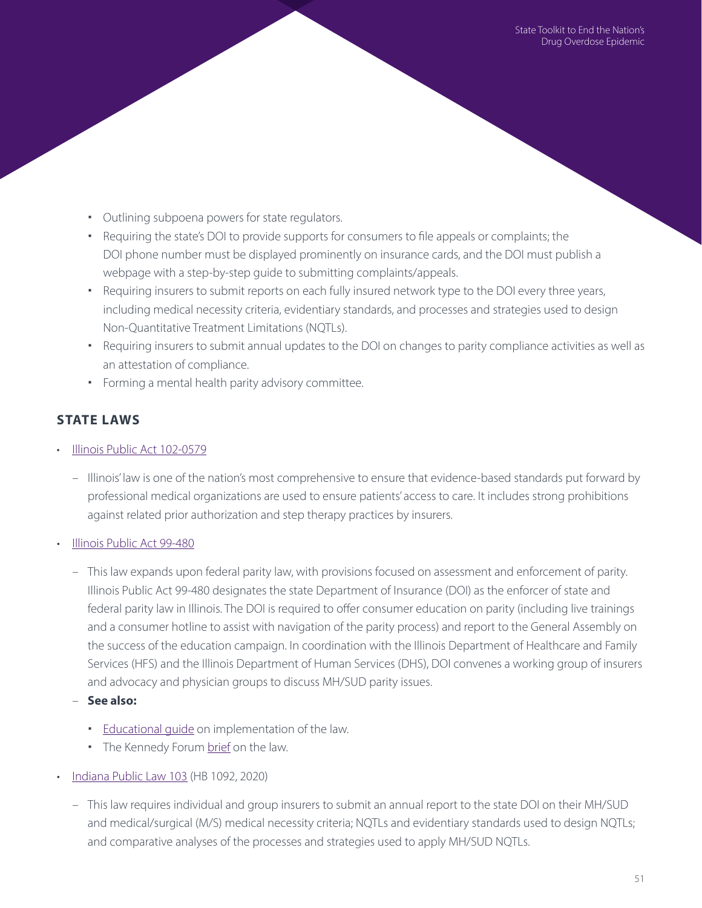- Outlining subpoena powers for state regulators.
- Requiring the state's DOI to provide supports for consumers to file appeals or complaints; the DOI phone number must be displayed prominently on insurance cards, and the DOI must publish a webpage with a step-by-step guide to submitting complaints/appeals.
- Requiring insurers to submit reports on each fully insured network type to the DOI every three years, including medical necessity criteria, evidentiary standards, and processes and strategies used to design Non-Quantitative Treatment Limitations (NQTLs).
- Requiring insurers to submit annual updates to the DOI on changes to parity compliance activities as well as an attestation of compliance.
- Forming a mental health parity advisory committee.

## STATE LAWS

- Illinois Public Act 102-0579
  - Illinois' law is one of the nation's most comprehensive to ensure that evidence-based standards put forward by professional medical organizations are used to ensure patients' access to care. It includes strong prohibitions against related prior authorization and step therapy practices by insurers.
- Illinois Public Act 99-480
  - This law expands upon federal parity law, with provisions focused on assessment and enforcement of parity. Illinois Public Act 99-480 designates the state Department of Insurance (DOI) as the enforcer of state and federal parity law in Illinois. The DOI is required to offer consumer education on parity (including live trainings and a consumer hotline to assist with navigation of the parity process) and report to the General Assembly on the success of the education campaign. In coordination with the Illinois Department of Healthcare and Family Services (HFS) and the Illinois Department of Human Services (DHS), DOI convenes a working group of insurers and advocacy and physician groups to discuss MH/SUD parity issues.
  - **See also:**
    - Educational guide on implementation of the law.
    - The Kennedy Forum brief on the law.
- Indiana Public Law 103 (HB 1092, 2020)
  - This law requires individual and group insurers to submit an annual report to the state DOI on their MH/SUD and medical/surgical (M/S) medical necessity criteria; NQTLs and evidentiary standards used to design NQTLs; and comparative analyses of the processes and strategies used to apply MH/SUD NQTLs.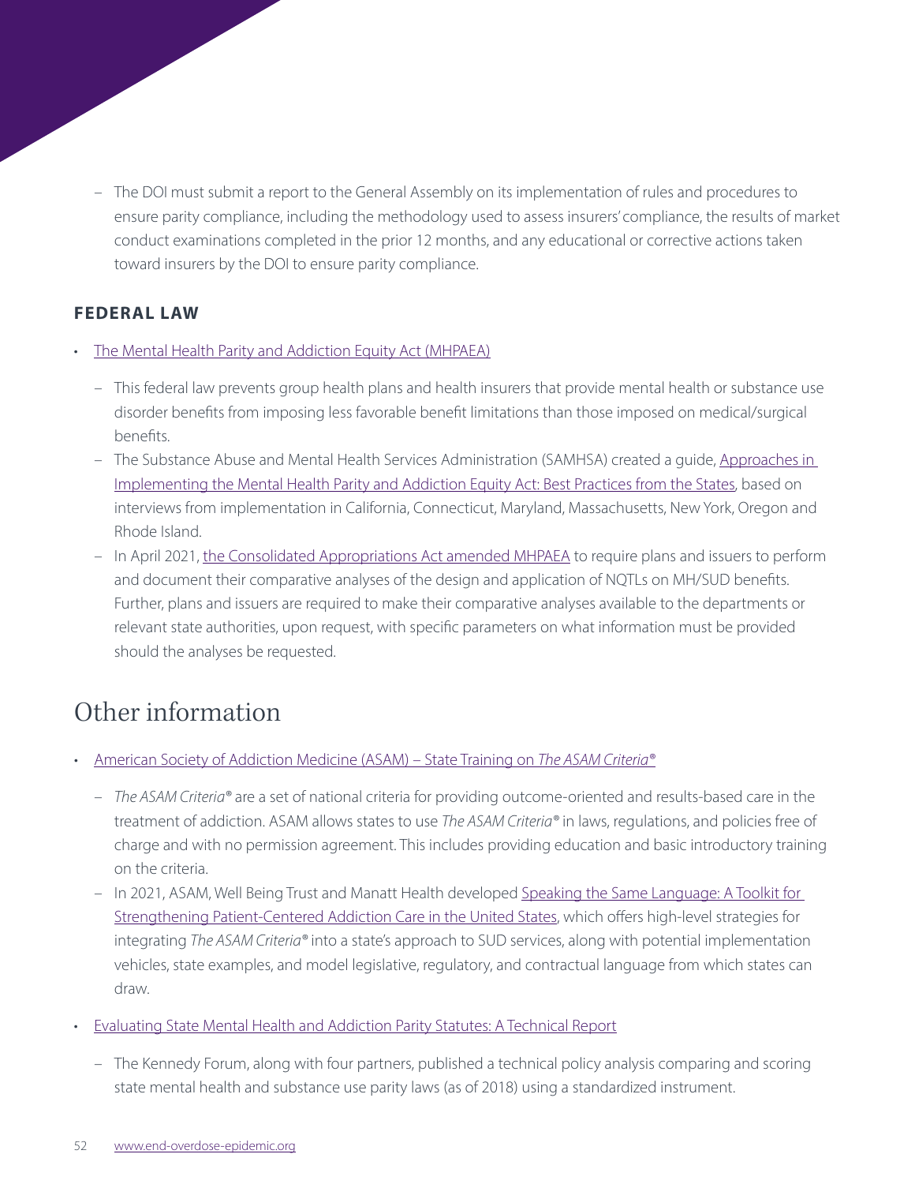- The DOI must submit a report to the General Assembly on its implementation of rules and procedures to ensure parity compliance, including the methodology used to assess insurers' compliance, the results of market conduct examinations completed in the prior 12 months, and any educational or corrective actions taken toward insurers by the DOI to ensure parity compliance.

### FEDERAL LAW

- The Mental Health Parity and Addiction Equity Act (MHPAEA)
  - This federal law prevents group health plans and health insurers that provide mental health or substance use disorder benefits from imposing less favorable benefit limitations than those imposed on medical/surgical benefits.
  - The Substance Abuse and Mental Health Services Administration (SAMHSA) created a guide, Approaches in Implementing the Mental Health Parity and Addiction Equity Act: Best Practices from the States, based on interviews from implementation in California, Connecticut, Maryland, Massachusetts, New York, Oregon and Rhode Island.
  - In April 2021, the Consolidated Appropriations Act amended MHPAEA to require plans and issuers to perform and document their comparative analyses of the design and application of NQTLs on MH/SUD benefits. Further, plans and issuers are required to make their comparative analyses available to the departments or relevant state authorities, upon request, with specific parameters on what information must be provided should the analyses be requested.

## Other information

- American Society of Addiction Medicine (ASAM) – State Training on *The ASAM Criteria*®
  - *The ASAM Criteria*® are a set of national criteria for providing outcome-oriented and results-based care in the treatment of addiction. ASAM allows states to use *The ASAM Criteria*® in laws, regulations, and policies free of charge and with no permission agreement. This includes providing education and basic introductory training on the criteria.
  - In 2021, ASAM, Well Being Trust and Manatt Health developed Speaking the Same Language: A Toolkit for Strengthening Patient-Centered Addiction Care in the United States, which offers high-level strategies for integrating *The ASAM Criteria*® into a state's approach to SUD services, along with potential implementation vehicles, state examples, and model legislative, regulatory, and contractual language from which states can draw.
- Evaluating State Mental Health and Addiction Parity Statutes: A Technical Report
  - The Kennedy Forum, along with four partners, published a technical policy analysis comparing and scoring state mental health and substance use parity laws (as of 2018) using a standardized instrument.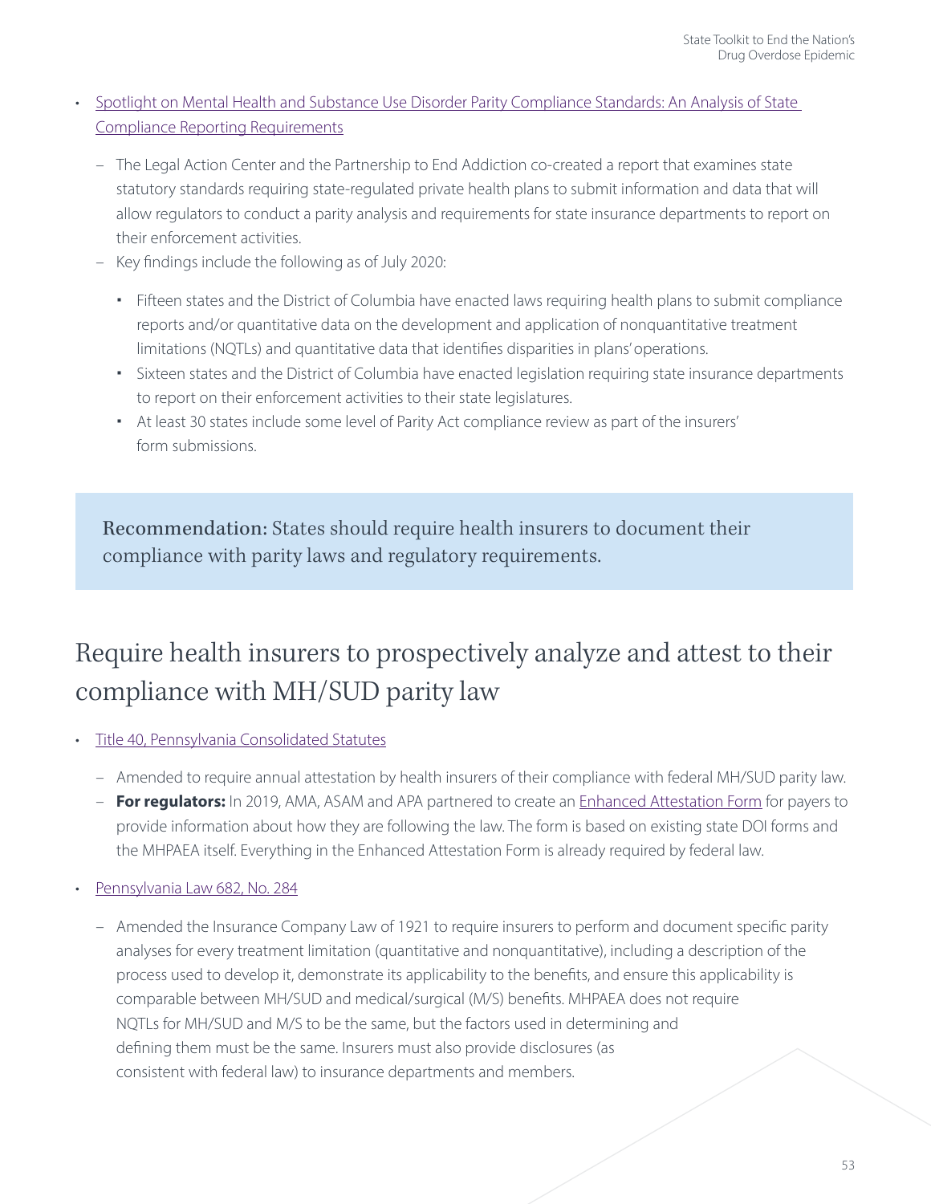- [Spotlight on Mental Health and Substance Use Disorder Parity Compliance Standards: An Analysis of State Compliance Reporting Requirements]()
  - The Legal Action Center and the Partnership to End Addiction co-created a report that examines state statutory standards requiring state-regulated private health plans to submit information and data that will allow regulators to conduct a parity analysis and requirements for state insurance departments to report on their enforcement activities.
  - Key findings include the following as of July 2020:
    - Fifteen states and the District of Columbia have enacted laws requiring health plans to submit compliance reports and/or quantitative data on the development and application of nonquantitative treatment limitations (NQTLs) and quantitative data that identifies disparities in plans' operations.
    - Sixteen states and the District of Columbia have enacted legislation requiring state insurance departments to report on their enforcement activities to their state legislatures.
    - At least 30 states include some level of Parity Act compliance review as part of the insurers' form submissions.

> **Recommendation:** States should require health insurers to document their compliance with parity laws and regulatory requirements.

## Require health insurers to prospectively analyze and attest to their compliance with MH/SUD parity law

- [Title 40, Pennsylvania Consolidated Statutes]()
  - Amended to require annual attestation by health insurers of their compliance with federal MH/SUD parity law.
  - **For regulators:** In 2019, AMA, ASAM and APA partnered to create an [Enhanced Attestation Form]() for payers to provide information about how they are following the law. The form is based on existing state DOI forms and the MHPAEA itself. Everything in the Enhanced Attestation Form is already required by federal law.
- [Pennsylvania Law 682, No. 284]()
  - Amended the Insurance Company Law of 1921 to require insurers to perform and document specific parity analyses for every treatment limitation (quantitative and nonquantitative), including a description of the process used to develop it, demonstrate its applicability to the benefits, and ensure this applicability is comparable between MH/SUD and medical/surgical (M/S) benefits. MHPAEA does not require NQTLs for MH/SUD and M/S to be the same, but the factors used in determining and defining them must be the same. Insurers must also provide disclosures (as consistent with federal law) to insurance departments and members.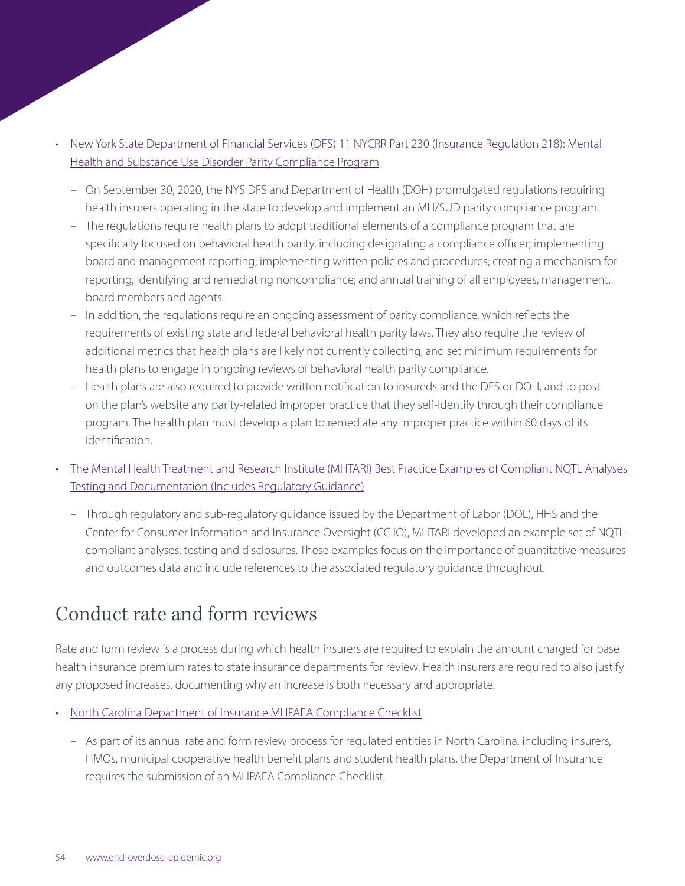- New York State Department of Financial Services (DFS) 11 NYCRR Part 230 (Insurance Regulation 218): Mental Health and Substance Use Disorder Parity Compliance Program
  - On September 30, 2020, the NYS DFS and Department of Health (DOH) promulgated regulations requiring health insurers operating in the state to develop and implement an MH/SUD parity compliance program.
  - The regulations require health plans to adopt traditional elements of a compliance program that are specifically focused on behavioral health parity, including designating a compliance officer; implementing board and management reporting; implementing written policies and procedures; creating a mechanism for reporting, identifying and remediating noncompliance; and annual training of all employees, management, board members and agents.
  - In addition, the regulations require an ongoing assessment of parity compliance, which reflects the requirements of existing state and federal behavioral health parity laws. They also require the review of additional metrics that health plans are likely not currently collecting, and set minimum requirements for health plans to engage in ongoing reviews of behavioral health parity compliance.
  - Health plans are also required to provide written notification to insureds and the DFS or DOH, and to post on the plan's website any parity-related improper practice that they self-identify through their compliance program. The health plan must develop a plan to remediate any improper practice within 60 days of its identification.
- The Mental Health Treatment and Research Institute (MHTARI) Best Practice Examples of Compliant NQTL Analyses Testing and Documentation (Includes Regulatory Guidance)
  - Through regulatory and sub-regulatory guidance issued by the Department of Labor (DOL), HHS and the Center for Consumer Information and Insurance Oversight (CCIIO), MHTARI developed an example set of NQTL-compliant analyses, testing and disclosures. These examples focus on the importance of quantitative measures and outcomes data and include references to the associated regulatory guidance throughout.

## Conduct rate and form reviews

Rate and form review is a process during which health insurers are required to explain the amount charged for base health insurance premium rates to state insurance departments for review. Health insurers are required to also justify any proposed increases, documenting why an increase is both necessary and appropriate.

- North Carolina Department of Insurance MHPAEA Compliance Checklist
  - As part of its annual rate and form review process for regulated entities in North Carolina, including insurers, HMOs, municipal cooperative health benefit plans and student health plans, the Department of Insurance requires the submission of an MHPAEA Compliance Checklist.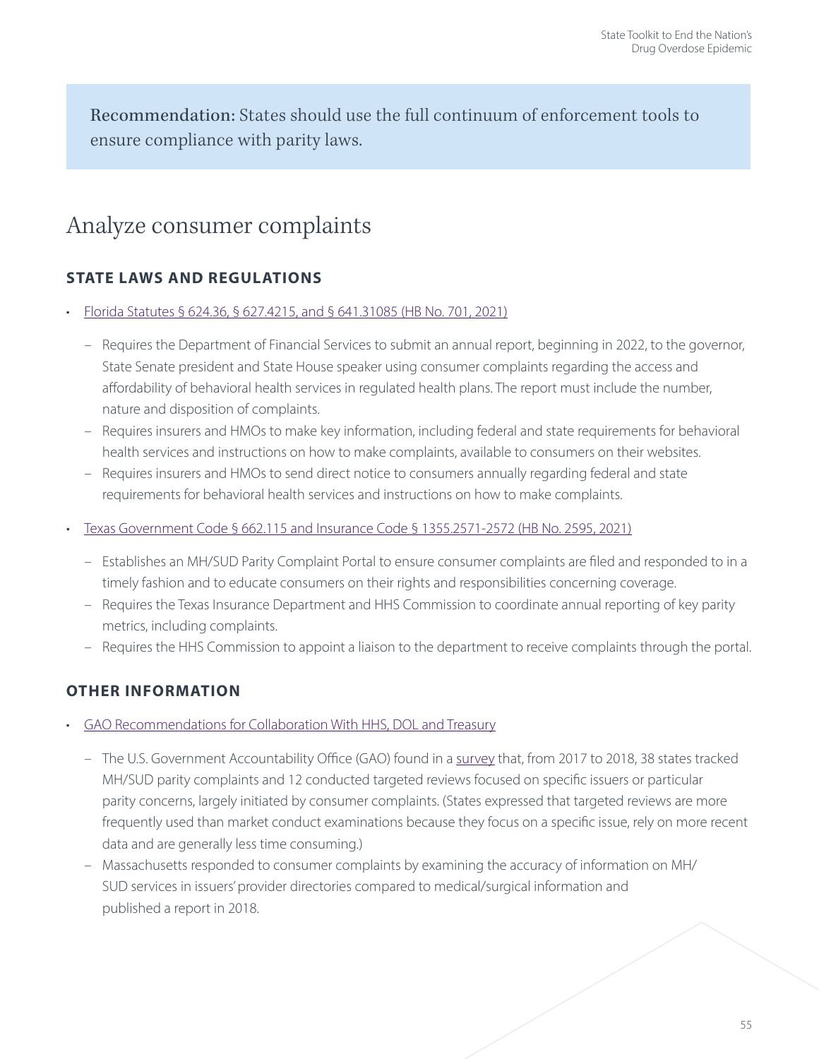**Recommendation:** States should use the full continuum of enforcement tools to ensure compliance with parity laws.

# Analyze consumer complaints

## STATE LAWS AND REGULATIONS

- Florida Statutes § 624.36, § 627.4215, and § 641.31085 (HB No. 701, 2021)
  - Requires the Department of Financial Services to submit an annual report, beginning in 2022, to the governor, State Senate president and State House speaker using consumer complaints regarding the access and affordability of behavioral health services in regulated health plans. The report must include the number, nature and disposition of complaints.
  - Requires insurers and HMOs to make key information, including federal and state requirements for behavioral health services and instructions on how to make complaints, available to consumers on their websites.
  - Requires insurers and HMOs to send direct notice to consumers annually regarding federal and state requirements for behavioral health services and instructions on how to make complaints.
- Texas Government Code § 662.115 and Insurance Code § 1355.2571-2572 (HB No. 2595, 2021)
  - Establishes an MH/SUD Parity Complaint Portal to ensure consumer complaints are filed and responded to in a timely fashion and to educate consumers on their rights and responsibilities concerning coverage.
  - Requires the Texas Insurance Department and HHS Commission to coordinate annual reporting of key parity metrics, including complaints.
  - Requires the HHS Commission to appoint a liaison to the department to receive complaints through the portal.

## OTHER INFORMATION

- GAO Recommendations for Collaboration With HHS, DOL and Treasury
  - The U.S. Government Accountability Office (GAO) found in a survey that, from 2017 to 2018, 38 states tracked MH/SUD parity complaints and 12 conducted targeted reviews focused on specific issuers or particular parity concerns, largely initiated by consumer complaints. (States expressed that targeted reviews are more frequently used than market conduct examinations because they focus on a specific issue, rely on more recent data and are generally less time consuming.)
  - Massachusetts responded to consumer complaints by examining the accuracy of information on MH/SUD services in issuers' provider directories compared to medical/surgical information and published a report in 2018.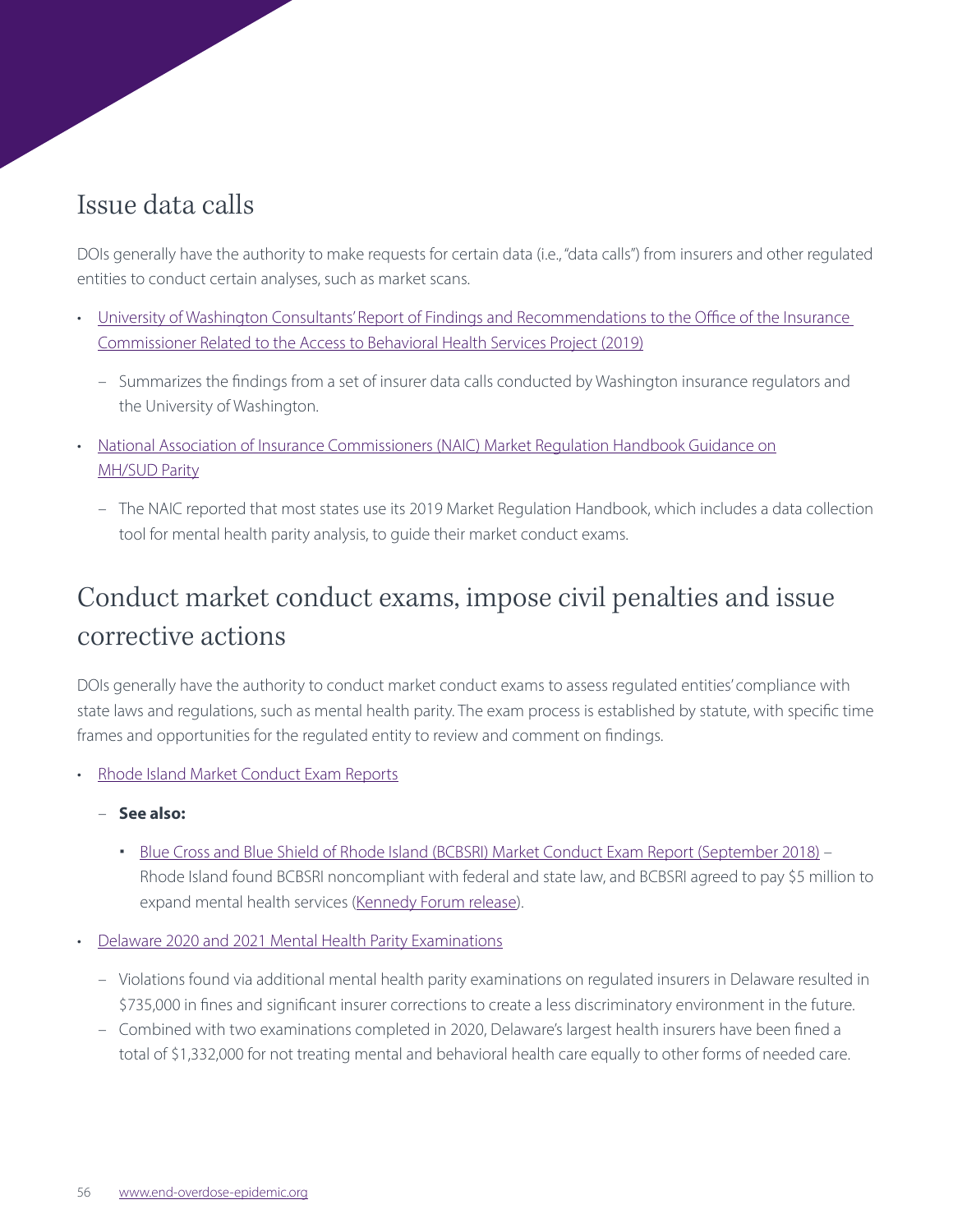## Issue data calls

DOIs generally have the authority to make requests for certain data (i.e., "data calls") from insurers and other regulated entities to conduct certain analyses, such as market scans.

- University of Washington Consultants' Report of Findings and Recommendations to the Office of the Insurance Commissioner Related to the Access to Behavioral Health Services Project (2019)
  - Summarizes the findings from a set of insurer data calls conducted by Washington insurance regulators and the University of Washington.
- National Association of Insurance Commissioners (NAIC) Market Regulation Handbook Guidance on MH/SUD Parity
  - The NAIC reported that most states use its 2019 Market Regulation Handbook, which includes a data collection tool for mental health parity analysis, to guide their market conduct exams.

## Conduct market conduct exams, impose civil penalties and issue corrective actions

DOIs generally have the authority to conduct market conduct exams to assess regulated entities' compliance with state laws and regulations, such as mental health parity. The exam process is established by statute, with specific time frames and opportunities for the regulated entity to review and comment on findings.

- Rhode Island Market Conduct Exam Reports
  - **See also:**
    - Blue Cross and Blue Shield of Rhode Island (BCBSRI) Market Conduct Exam Report (September 2018) – Rhode Island found BCBSRI noncompliant with federal and state law, and BCBSRI agreed to pay $5 million to expand mental health services (Kennedy Forum release).
- Delaware 2020 and 2021 Mental Health Parity Examinations
  - Violations found via additional mental health parity examinations on regulated insurers in Delaware resulted in $735,000 in fines and significant insurer corrections to create a less discriminatory environment in the future.
  - Combined with two examinations completed in 2020, Delaware's largest health insurers have been fined a total of $1,332,000 for not treating mental and behavioral health care equally to other forms of needed care.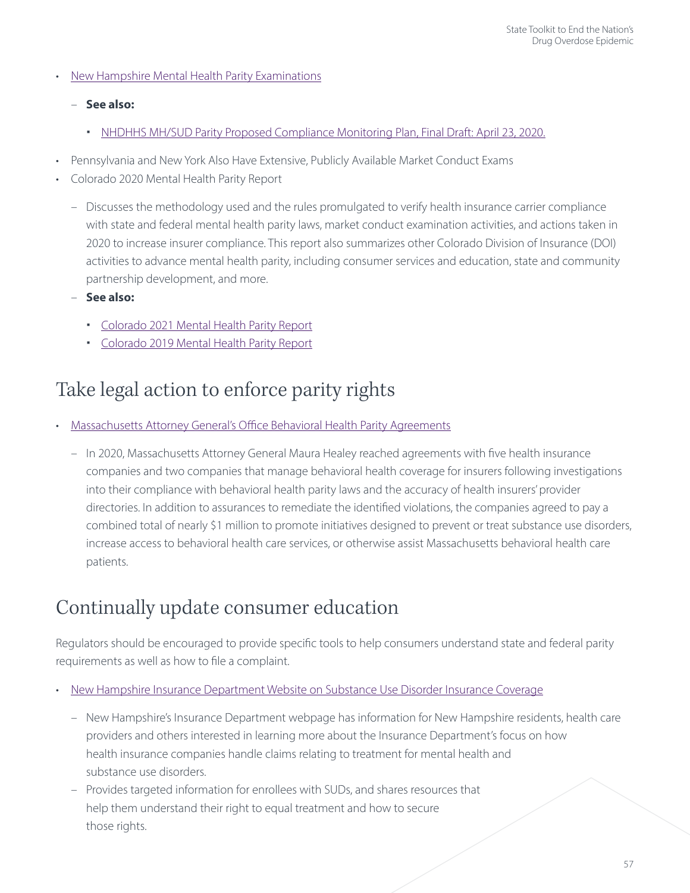- New Hampshire Mental Health Parity Examinations
  - **See also:**
    - NHDHHS MH/SUD Parity Proposed Compliance Monitoring Plan, Final Draft: April 23, 2020.
- Pennsylvania and New York Also Have Extensive, Publicly Available Market Conduct Exams
- Colorado 2020 Mental Health Parity Report
  - Discusses the methodology used and the rules promulgated to verify health insurance carrier compliance with state and federal mental health parity laws, market conduct examination activities, and actions taken in 2020 to increase insurer compliance. This report also summarizes other Colorado Division of Insurance (DOI) activities to advance mental health parity, including consumer services and education, state and community partnership development, and more.
  - **See also:**
    - Colorado 2021 Mental Health Parity Report
    - Colorado 2019 Mental Health Parity Report

## Take legal action to enforce parity rights

- Massachusetts Attorney General's Office Behavioral Health Parity Agreements
  - In 2020, Massachusetts Attorney General Maura Healey reached agreements with five health insurance companies and two companies that manage behavioral health coverage for insurers following investigations into their compliance with behavioral health parity laws and the accuracy of health insurers' provider directories. In addition to assurances to remediate the identified violations, the companies agreed to pay a combined total of nearly $1 million to promote initiatives designed to prevent or treat substance use disorders, increase access to behavioral health care services, or otherwise assist Massachusetts behavioral health care patients.

## Continually update consumer education

Regulators should be encouraged to provide specific tools to help consumers understand state and federal parity requirements as well as how to file a complaint.

- New Hampshire Insurance Department Website on Substance Use Disorder Insurance Coverage
  - New Hampshire's Insurance Department webpage has information for New Hampshire residents, health care providers and others interested in learning more about the Insurance Department's focus on how health insurance companies handle claims relating to treatment for mental health and substance use disorders.
  - Provides targeted information for enrollees with SUDs, and shares resources that help them understand their right to equal treatment and how to secure those rights.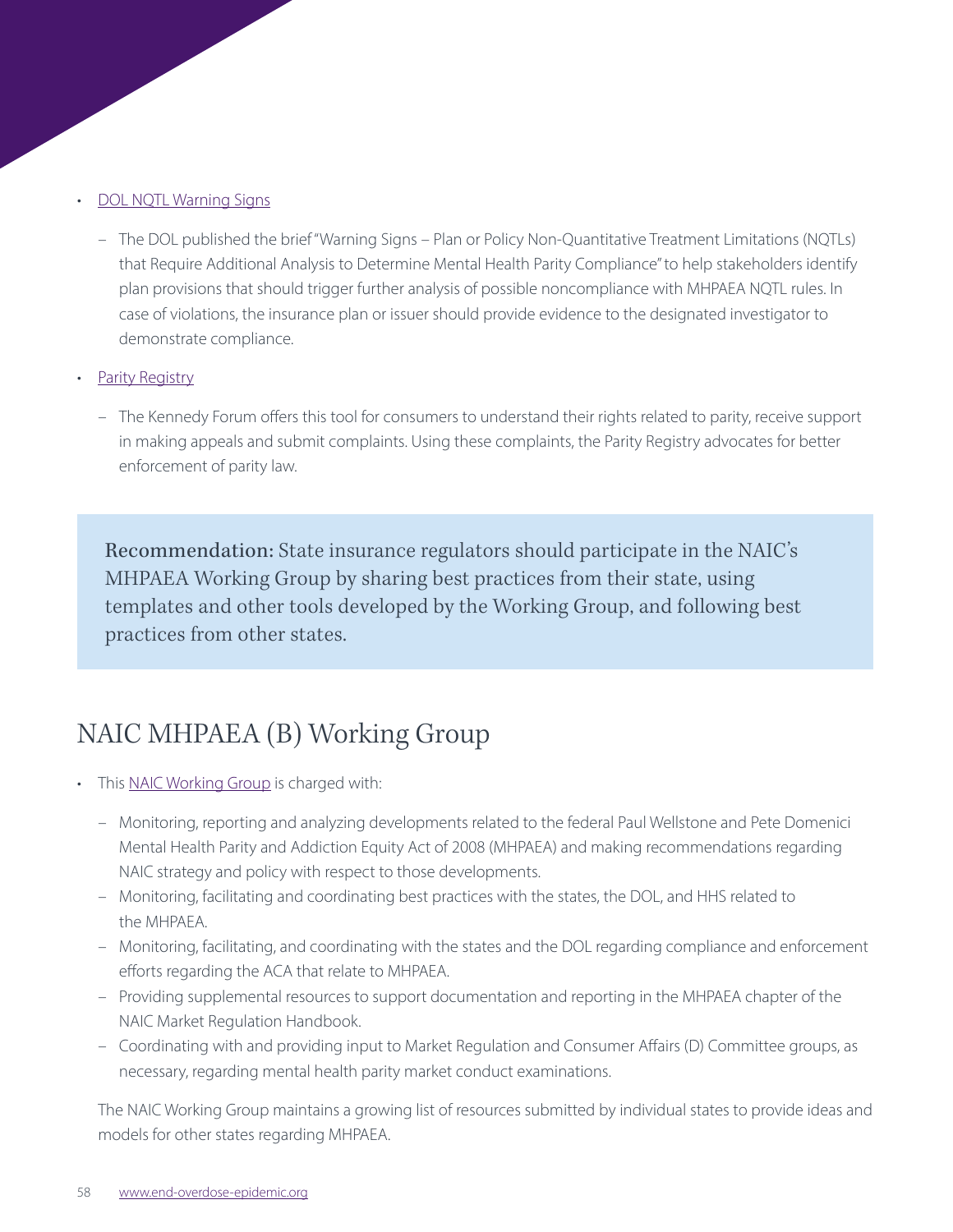- DOL NQTL Warning Signs
  - The DOL published the brief "Warning Signs – Plan or Policy Non-Quantitative Treatment Limitations (NQTLs) that Require Additional Analysis to Determine Mental Health Parity Compliance" to help stakeholders identify plan provisions that should trigger further analysis of possible noncompliance with MHPAEA NQTL rules. In case of violations, the insurance plan or issuer should provide evidence to the designated investigator to demonstrate compliance.
- Parity Registry
  - The Kennedy Forum offers this tool for consumers to understand their rights related to parity, receive support in making appeals and submit complaints. Using these complaints, the Parity Registry advocates for better enforcement of parity law.

> **Recommendation:** State insurance regulators should participate in the NAIC's MHPAEA Working Group by sharing best practices from their state, using templates and other tools developed by the Working Group, and following best practices from other states.

## NAIC MHPAEA (B) Working Group

- This NAIC Working Group is charged with:
  - Monitoring, reporting and analyzing developments related to the federal Paul Wellstone and Pete Domenici Mental Health Parity and Addiction Equity Act of 2008 (MHPAEA) and making recommendations regarding NAIC strategy and policy with respect to those developments.
  - Monitoring, facilitating and coordinating best practices with the states, the DOL, and HHS related to the MHPAEA.
  - Monitoring, facilitating, and coordinating with the states and the DOL regarding compliance and enforcement efforts regarding the ACA that relate to MHPAEA.
  - Providing supplemental resources to support documentation and reporting in the MHPAEA chapter of the NAIC Market Regulation Handbook.
  - Coordinating with and providing input to Market Regulation and Consumer Affairs (D) Committee groups, as necessary, regarding mental health parity market conduct examinations.

  The NAIC Working Group maintains a growing list of resources submitted by individual states to provide ideas and models for other states regarding MHPAEA.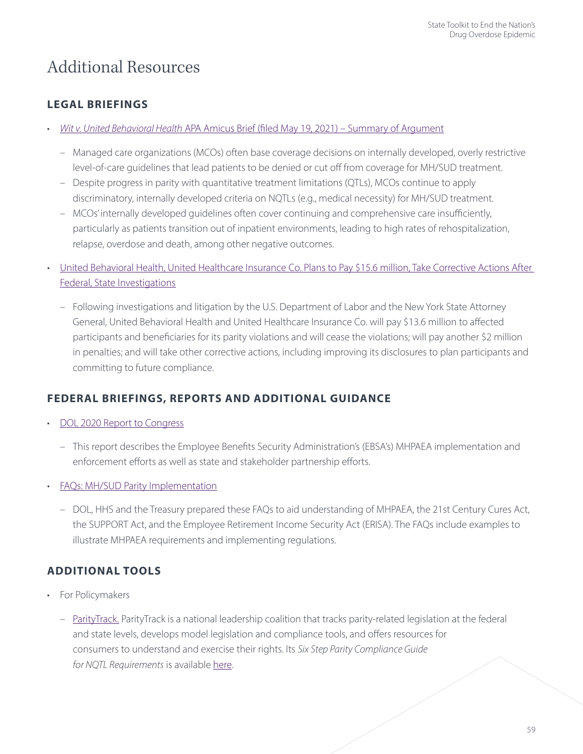# Additional Resources

## LEGAL BRIEFINGS

- *Wit v. United Behavioral Health* APA Amicus Brief (filed May 19, 2021) – Summary of Argument
  - Managed care organizations (MCOs) often base coverage decisions on internally developed, overly restrictive level-of-care guidelines that lead patients to be denied or cut off from coverage for MH/SUD treatment.
  - Despite progress in parity with quantitative treatment limitations (QTLs), MCOs continue to apply discriminatory, internally developed criteria on NQTLs (e.g., medical necessity) for MH/SUD treatment.
  - MCOs' internally developed guidelines often cover continuing and comprehensive care insufficiently, particularly as patients transition out of inpatient environments, leading to high rates of rehospitalization, relapse, overdose and death, among other negative outcomes.
- United Behavioral Health, United Healthcare Insurance Co. Plans to Pay $15.6 million, Take Corrective Actions After Federal, State Investigations
  - Following investigations and litigation by the U.S. Department of Labor and the New York State Attorney General, United Behavioral Health and United Healthcare Insurance Co. will pay $13.6 million to affected participants and beneficiaries for its parity violations and will cease the violations; will pay another $2 million in penalties; and will take other corrective actions, including improving its disclosures to plan participants and committing to future compliance.

## FEDERAL BRIEFINGS, REPORTS AND ADDITIONAL GUIDANCE

- DOL 2020 Report to Congress
  - This report describes the Employee Benefits Security Administration's (EBSA's) MHPAEA implementation and enforcement efforts as well as state and stakeholder partnership efforts.
- FAQs: MH/SUD Parity Implementation
  - DOL, HHS and the Treasury prepared these FAQs to aid understanding of MHPAEA, the 21st Century Cures Act, the SUPPORT Act, and the Employee Retirement Income Security Act (ERISA). The FAQs include examples to illustrate MHPAEA requirements and implementing regulations.

## ADDITIONAL TOOLS

- For Policymakers
  - ParityTrack. ParityTrack is a national leadership coalition that tracks parity-related legislation at the federal and state levels, develops model legislation and compliance tools, and offers resources for consumers to understand and exercise their rights. Its *Six Step Parity Compliance Guide for NQTL Requirements* is available here.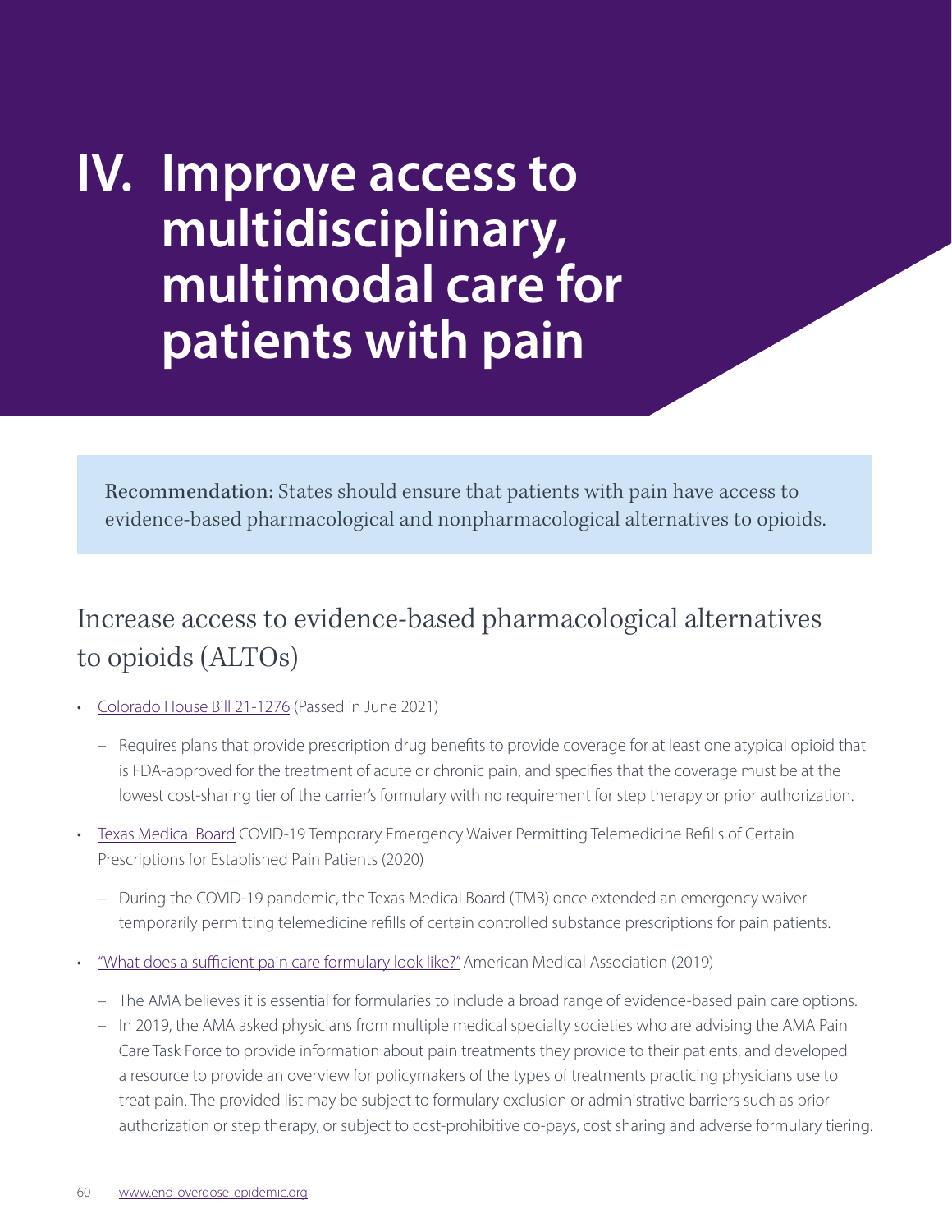# IV. Improve access to multidisciplinary, multimodal care for patients with pain

**Recommendation:** States should ensure that patients with pain have access to evidence-based pharmacological and nonpharmacological alternatives to opioids.

## Increase access to evidence-based pharmacological alternatives to opioids (ALTOs)

- Colorado House Bill 21-1276 (Passed in June 2021)
  - Requires plans that provide prescription drug benefits to provide coverage for at least one atypical opioid that is FDA-approved for the treatment of acute or chronic pain, and specifies that the coverage must be at the lowest cost-sharing tier of the carrier's formulary with no requirement for step therapy or prior authorization.
- Texas Medical Board COVID-19 Temporary Emergency Waiver Permitting Telemedicine Refills of Certain Prescriptions for Established Pain Patients (2020)
  - During the COVID-19 pandemic, the Texas Medical Board (TMB) once extended an emergency waiver temporarily permitting telemedicine refills of certain controlled substance prescriptions for pain patients.
- "What does a sufficient pain care formulary look like?" American Medical Association (2019)
  - The AMA believes it is essential for formularies to include a broad range of evidence-based pain care options.
  - In 2019, the AMA asked physicians from multiple medical specialty societies who are advising the AMA Pain Care Task Force to provide information about pain treatments they provide to their patients, and developed a resource to provide an overview for policymakers of the types of treatments practicing physicians use to treat pain. The provided list may be subject to formulary exclusion or administrative barriers such as prior authorization or step therapy, or subject to cost-prohibitive co-pays, cost sharing and adverse formulary tiering.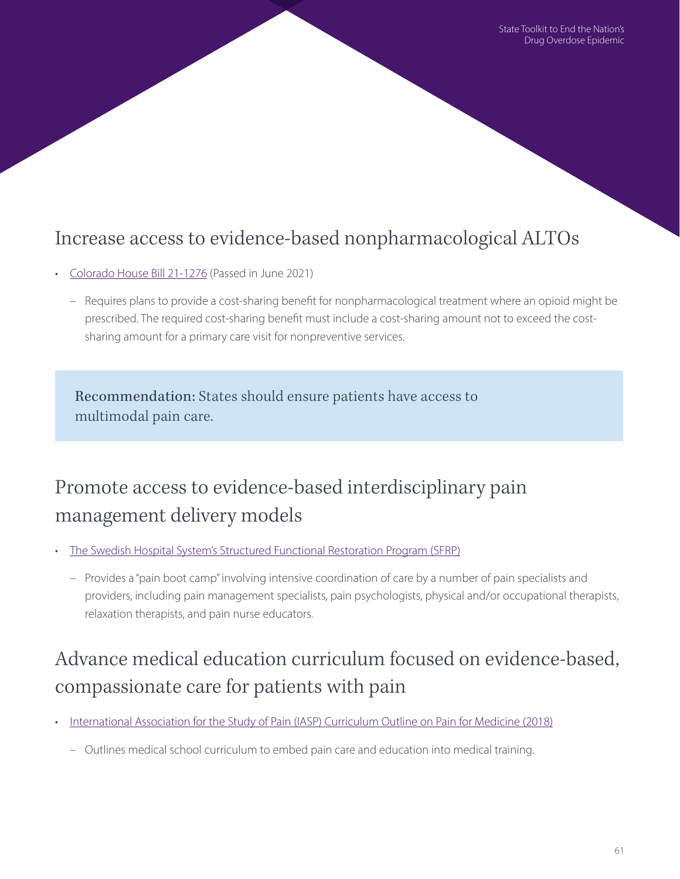## Increase access to evidence-based nonpharmacological ALTOs

- Colorado House Bill 21-1276 (Passed in June 2021)
  - Requires plans to provide a cost-sharing benefit for nonpharmacological treatment where an opioid might be prescribed. The required cost-sharing benefit must include a cost-sharing amount not to exceed the cost-sharing amount for a primary care visit for nonpreventive services.

> **Recommendation:** States should ensure patients have access to multimodal pain care.

## Promote access to evidence-based interdisciplinary pain management delivery models

- The Swedish Hospital System's Structured Functional Restoration Program (SFRP)
  - Provides a "pain boot camp" involving intensive coordination of care by a number of pain specialists and providers, including pain management specialists, pain psychologists, physical and/or occupational therapists, relaxation therapists, and pain nurse educators.

## Advance medical education curriculum focused on evidence-based, compassionate care for patients with pain

- International Association for the Study of Pain (IASP) Curriculum Outline on Pain for Medicine (2018)
  - Outlines medical school curriculum to embed pain care and education into medical training.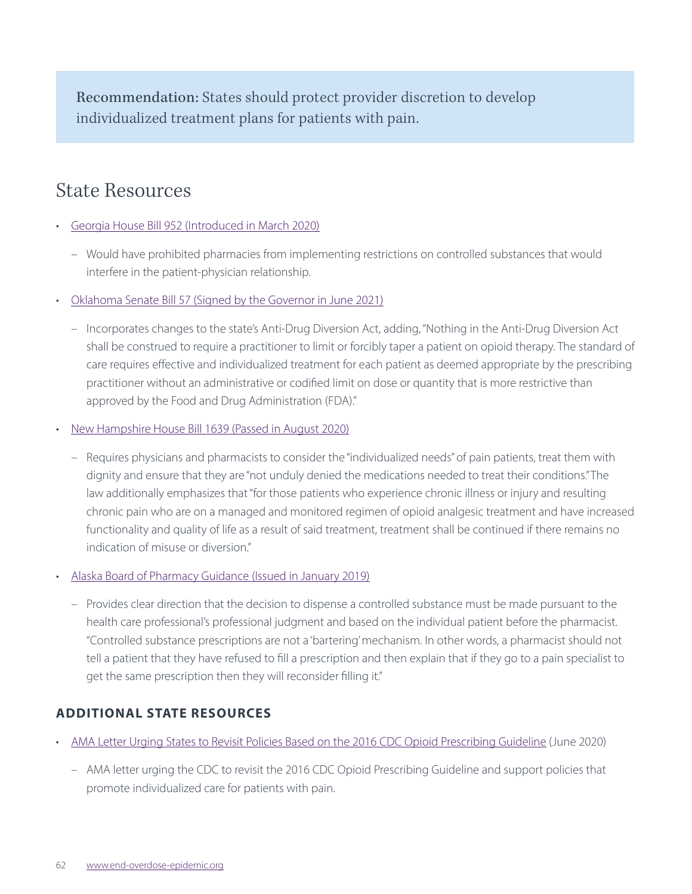**Recommendation:** States should protect provider discretion to develop individualized treatment plans for patients with pain.

## State Resources

- [Georgia House Bill 952 (Introduced in March 2020)]
  - Would have prohibited pharmacies from implementing restrictions on controlled substances that would interfere in the patient-physician relationship.
- [Oklahoma Senate Bill 57 (Signed by the Governor in June 2021)]
  - Incorporates changes to the state's Anti-Drug Diversion Act, adding, "Nothing in the Anti-Drug Diversion Act shall be construed to require a practitioner to limit or forcibly taper a patient on opioid therapy. The standard of care requires effective and individualized treatment for each patient as deemed appropriate by the prescribing practitioner without an administrative or codified limit on dose or quantity that is more restrictive than approved by the Food and Drug Administration (FDA)."
- [New Hampshire House Bill 1639 (Passed in August 2020)]
  - Requires physicians and pharmacists to consider the "individualized needs" of pain patients, treat them with dignity and ensure that they are "not unduly denied the medications needed to treat their conditions." The law additionally emphasizes that "for those patients who experience chronic illness or injury and resulting chronic pain who are on a managed and monitored regimen of opioid analgesic treatment and have increased functionality and quality of life as a result of said treatment, treatment shall be continued if there remains no indication of misuse or diversion."
- [Alaska Board of Pharmacy Guidance (Issued in January 2019)]
  - Provides clear direction that the decision to dispense a controlled substance must be made pursuant to the health care professional's professional judgment and based on the individual patient before the pharmacist. "Controlled substance prescriptions are not a 'bartering' mechanism. In other words, a pharmacist should not tell a patient that they have refused to fill a prescription and then explain that if they go to a pain specialist to get the same prescription then they will reconsider filling it."

### ADDITIONAL STATE RESOURCES

- [AMA Letter Urging States to Revisit Policies Based on the 2016 CDC Opioid Prescribing Guideline] (June 2020)
  - AMA letter urging the CDC to revisit the 2016 CDC Opioid Prescribing Guideline and support policies that promote individualized care for patients with pain.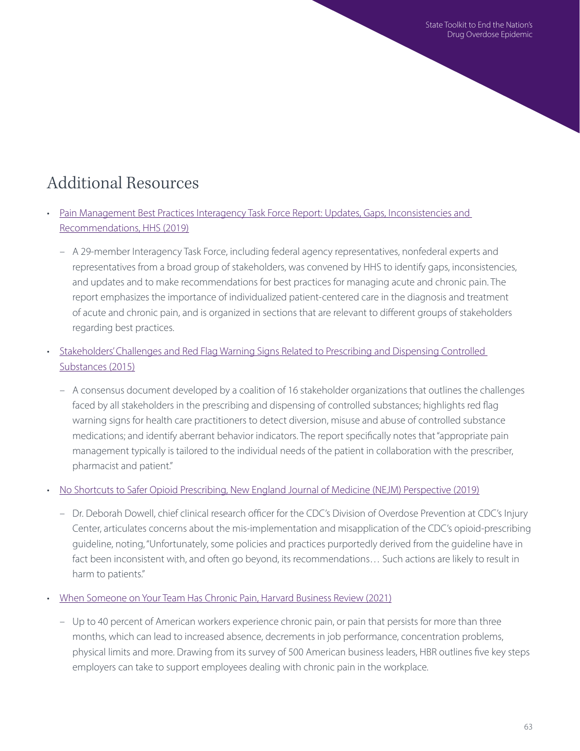## Additional Resources

- Pain Management Best Practices Interagency Task Force Report: Updates, Gaps, Inconsistencies and Recommendations, HHS (2019)
  - A 29-member Interagency Task Force, including federal agency representatives, nonfederal experts and representatives from a broad group of stakeholders, was convened by HHS to identify gaps, inconsistencies, and updates and to make recommendations for best practices for managing acute and chronic pain. The report emphasizes the importance of individualized patient-centered care in the diagnosis and treatment of acute and chronic pain, and is organized in sections that are relevant to different groups of stakeholders regarding best practices.
- Stakeholders' Challenges and Red Flag Warning Signs Related to Prescribing and Dispensing Controlled Substances (2015)
  - A consensus document developed by a coalition of 16 stakeholder organizations that outlines the challenges faced by all stakeholders in the prescribing and dispensing of controlled substances; highlights red flag warning signs for health care practitioners to detect diversion, misuse and abuse of controlled substance medications; and identify aberrant behavior indicators. The report specifically notes that "appropriate pain management typically is tailored to the individual needs of the patient in collaboration with the prescriber, pharmacist and patient."
- No Shortcuts to Safer Opioid Prescribing, New England Journal of Medicine (NEJM) Perspective (2019)
  - Dr. Deborah Dowell, chief clinical research officer for the CDC's Division of Overdose Prevention at CDC's Injury Center, articulates concerns about the mis-implementation and misapplication of the CDC's opioid-prescribing guideline, noting, "Unfortunately, some policies and practices purportedly derived from the guideline have in fact been inconsistent with, and often go beyond, its recommendations… Such actions are likely to result in harm to patients."
- When Someone on Your Team Has Chronic Pain, Harvard Business Review (2021)
  - Up to 40 percent of American workers experience chronic pain, or pain that persists for more than three months, which can lead to increased absence, decrements in job performance, concentration problems, physical limits and more. Drawing from its survey of 500 American business leaders, HBR outlines five key steps employers can take to support employees dealing with chronic pain in the workplace.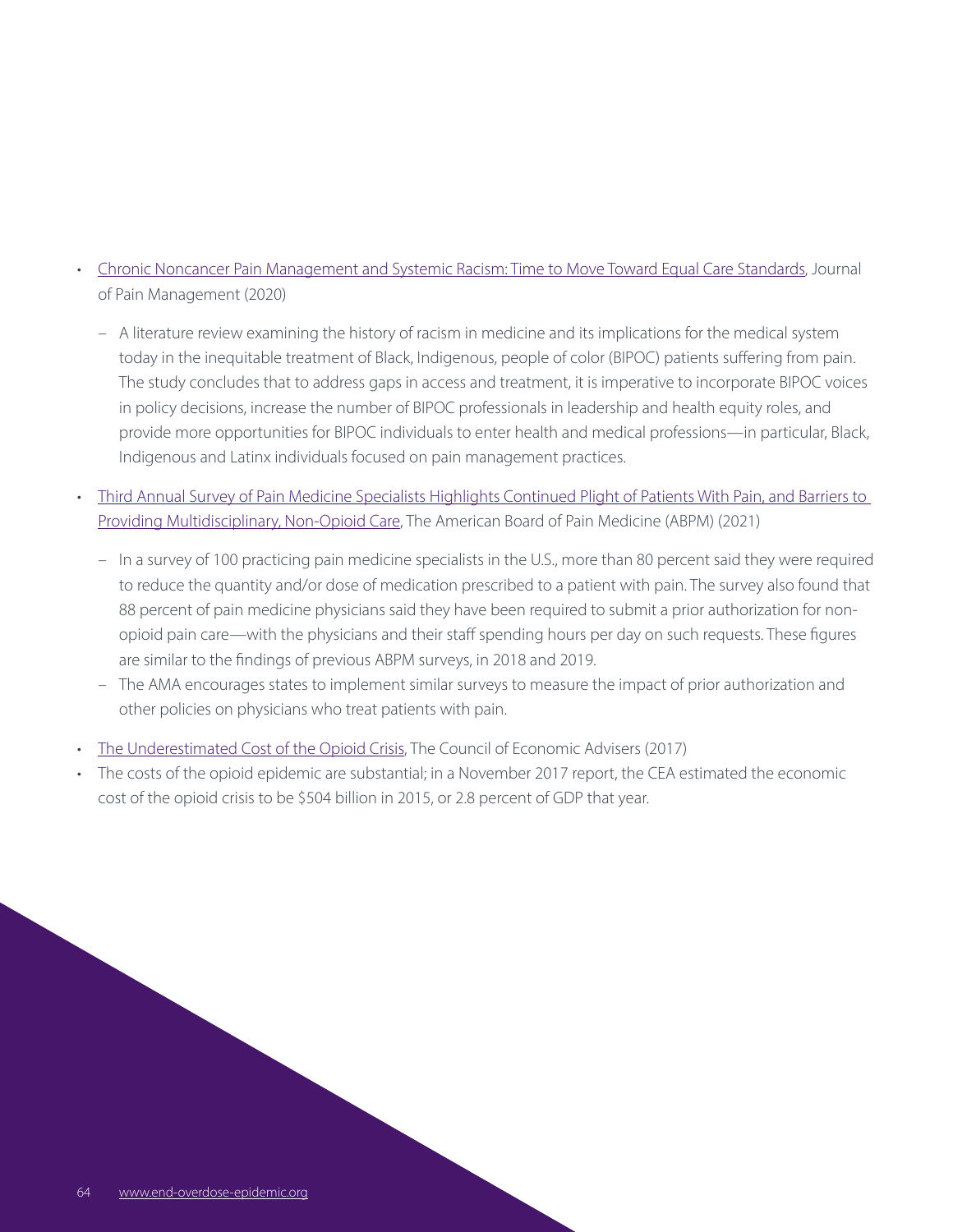- Chronic Noncancer Pain Management and Systemic Racism: Time to Move Toward Equal Care Standards, Journal of Pain Management (2020)
  - A literature review examining the history of racism in medicine and its implications for the medical system today in the inequitable treatment of Black, Indigenous, people of color (BIPOC) patients suffering from pain. The study concludes that to address gaps in access and treatment, it is imperative to incorporate BIPOC voices in policy decisions, increase the number of BIPOC professionals in leadership and health equity roles, and provide more opportunities for BIPOC individuals to enter health and medical professions—in particular, Black, Indigenous and Latinx individuals focused on pain management practices.
- Third Annual Survey of Pain Medicine Specialists Highlights Continued Plight of Patients With Pain, and Barriers to Providing Multidisciplinary, Non-Opioid Care, The American Board of Pain Medicine (ABPM) (2021)
  - In a survey of 100 practicing pain medicine specialists in the U.S., more than 80 percent said they were required to reduce the quantity and/or dose of medication prescribed to a patient with pain. The survey also found that 88 percent of pain medicine physicians said they have been required to submit a prior authorization for non-opioid pain care—with the physicians and their staff spending hours per day on such requests. These figures are similar to the findings of previous ABPM surveys, in 2018 and 2019.
  - The AMA encourages states to implement similar surveys to measure the impact of prior authorization and other policies on physicians who treat patients with pain.
- The Underestimated Cost of the Opioid Crisis, The Council of Economic Advisers (2017)
- The costs of the opioid epidemic are substantial; in a November 2017 report, the CEA estimated the economic cost of the opioid crisis to be $504 billion in 2015, or 2.8 percent of GDP that year.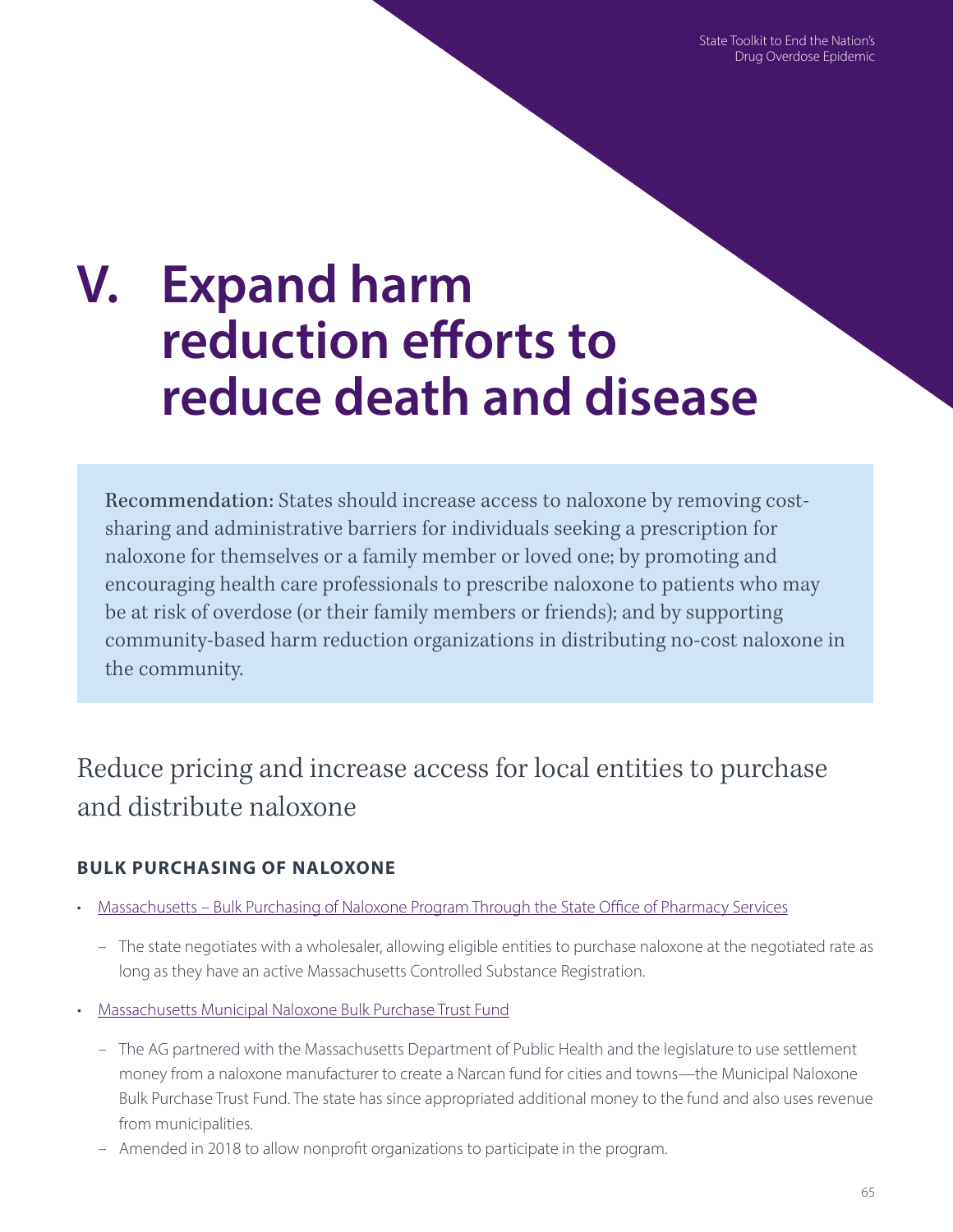# V. Expand harm reduction efforts to reduce death and disease

**Recommendation:** States should increase access to naloxone by removing cost-sharing and administrative barriers for individuals seeking a prescription for naloxone for themselves or a family member or loved one; by promoting and encouraging health care professionals to prescribe naloxone to patients who may be at risk of overdose (or their family members or friends); and by supporting community-based harm reduction organizations in distributing no-cost naloxone in the community.

## Reduce pricing and increase access for local entities to purchase and distribute naloxone

### BULK PURCHASING OF NALOXONE

- Massachusetts – Bulk Purchasing of Naloxone Program Through the State Office of Pharmacy Services
  - The state negotiates with a wholesaler, allowing eligible entities to purchase naloxone at the negotiated rate as long as they have an active Massachusetts Controlled Substance Registration.
- Massachusetts Municipal Naloxone Bulk Purchase Trust Fund
  - The AG partnered with the Massachusetts Department of Public Health and the legislature to use settlement money from a naloxone manufacturer to create a Narcan fund for cities and towns—the Municipal Naloxone Bulk Purchase Trust Fund. The state has since appropriated additional money to the fund and also uses revenue from municipalities.
  - Amended in 2018 to allow nonprofit organizations to participate in the program.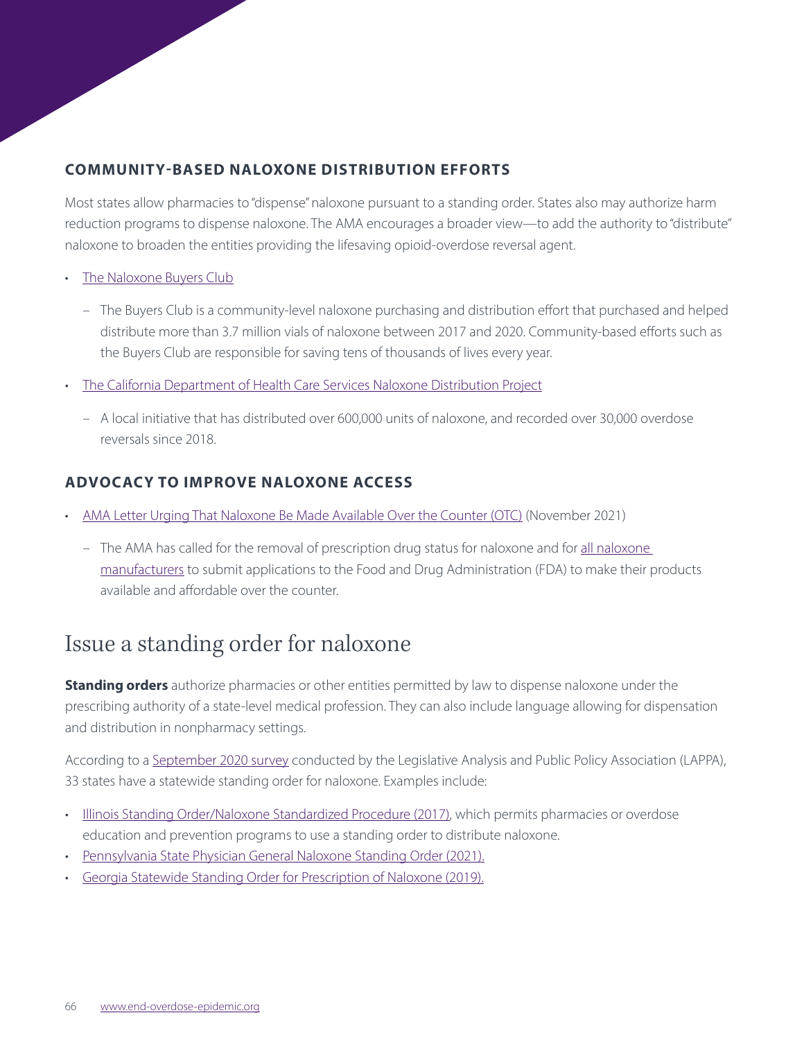### COMMUNITY-BASED NALOXONE DISTRIBUTION EFFORTS

Most states allow pharmacies to "dispense" naloxone pursuant to a standing order. States also may authorize harm reduction programs to dispense naloxone. The AMA encourages a broader view—to add the authority to "distribute" naloxone to broaden the entities providing the lifesaving opioid-overdose reversal agent.

- The Naloxone Buyers Club
  - The Buyers Club is a community-level naloxone purchasing and distribution effort that purchased and helped distribute more than 3.7 million vials of naloxone between 2017 and 2020. Community-based efforts such as the Buyers Club are responsible for saving tens of thousands of lives every year.
- The California Department of Health Care Services Naloxone Distribution Project
  - A local initiative that has distributed over 600,000 units of naloxone, and recorded over 30,000 overdose reversals since 2018.

### ADVOCACY TO IMPROVE NALOXONE ACCESS

- AMA Letter Urging That Naloxone Be Made Available Over the Counter (OTC) (November 2021)
  - The AMA has called for the removal of prescription drug status for naloxone and for all naloxone manufacturers to submit applications to the Food and Drug Administration (FDA) to make their products available and affordable over the counter.

## Issue a standing order for naloxone

**Standing orders** authorize pharmacies or other entities permitted by law to dispense naloxone under the prescribing authority of a state-level medical profession. They can also include language allowing for dispensation and distribution in nonpharmacy settings.

According to a September 2020 survey conducted by the Legislative Analysis and Public Policy Association (LAPPA), 33 states have a statewide standing order for naloxone. Examples include:

- Illinois Standing Order/Naloxone Standardized Procedure (2017), which permits pharmacies or overdose education and prevention programs to use a standing order to distribute naloxone.
- Pennsylvania State Physician General Naloxone Standing Order (2021).
- Georgia Statewide Standing Order for Prescription of Naloxone (2019).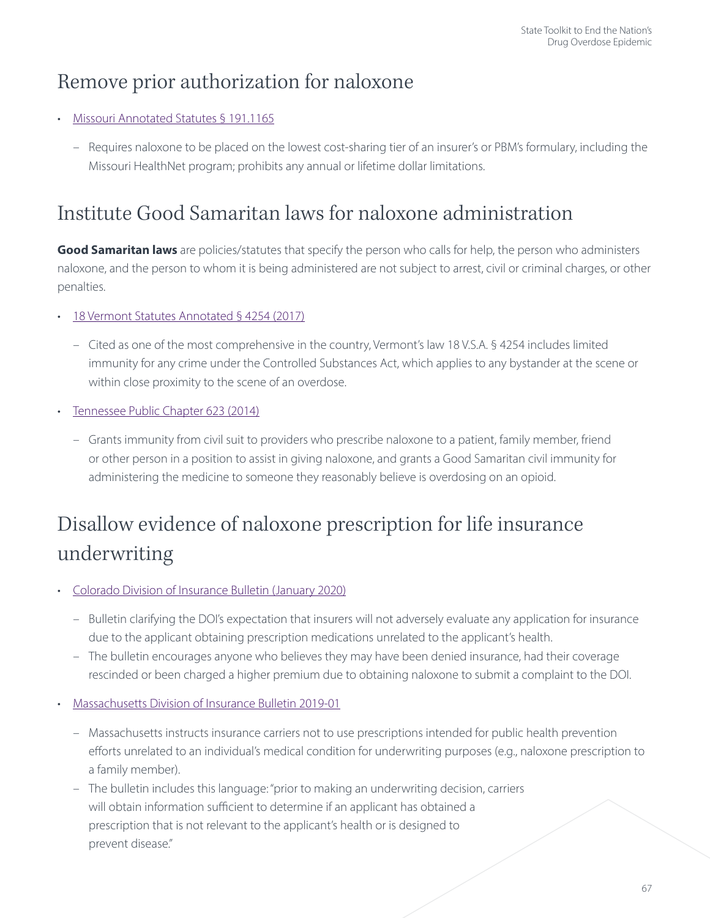## Remove prior authorization for naloxone

- Missouri Annotated Statutes § 191.1165
  - Requires naloxone to be placed on the lowest cost-sharing tier of an insurer's or PBM's formulary, including the Missouri HealthNet program; prohibits any annual or lifetime dollar limitations.

## Institute Good Samaritan laws for naloxone administration

**Good Samaritan laws** are policies/statutes that specify the person who calls for help, the person who administers naloxone, and the person to whom it is being administered are not subject to arrest, civil or criminal charges, or other penalties.

- 18 Vermont Statutes Annotated § 4254 (2017)
  - Cited as one of the most comprehensive in the country, Vermont's law 18 V.S.A. § 4254 includes limited immunity for any crime under the Controlled Substances Act, which applies to any bystander at the scene or within close proximity to the scene of an overdose.
- Tennessee Public Chapter 623 (2014)
  - Grants immunity from civil suit to providers who prescribe naloxone to a patient, family member, friend or other person in a position to assist in giving naloxone, and grants a Good Samaritan civil immunity for administering the medicine to someone they reasonably believe is overdosing on an opioid.

## Disallow evidence of naloxone prescription for life insurance underwriting

- Colorado Division of Insurance Bulletin (January 2020)
  - Bulletin clarifying the DOI's expectation that insurers will not adversely evaluate any application for insurance due to the applicant obtaining prescription medications unrelated to the applicant's health.
  - The bulletin encourages anyone who believes they may have been denied insurance, had their coverage rescinded or been charged a higher premium due to obtaining naloxone to submit a complaint to the DOI.
- Massachusetts Division of Insurance Bulletin 2019-01
  - Massachusetts instructs insurance carriers not to use prescriptions intended for public health prevention efforts unrelated to an individual's medical condition for underwriting purposes (e.g., naloxone prescription to a family member).
  - The bulletin includes this language: "prior to making an underwriting decision, carriers will obtain information sufficient to determine if an applicant has obtained a prescription that is not relevant to the applicant's health or is designed to prevent disease."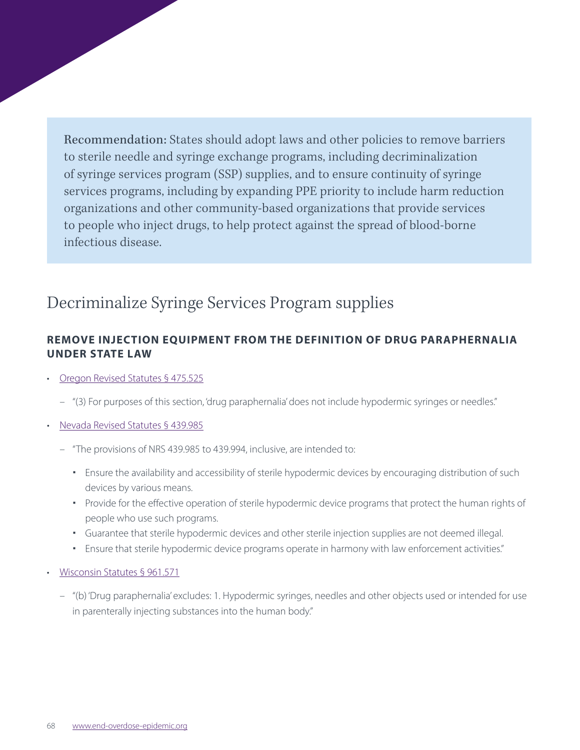**Recommendation:** States should adopt laws and other policies to remove barriers to sterile needle and syringe exchange programs, including decriminalization of syringe services program (SSP) supplies, and to ensure continuity of syringe services programs, including by expanding PPE priority to include harm reduction organizations and other community-based organizations that provide services to people who inject drugs, to help protect against the spread of blood-borne infectious disease.

## Decriminalize Syringe Services Program supplies

### REMOVE INJECTION EQUIPMENT FROM THE DEFINITION OF DRUG PARAPHERNALIA UNDER STATE LAW

- Oregon Revised Statutes § 475.525
  - "(3) For purposes of this section, 'drug paraphernalia' does not include hypodermic syringes or needles."
- Nevada Revised Statutes § 439.985
  - "The provisions of NRS 439.985 to 439.994, inclusive, are intended to:
    - Ensure the availability and accessibility of sterile hypodermic devices by encouraging distribution of such devices by various means.
    - Provide for the effective operation of sterile hypodermic device programs that protect the human rights of people who use such programs.
    - Guarantee that sterile hypodermic devices and other sterile injection supplies are not deemed illegal.
    - Ensure that sterile hypodermic device programs operate in harmony with law enforcement activities."
- Wisconsin Statutes § 961.571
  - "(b) 'Drug paraphernalia' excludes: 1. Hypodermic syringes, needles and other objects used or intended for use in parenterally injecting substances into the human body."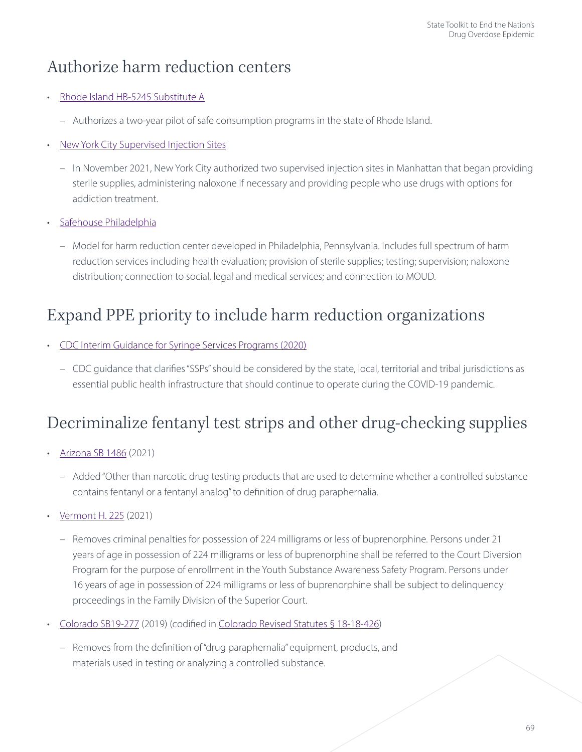## Authorize harm reduction centers

- [Rhode Island HB-5245 Substitute A]
  - Authorizes a two-year pilot of safe consumption programs in the state of Rhode Island.
- [New York City Supervised Injection Sites]
  - In November 2021, New York City authorized two supervised injection sites in Manhattan that began providing sterile supplies, administering naloxone if necessary and providing people who use drugs with options for addiction treatment.
- [Safehouse Philadelphia]
  - Model for harm reduction center developed in Philadelphia, Pennsylvania. Includes full spectrum of harm reduction services including health evaluation; provision of sterile supplies; testing; supervision; naloxone distribution; connection to social, legal and medical services; and connection to MOUD.

## Expand PPE priority to include harm reduction organizations

- [CDC Interim Guidance for Syringe Services Programs (2020)]
  - CDC guidance that clarifies "SSPs" should be considered by the state, local, territorial and tribal jurisdictions as essential public health infrastructure that should continue to operate during the COVID-19 pandemic.

## Decriminalize fentanyl test strips and other drug-checking supplies

- [Arizona SB 1486] (2021)
  - Added "Other than narcotic drug testing products that are used to determine whether a controlled substance contains fentanyl or a fentanyl analog" to definition of drug paraphernalia.
- [Vermont H. 225] (2021)
  - Removes criminal penalties for possession of 224 milligrams or less of buprenorphine. Persons under 21 years of age in possession of 224 milligrams or less of buprenorphine shall be referred to the Court Diversion Program for the purpose of enrollment in the Youth Substance Awareness Safety Program. Persons under 16 years of age in possession of 224 milligrams or less of buprenorphine shall be subject to delinquency proceedings in the Family Division of the Superior Court.
- [Colorado SB19-277] (2019) (codified in [Colorado Revised Statutes § 18-18-426])
  - Removes from the definition of "drug paraphernalia" equipment, products, and materials used in testing or analyzing a controlled substance.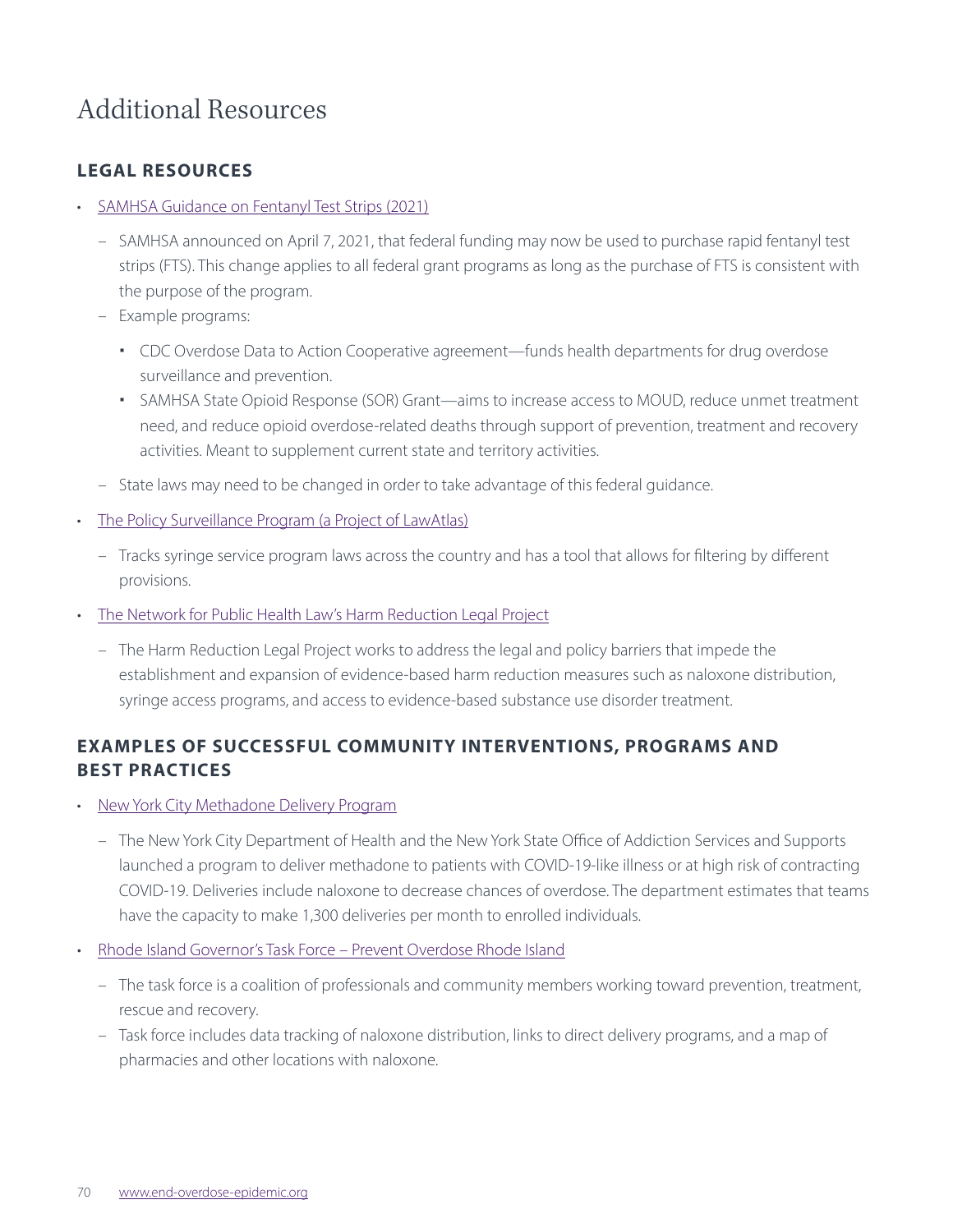# Additional Resources

## LEGAL RESOURCES

- SAMHSA Guidance on Fentanyl Test Strips (2021)
  - SAMHSA announced on April 7, 2021, that federal funding may now be used to purchase rapid fentanyl test strips (FTS). This change applies to all federal grant programs as long as the purchase of FTS is consistent with the purpose of the program.
  - Example programs:
    - CDC Overdose Data to Action Cooperative agreement—funds health departments for drug overdose surveillance and prevention.
    - SAMHSA State Opioid Response (SOR) Grant—aims to increase access to MOUD, reduce unmet treatment need, and reduce opioid overdose-related deaths through support of prevention, treatment and recovery activities. Meant to supplement current state and territory activities.
  - State laws may need to be changed in order to take advantage of this federal guidance.
- The Policy Surveillance Program (a Project of LawAtlas)
  - Tracks syringe service program laws across the country and has a tool that allows for filtering by different provisions.
- The Network for Public Health Law's Harm Reduction Legal Project
  - The Harm Reduction Legal Project works to address the legal and policy barriers that impede the establishment and expansion of evidence-based harm reduction measures such as naloxone distribution, syringe access programs, and access to evidence-based substance use disorder treatment.

## EXAMPLES OF SUCCESSFUL COMMUNITY INTERVENTIONS, PROGRAMS AND BEST PRACTICES

- New York City Methadone Delivery Program
  - The New York City Department of Health and the New York State Office of Addiction Services and Supports launched a program to deliver methadone to patients with COVID-19-like illness or at high risk of contracting COVID-19. Deliveries include naloxone to decrease chances of overdose. The department estimates that teams have the capacity to make 1,300 deliveries per month to enrolled individuals.
- Rhode Island Governor's Task Force – Prevent Overdose Rhode Island
  - The task force is a coalition of professionals and community members working toward prevention, treatment, rescue and recovery.
  - Task force includes data tracking of naloxone distribution, links to direct delivery programs, and a map of pharmacies and other locations with naloxone.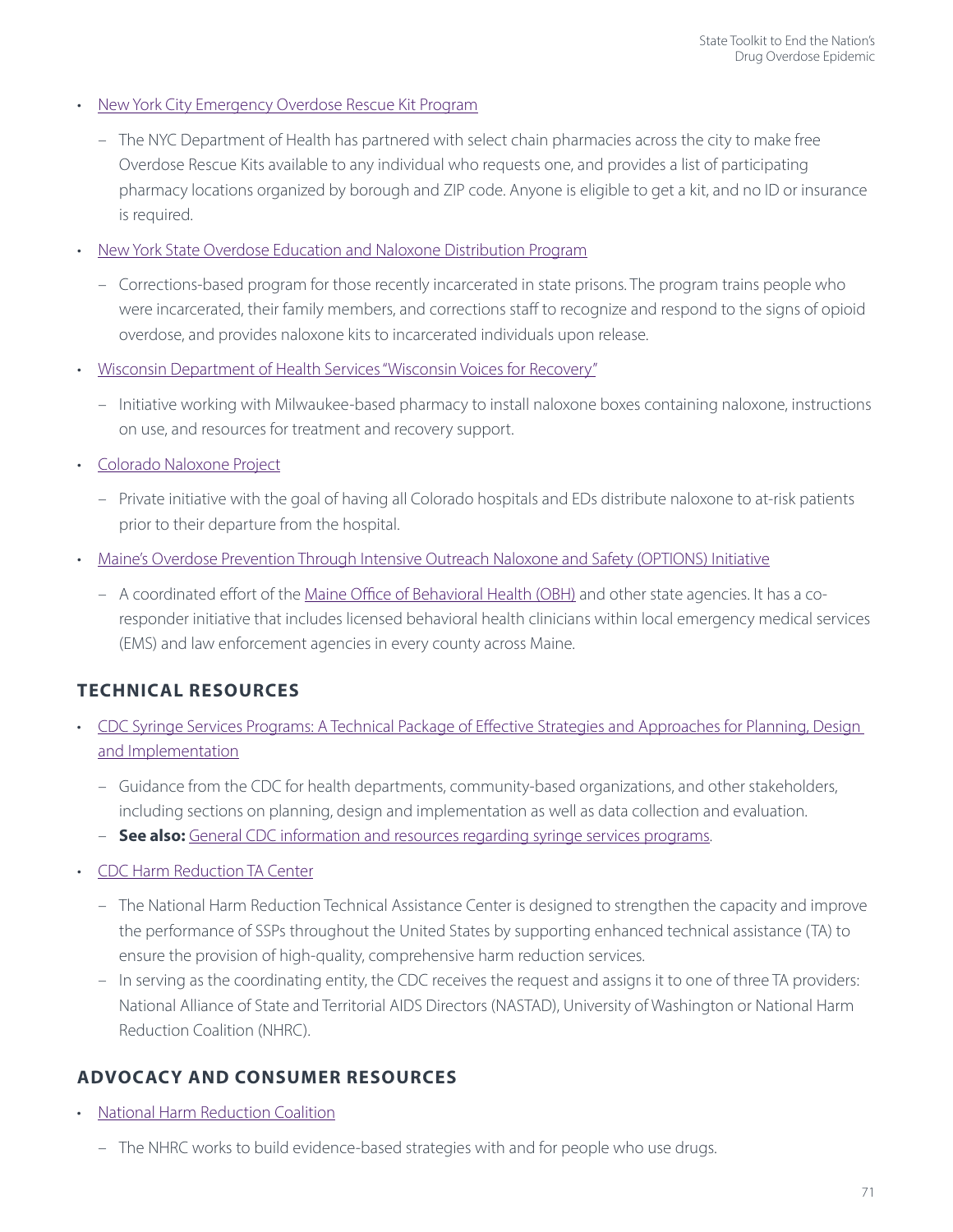- New York City Emergency Overdose Rescue Kit Program
  - The NYC Department of Health has partnered with select chain pharmacies across the city to make free Overdose Rescue Kits available to any individual who requests one, and provides a list of participating pharmacy locations organized by borough and ZIP code. Anyone is eligible to get a kit, and no ID or insurance is required.
- New York State Overdose Education and Naloxone Distribution Program
  - Corrections-based program for those recently incarcerated in state prisons. The program trains people who were incarcerated, their family members, and corrections staff to recognize and respond to the signs of opioid overdose, and provides naloxone kits to incarcerated individuals upon release.
- Wisconsin Department of Health Services "Wisconsin Voices for Recovery"
  - Initiative working with Milwaukee-based pharmacy to install naloxone boxes containing naloxone, instructions on use, and resources for treatment and recovery support.
- Colorado Naloxone Project
  - Private initiative with the goal of having all Colorado hospitals and EDs distribute naloxone to at-risk patients prior to their departure from the hospital.
- Maine's Overdose Prevention Through Intensive Outreach Naloxone and Safety (OPTIONS) Initiative
  - A coordinated effort of the Maine Office of Behavioral Health (OBH) and other state agencies. It has a co-responder initiative that includes licensed behavioral health clinicians within local emergency medical services (EMS) and law enforcement agencies in every county across Maine.

## TECHNICAL RESOURCES

- CDC Syringe Services Programs: A Technical Package of Effective Strategies and Approaches for Planning, Design and Implementation
  - Guidance from the CDC for health departments, community-based organizations, and other stakeholders, including sections on planning, design and implementation as well as data collection and evaluation.
  - **See also:** General CDC information and resources regarding syringe services programs.
- CDC Harm Reduction TA Center
  - The National Harm Reduction Technical Assistance Center is designed to strengthen the capacity and improve the performance of SSPs throughout the United States by supporting enhanced technical assistance (TA) to ensure the provision of high-quality, comprehensive harm reduction services.
  - In serving as the coordinating entity, the CDC receives the request and assigns it to one of three TA providers: National Alliance of State and Territorial AIDS Directors (NASTAD), University of Washington or National Harm Reduction Coalition (NHRC).

## ADVOCACY AND CONSUMER RESOURCES

- National Harm Reduction Coalition
  - The NHRC works to build evidence-based strategies with and for people who use drugs.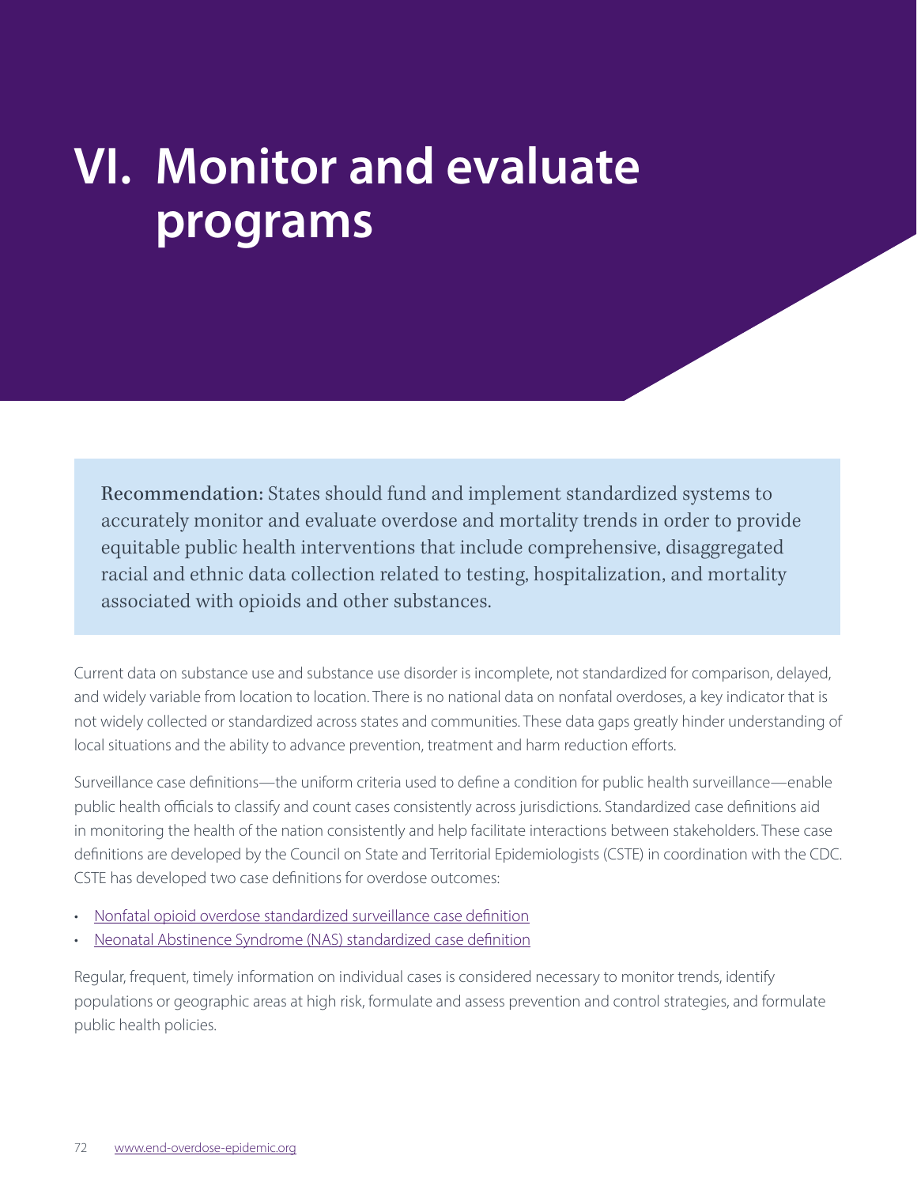# VI. Monitor and evaluate programs

> **Recommendation:** States should fund and implement standardized systems to accurately monitor and evaluate overdose and mortality trends in order to provide equitable public health interventions that include comprehensive, disaggregated racial and ethnic data collection related to testing, hospitalization, and mortality associated with opioids and other substances.

Current data on substance use and substance use disorder is incomplete, not standardized for comparison, delayed, and widely variable from location to location. There is no national data on nonfatal overdoses, a key indicator that is not widely collected or standardized across states and communities. These data gaps greatly hinder understanding of local situations and the ability to advance prevention, treatment and harm reduction efforts.

Surveillance case definitions—the uniform criteria used to define a condition for public health surveillance—enable public health officials to classify and count cases consistently across jurisdictions. Standardized case definitions aid in monitoring the health of the nation consistently and help facilitate interactions between stakeholders. These case definitions are developed by the Council on State and Territorial Epidemiologists (CSTE) in coordination with the CDC. CSTE has developed two case definitions for overdose outcomes:

- Nonfatal opioid overdose standardized surveillance case definition
- Neonatal Abstinence Syndrome (NAS) standardized case definition

Regular, frequent, timely information on individual cases is considered necessary to monitor trends, identify populations or geographic areas at high risk, formulate and assess prevention and control strategies, and formulate public health policies.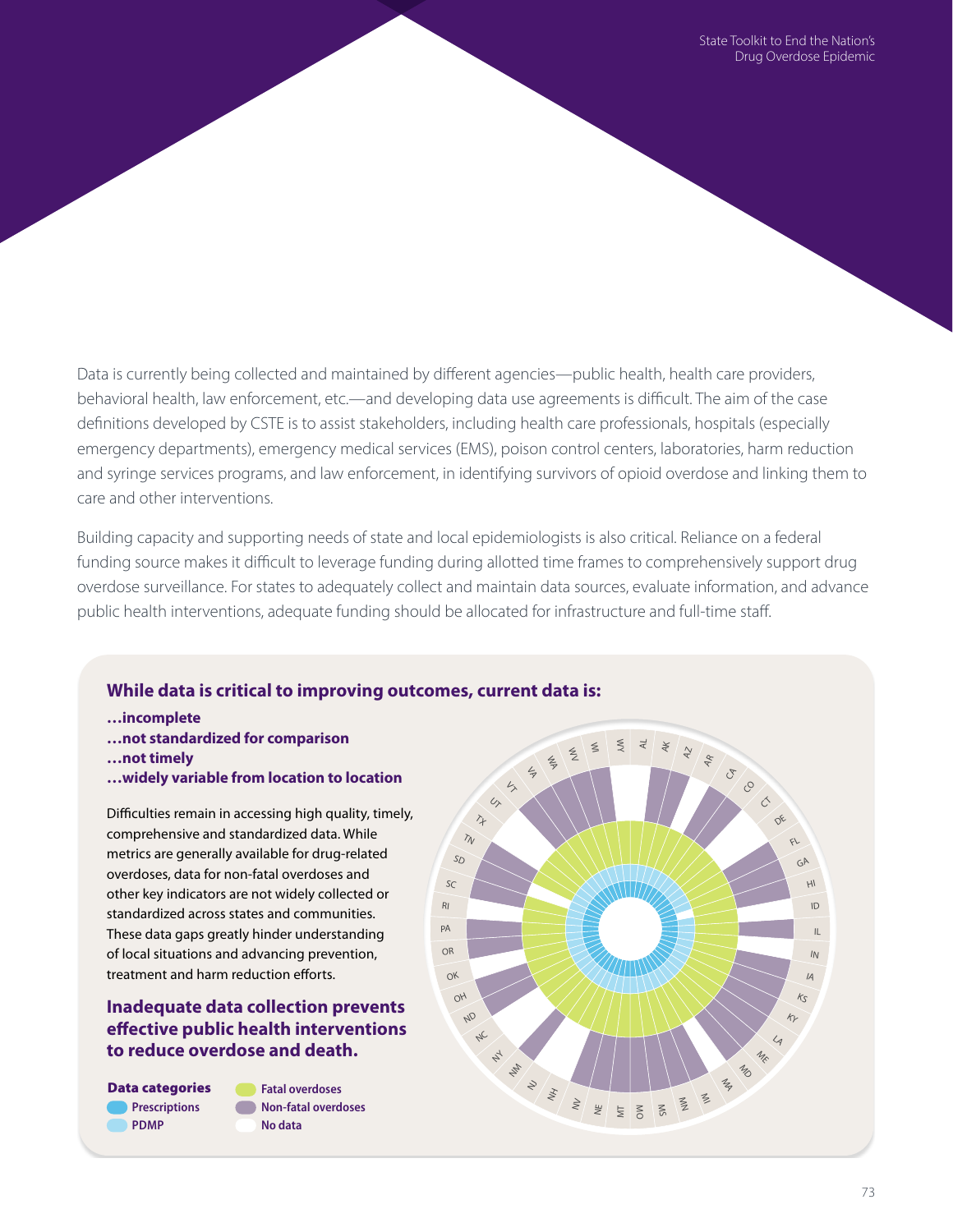Data is currently being collected and maintained by different agencies—public health, health care providers, behavioral health, law enforcement, etc.—and developing data use agreements is difficult. The aim of the case definitions developed by CSTE is to assist stakeholders, including health care professionals, hospitals (especially emergency departments), emergency medical services (EMS), poison control centers, laboratories, harm reduction and syringe services programs, and law enforcement, in identifying survivors of opioid overdose and linking them to care and other interventions.

Building capacity and supporting needs of state and local epidemiologists is also critical. Reliance on a federal funding source makes it difficult to leverage funding during allotted time frames to comprehensively support drug overdose surveillance. For states to adequately collect and maintain data sources, evaluate information, and advance public health interventions, adequate funding should be allocated for infrastructure and full-time staff.

### While data is critical to improving outcomes, current data is:

**…incomplete**
**…not standardized for comparison**
**…not timely**
**…widely variable from location to location**

Difficulties remain in accessing high quality, timely, comprehensive and standardized data. While metrics are generally available for drug-related overdoses, data for non-fatal overdoses and other key indicators are not widely collected or standardized across states and communities. These data gaps greatly hinder understanding of local situations and advancing prevention, treatment and harm reduction efforts.

### Inadequate data collection prevents effective public health interventions to reduce overdose and death.

**Data categories**

- Prescriptions
- PDMP
- Fatal overdoses
- Non-fatal overdoses
- No data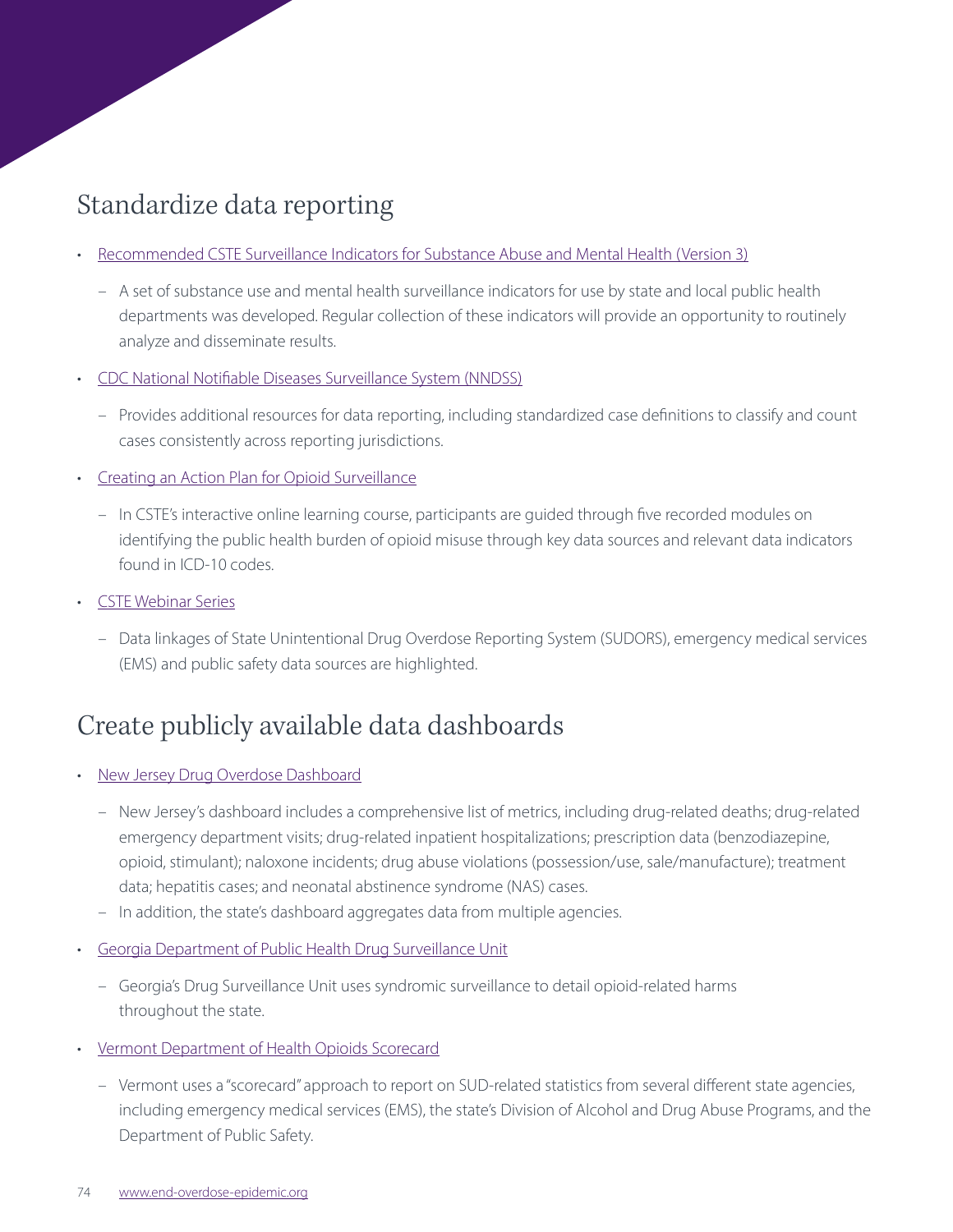## Standardize data reporting

- Recommended CSTE Surveillance Indicators for Substance Abuse and Mental Health (Version 3)
  - A set of substance use and mental health surveillance indicators for use by state and local public health departments was developed. Regular collection of these indicators will provide an opportunity to routinely analyze and disseminate results.
- CDC National Notifiable Diseases Surveillance System (NNDSS)
  - Provides additional resources for data reporting, including standardized case definitions to classify and count cases consistently across reporting jurisdictions.
- Creating an Action Plan for Opioid Surveillance
  - In CSTE's interactive online learning course, participants are guided through five recorded modules on identifying the public health burden of opioid misuse through key data sources and relevant data indicators found in ICD-10 codes.
- CSTE Webinar Series
  - Data linkages of State Unintentional Drug Overdose Reporting System (SUDORS), emergency medical services (EMS) and public safety data sources are highlighted.

## Create publicly available data dashboards

- New Jersey Drug Overdose Dashboard
  - New Jersey's dashboard includes a comprehensive list of metrics, including drug-related deaths; drug-related emergency department visits; drug-related inpatient hospitalizations; prescription data (benzodiazepine, opioid, stimulant); naloxone incidents; drug abuse violations (possession/use, sale/manufacture); treatment data; hepatitis cases; and neonatal abstinence syndrome (NAS) cases.
  - In addition, the state's dashboard aggregates data from multiple agencies.
- Georgia Department of Public Health Drug Surveillance Unit
  - Georgia's Drug Surveillance Unit uses syndromic surveillance to detail opioid-related harms throughout the state.
- Vermont Department of Health Opioids Scorecard
  - Vermont uses a "scorecard" approach to report on SUD-related statistics from several different state agencies, including emergency medical services (EMS), the state's Division of Alcohol and Drug Abuse Programs, and the Department of Public Safety.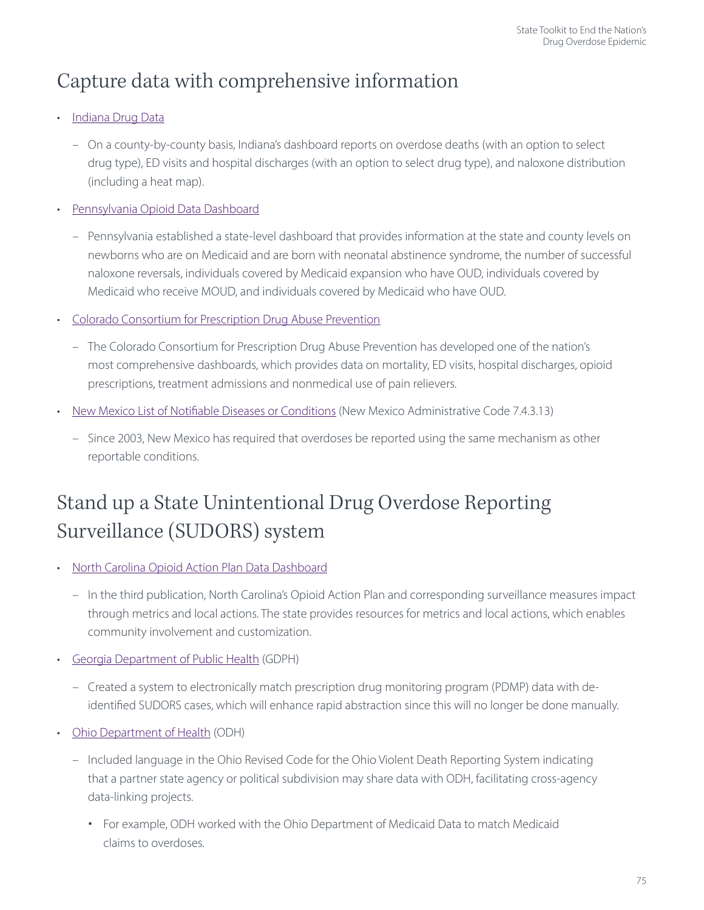## Capture data with comprehensive information

- Indiana Drug Data
  - On a county-by-county basis, Indiana's dashboard reports on overdose deaths (with an option to select drug type), ED visits and hospital discharges (with an option to select drug type), and naloxone distribution (including a heat map).
- Pennsylvania Opioid Data Dashboard
  - Pennsylvania established a state-level dashboard that provides information at the state and county levels on newborns who are on Medicaid and are born with neonatal abstinence syndrome, the number of successful naloxone reversals, individuals covered by Medicaid expansion who have OUD, individuals covered by Medicaid who receive MOUD, and individuals covered by Medicaid who have OUD.
- Colorado Consortium for Prescription Drug Abuse Prevention
  - The Colorado Consortium for Prescription Drug Abuse Prevention has developed one of the nation's most comprehensive dashboards, which provides data on mortality, ED visits, hospital discharges, opioid prescriptions, treatment admissions and nonmedical use of pain relievers.
- New Mexico List of Notifiable Diseases or Conditions (New Mexico Administrative Code 7.4.3.13)
  - Since 2003, New Mexico has required that overdoses be reported using the same mechanism as other reportable conditions.

## Stand up a State Unintentional Drug Overdose Reporting Surveillance (SUDORS) system

- North Carolina Opioid Action Plan Data Dashboard
  - In the third publication, North Carolina's Opioid Action Plan and corresponding surveillance measures impact through metrics and local actions. The state provides resources for metrics and local actions, which enables community involvement and customization.
- Georgia Department of Public Health (GDPH)
  - Created a system to electronically match prescription drug monitoring program (PDMP) data with de-identified SUDORS cases, which will enhance rapid abstraction since this will no longer be done manually.
- Ohio Department of Health (ODH)
  - Included language in the Ohio Revised Code for the Ohio Violent Death Reporting System indicating that a partner state agency or political subdivision may share data with ODH, facilitating cross-agency data-linking projects.
    - For example, ODH worked with the Ohio Department of Medicaid Data to match Medicaid claims to overdoses.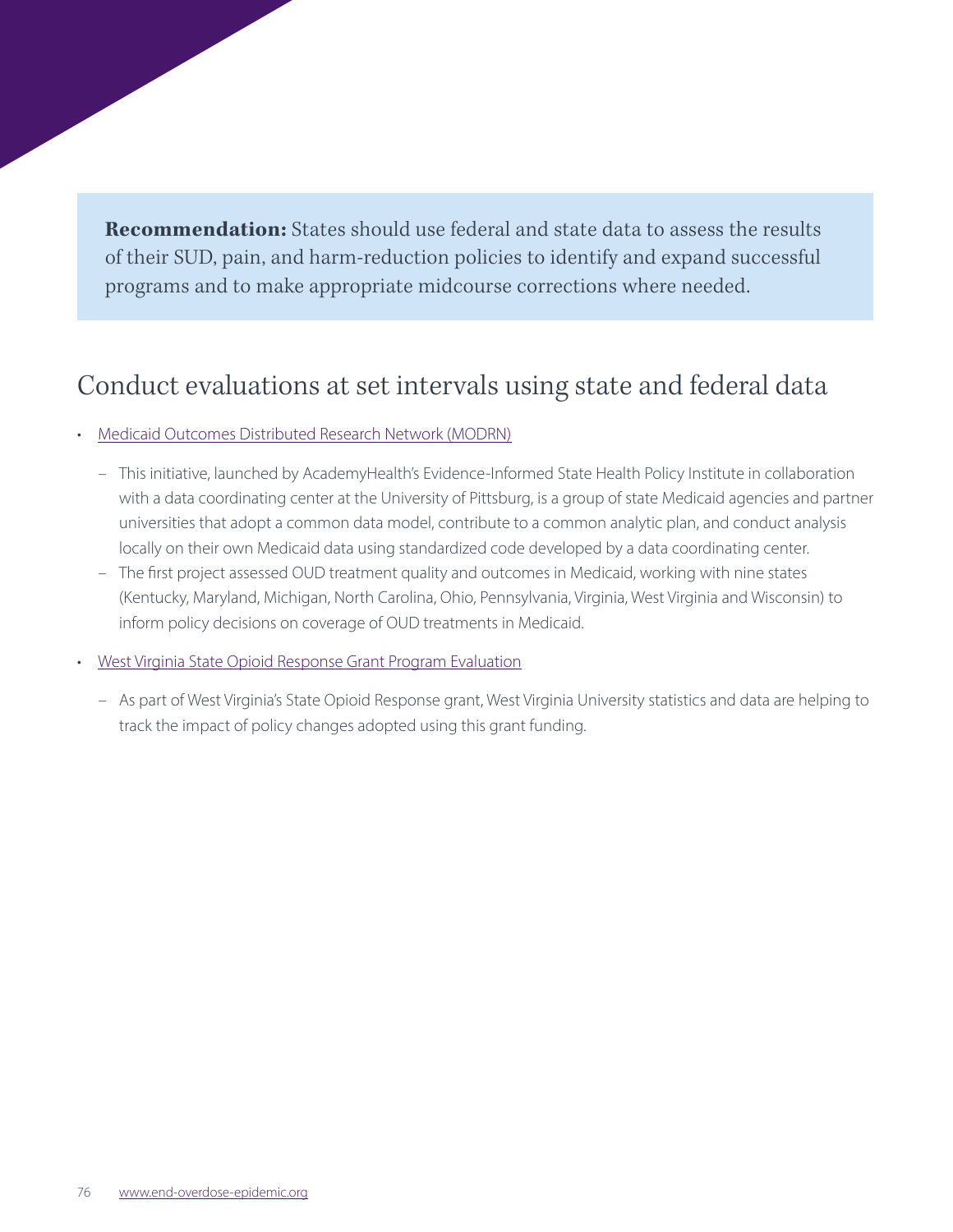**Recommendation:** States should use federal and state data to assess the results of their SUD, pain, and harm-reduction policies to identify and expand successful programs and to make appropriate midcourse corrections where needed.

## Conduct evaluations at set intervals using state and federal data

- Medicaid Outcomes Distributed Research Network (MODRN)
  - This initiative, launched by AcademyHealth's Evidence-Informed State Health Policy Institute in collaboration with a data coordinating center at the University of Pittsburg, is a group of state Medicaid agencies and partner universities that adopt a common data model, contribute to a common analytic plan, and conduct analysis locally on their own Medicaid data using standardized code developed by a data coordinating center.
  - The first project assessed OUD treatment quality and outcomes in Medicaid, working with nine states (Kentucky, Maryland, Michigan, North Carolina, Ohio, Pennsylvania, Virginia, West Virginia and Wisconsin) to inform policy decisions on coverage of OUD treatments in Medicaid.
- West Virginia State Opioid Response Grant Program Evaluation
  - As part of West Virginia's State Opioid Response grant, West Virginia University statistics and data are helping to track the impact of policy changes adopted using this grant funding.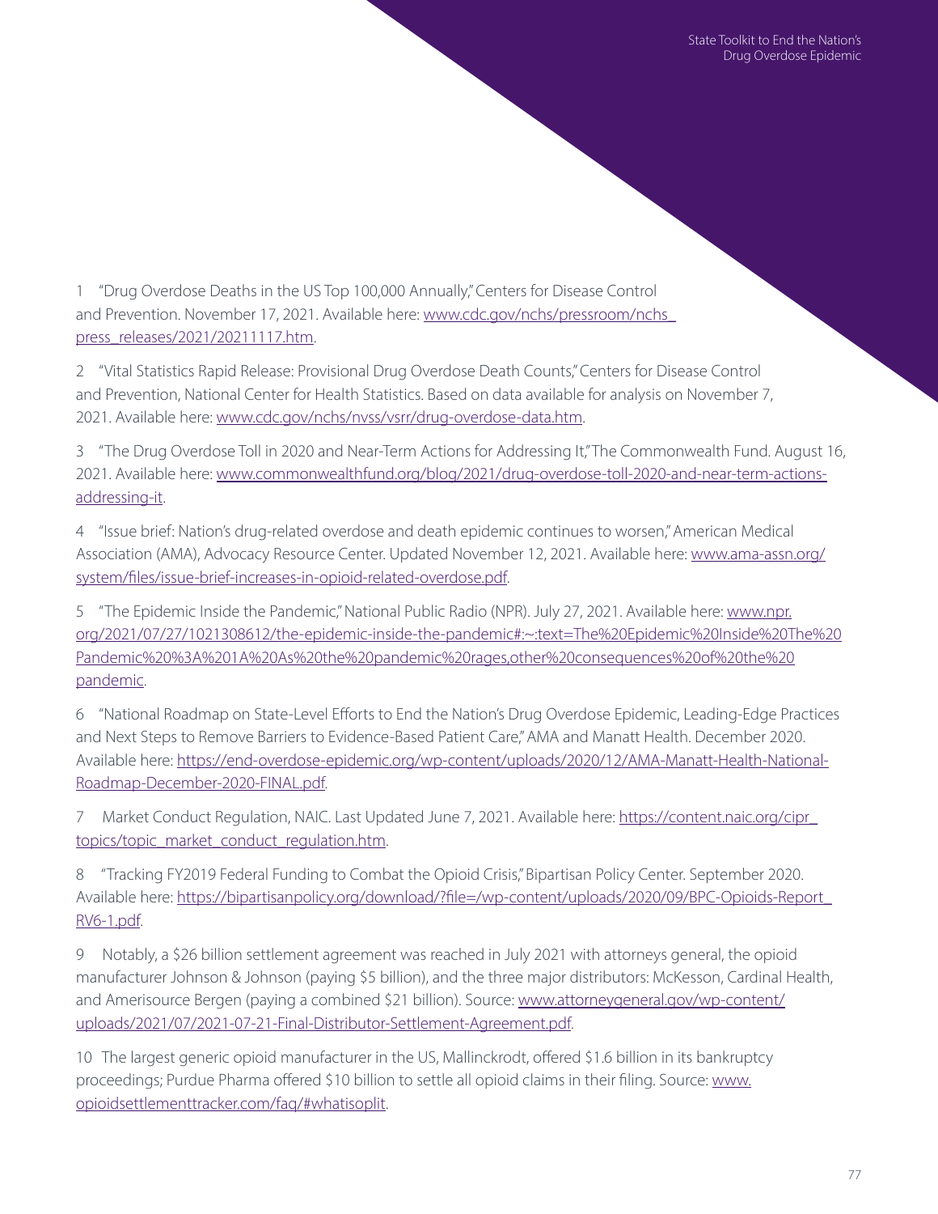1 "Drug Overdose Deaths in the US Top 100,000 Annually," Centers for Disease Control and Prevention. November 17, 2021. Available here: www.cdc.gov/nchs/pressroom/nchs_press_releases/2021/20211117.htm.

2 "Vital Statistics Rapid Release: Provisional Drug Overdose Death Counts," Centers for Disease Control and Prevention, National Center for Health Statistics. Based on data available for analysis on November 7, 2021. Available here: www.cdc.gov/nchs/nvss/vsrr/drug-overdose-data.htm.

3 "The Drug Overdose Toll in 2020 and Near-Term Actions for Addressing It," The Commonwealth Fund. August 16, 2021. Available here: www.commonwealthfund.org/blog/2021/drug-overdose-toll-2020-and-near-term-actions-addressing-it.

4 "Issue brief: Nation's drug-related overdose and death epidemic continues to worsen," American Medical Association (AMA), Advocacy Resource Center. Updated November 12, 2021. Available here: www.ama-assn.org/system/files/issue-brief-increases-in-opioid-related-overdose.pdf.

5 "The Epidemic Inside the Pandemic," National Public Radio (NPR). July 27, 2021. Available here: www.npr.org/2021/07/27/1021308612/the-epidemic-inside-the-pandemic#:~:text=The%20Epidemic%20Inside%20The%20Pandemic%20%3A%201A%20As%20the%20pandemic%20rages,other%20consequences%20of%20the%20pandemic.

6 "National Roadmap on State-Level Efforts to End the Nation's Drug Overdose Epidemic, Leading-Edge Practices and Next Steps to Remove Barriers to Evidence-Based Patient Care," AMA and Manatt Health. December 2020. Available here: https://end-overdose-epidemic.org/wp-content/uploads/2020/12/AMA-Manatt-Health-National-Roadmap-December-2020-FINAL.pdf.

7 Market Conduct Regulation, NAIC. Last Updated June 7, 2021. Available here: https://content.naic.org/cipr_topics/topic_market_conduct_regulation.htm.

8 "Tracking FY2019 Federal Funding to Combat the Opioid Crisis," Bipartisan Policy Center. September 2020. Available here: https://bipartisanpolicy.org/download/?file=/wp-content/uploads/2020/09/BPC-Opioids-Report_RV6-1.pdf.

9 Notably, a $26 billion settlement agreement was reached in July 2021 with attorneys general, the opioid manufacturer Johnson & Johnson (paying $5 billion), and the three major distributors: McKesson, Cardinal Health, and Amerisource Bergen (paying a combined $21 billion). Source: www.attorneygeneral.gov/wp-content/uploads/2021/07/2021-07-21-Final-Distributor-Settlement-Agreement.pdf.

10 The largest generic opioid manufacturer in the US, Mallinckrodt, offered $1.6 billion in its bankruptcy proceedings; Purdue Pharma offered $10 billion to settle all opioid claims in their filing. Source: www.opioidsettlementtracker.com/faq/#whatisoplit.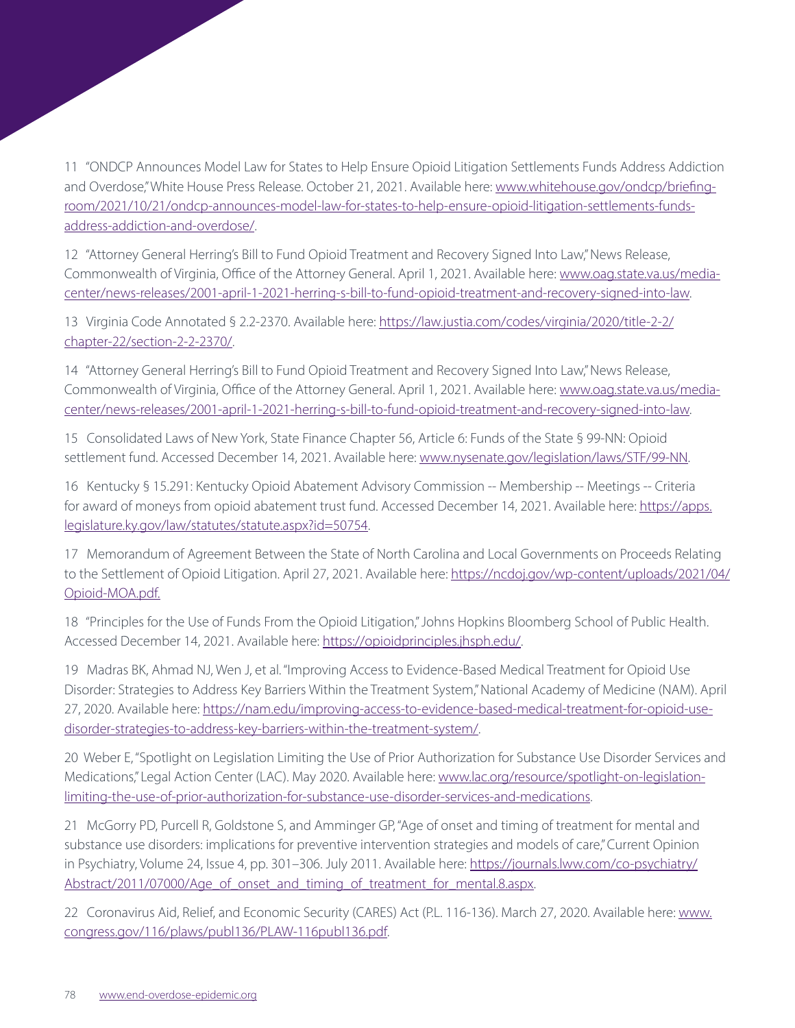11 "ONDCP Announces Model Law for States to Help Ensure Opioid Litigation Settlements Funds Address Addiction and Overdose," White House Press Release. October 21, 2021. Available here: www.whitehouse.gov/ondcp/briefing-room/2021/10/21/ondcp-announces-model-law-for-states-to-help-ensure-opioid-litigation-settlements-funds-address-addiction-and-overdose/.

12 "Attorney General Herring's Bill to Fund Opioid Treatment and Recovery Signed Into Law," News Release, Commonwealth of Virginia, Office of the Attorney General. April 1, 2021. Available here: www.oag.state.va.us/media-center/news-releases/2001-april-1-2021-herring-s-bill-to-fund-opioid-treatment-and-recovery-signed-into-law.

13 Virginia Code Annotated § 2.2-2370. Available here: https://law.justia.com/codes/virginia/2020/title-2-2/chapter-22/section-2-2-2370/.

14 "Attorney General Herring's Bill to Fund Opioid Treatment and Recovery Signed Into Law," News Release, Commonwealth of Virginia, Office of the Attorney General. April 1, 2021. Available here: www.oag.state.va.us/media-center/news-releases/2001-april-1-2021-herring-s-bill-to-fund-opioid-treatment-and-recovery-signed-into-law.

15 Consolidated Laws of New York, State Finance Chapter 56, Article 6: Funds of the State § 99-NN: Opioid settlement fund. Accessed December 14, 2021. Available here: www.nysenate.gov/legislation/laws/STF/99-NN.

16 Kentucky § 15.291: Kentucky Opioid Abatement Advisory Commission -- Membership -- Meetings -- Criteria for award of moneys from opioid abatement trust fund. Accessed December 14, 2021. Available here: https://apps.legislature.ky.gov/law/statutes/statute.aspx?id=50754.

17 Memorandum of Agreement Between the State of North Carolina and Local Governments on Proceeds Relating to the Settlement of Opioid Litigation. April 27, 2021. Available here: https://ncdoj.gov/wp-content/uploads/2021/04/Opioid-MOA.pdf.

18 "Principles for the Use of Funds From the Opioid Litigation," Johns Hopkins Bloomberg School of Public Health. Accessed December 14, 2021. Available here: https://opioidprinciples.jhsph.edu/.

19 Madras BK, Ahmad NJ, Wen J, et al. "Improving Access to Evidence-Based Medical Treatment for Opioid Use Disorder: Strategies to Address Key Barriers Within the Treatment System," National Academy of Medicine (NAM). April 27, 2020. Available here: https://nam.edu/improving-access-to-evidence-based-medical-treatment-for-opioid-use-disorder-strategies-to-address-key-barriers-within-the-treatment-system/.

20 Weber E, "Spotlight on Legislation Limiting the Use of Prior Authorization for Substance Use Disorder Services and Medications," Legal Action Center (LAC). May 2020. Available here: www.lac.org/resource/spotlight-on-legislation-limiting-the-use-of-prior-authorization-for-substance-use-disorder-services-and-medications.

21 McGorry PD, Purcell R, Goldstone S, and Amminger GP, "Age of onset and timing of treatment for mental and substance use disorders: implications for preventive intervention strategies and models of care," Current Opinion in Psychiatry, Volume 24, Issue 4, pp. 301–306. July 2011. Available here: https://journals.lww.com/co-psychiatry/Abstract/2011/07000/Age_of_onset_and_timing_of_treatment_for_mental.8.aspx.

22 Coronavirus Aid, Relief, and Economic Security (CARES) Act (P.L. 116-136). March 27, 2020. Available here: www.congress.gov/116/plaws/publ136/PLAW-116publ136.pdf.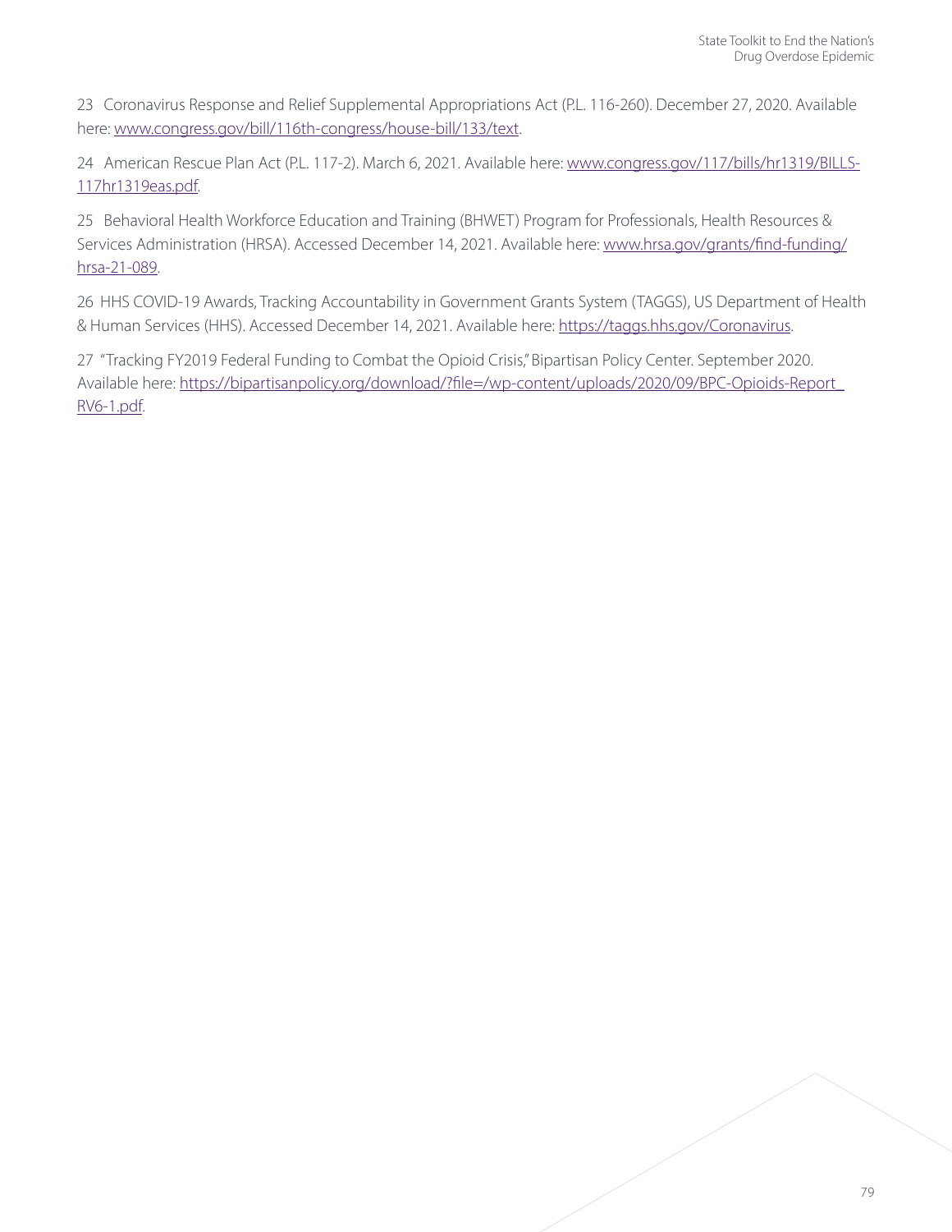23 Coronavirus Response and Relief Supplemental Appropriations Act (P.L. 116-260). December 27, 2020. Available here: www.congress.gov/bill/116th-congress/house-bill/133/text.

24 American Rescue Plan Act (P.L. 117-2). March 6, 2021. Available here: www.congress.gov/117/bills/hr1319/BILLS-117hr1319eas.pdf.

25 Behavioral Health Workforce Education and Training (BHWET) Program for Professionals, Health Resources & Services Administration (HRSA). Accessed December 14, 2021. Available here: www.hrsa.gov/grants/find-funding/hrsa-21-089.

26 HHS COVID-19 Awards, Tracking Accountability in Government Grants System (TAGGS), US Department of Health & Human Services (HHS). Accessed December 14, 2021. Available here: https://taggs.hhs.gov/Coronavirus.

27 "Tracking FY2019 Federal Funding to Combat the Opioid Crisis," Bipartisan Policy Center. September 2020. Available here: https://bipartisanpolicy.org/download/?file=/wp-content/uploads/2020/09/BPC-Opioids-Report_RV6-1.pdf.